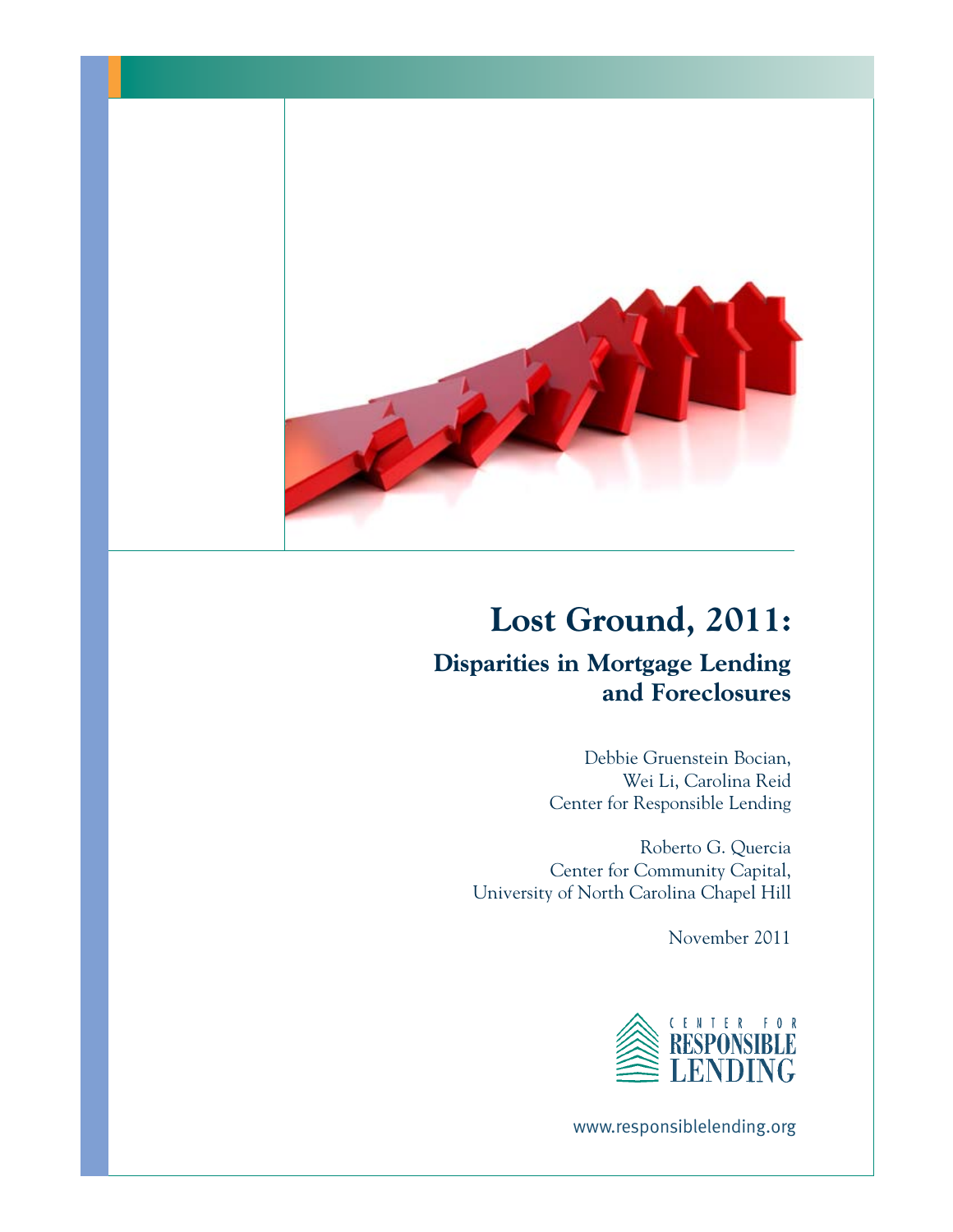# Lost Ground, 2011:

## Disparities in Mortgage Lending and Foreclosures

Debbie Gruenstein Bocian,
Wei Li, Carolina Reid
Center for Responsible Lending

Roberto G. Quercia
Center for Community Capital,
University of North Carolina Chapel Hill

November 2011

CENTER FOR RESPONSIBLE LENDING

www.responsiblelending.org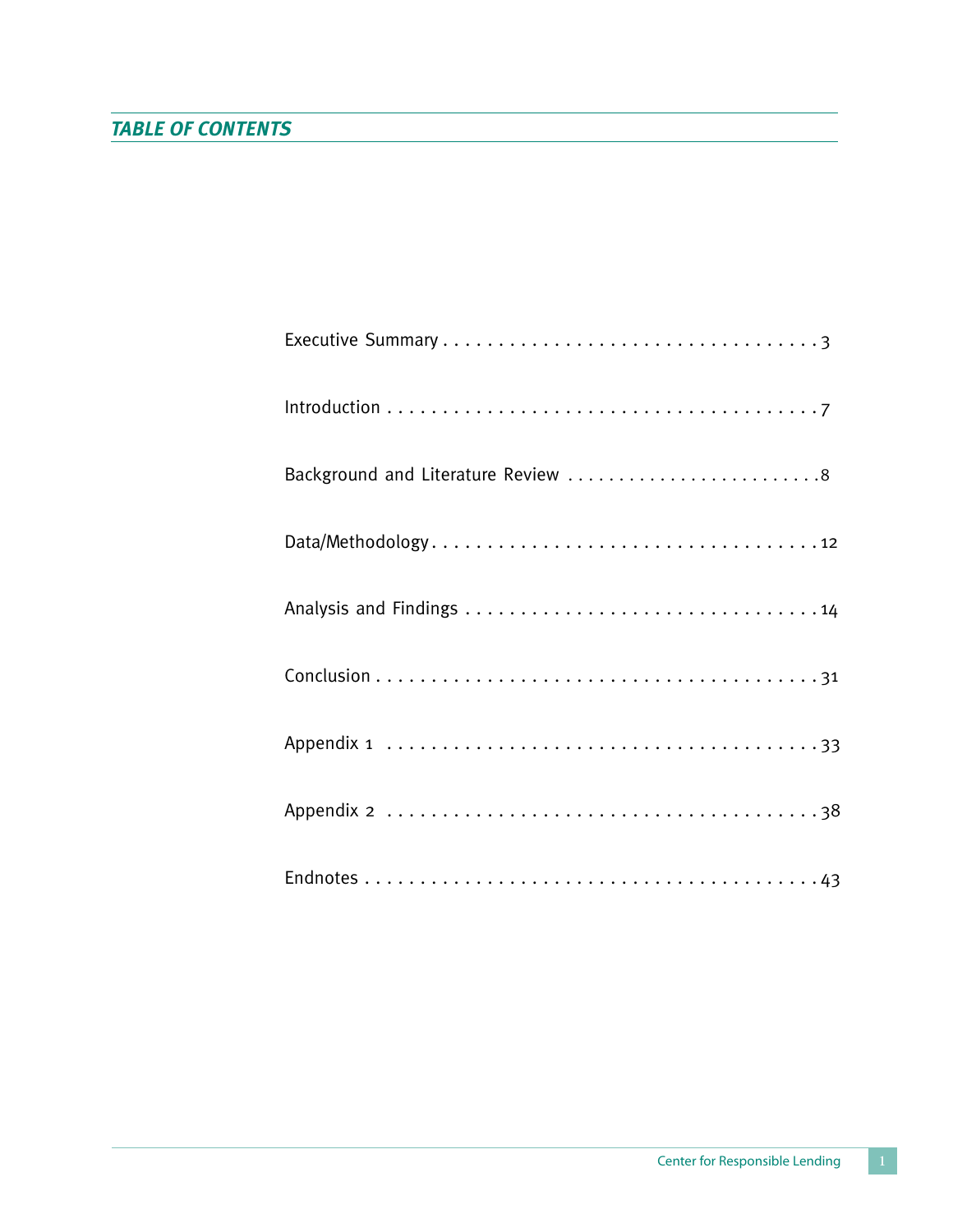## *TABLE OF CONTENTS*

Executive Summary . . . . . . . . . . . . . . . . . . . . . . . . . . . . . . . . . . 3

Introduction . . . . . . . . . . . . . . . . . . . . . . . . . . . . . . . . . . . . . . 7

Background and Literature Review . . . . . . . . . . . . . . . . . . . . . . . . 8

Data/Methodology . . . . . . . . . . . . . . . . . . . . . . . . . . . . . . . . . . . 12

Analysis and Findings . . . . . . . . . . . . . . . . . . . . . . . . . . . . . . . . 14

Conclusion . . . . . . . . . . . . . . . . . . . . . . . . . . . . . . . . . . . . . . . 31

Appendix 1 . . . . . . . . . . . . . . . . . . . . . . . . . . . . . . . . . . . . . . 33

Appendix 2 . . . . . . . . . . . . . . . . . . . . . . . . . . . . . . . . . . . . . . 38

Endnotes . . . . . . . . . . . . . . . . . . . . . . . . . . . . . . . . . . . . . . . . 43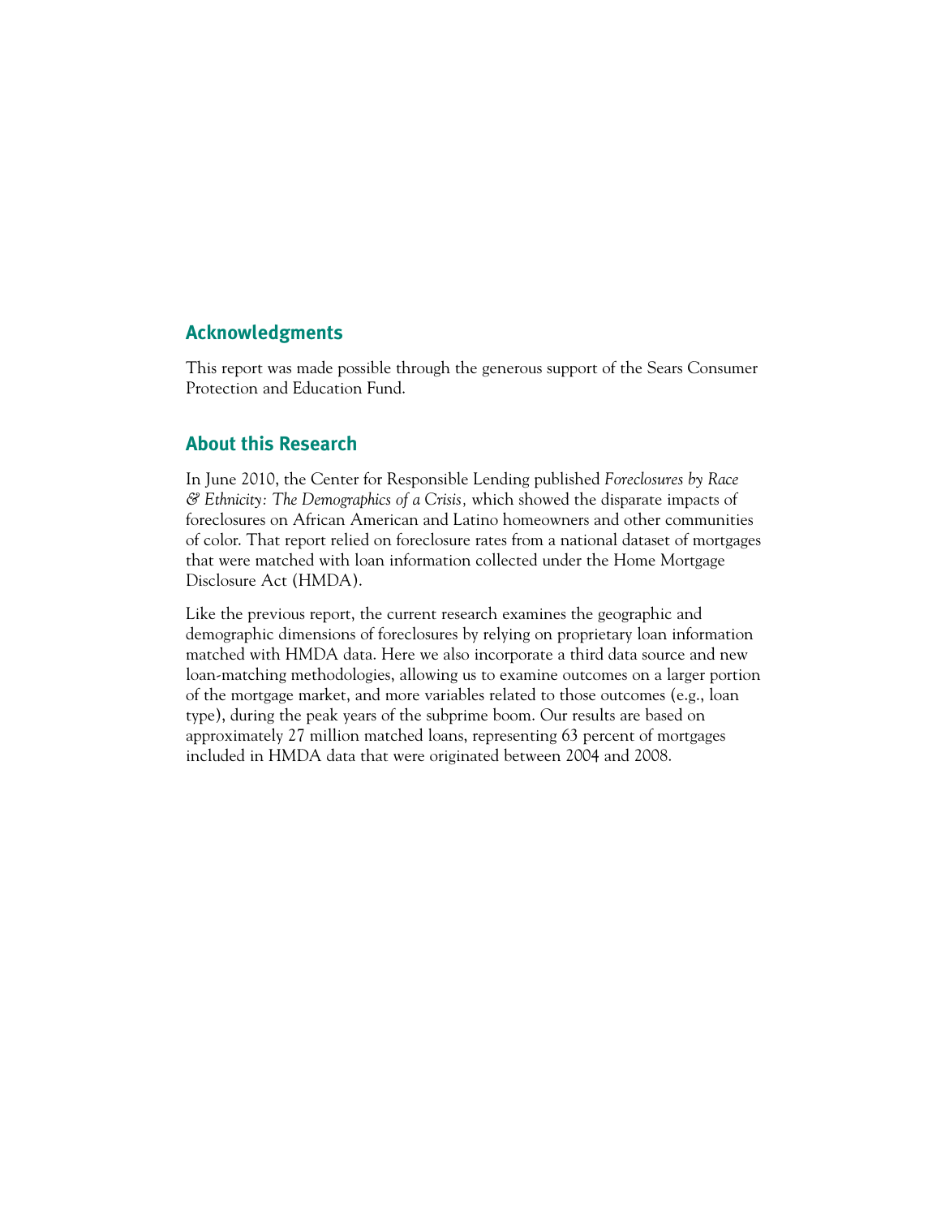## Acknowledgments

This report was made possible through the generous support of the Sears Consumer Protection and Education Fund.

## About this Research

In June 2010, the Center for Responsible Lending published *Foreclosures by Race & Ethnicity: The Demographics of a Crisis,* which showed the disparate impacts of foreclosures on African American and Latino homeowners and other communities of color. That report relied on foreclosure rates from a national dataset of mortgages that were matched with loan information collected under the Home Mortgage Disclosure Act (HMDA).

Like the previous report, the current research examines the geographic and demographic dimensions of foreclosures by relying on proprietary loan information matched with HMDA data. Here we also incorporate a third data source and new loan-matching methodologies, allowing us to examine outcomes on a larger portion of the mortgage market, and more variables related to those outcomes (e.g., loan type), during the peak years of the subprime boom. Our results are based on approximately 27 million matched loans, representing 63 percent of mortgages included in HMDA data that were originated between 2004 and 2008.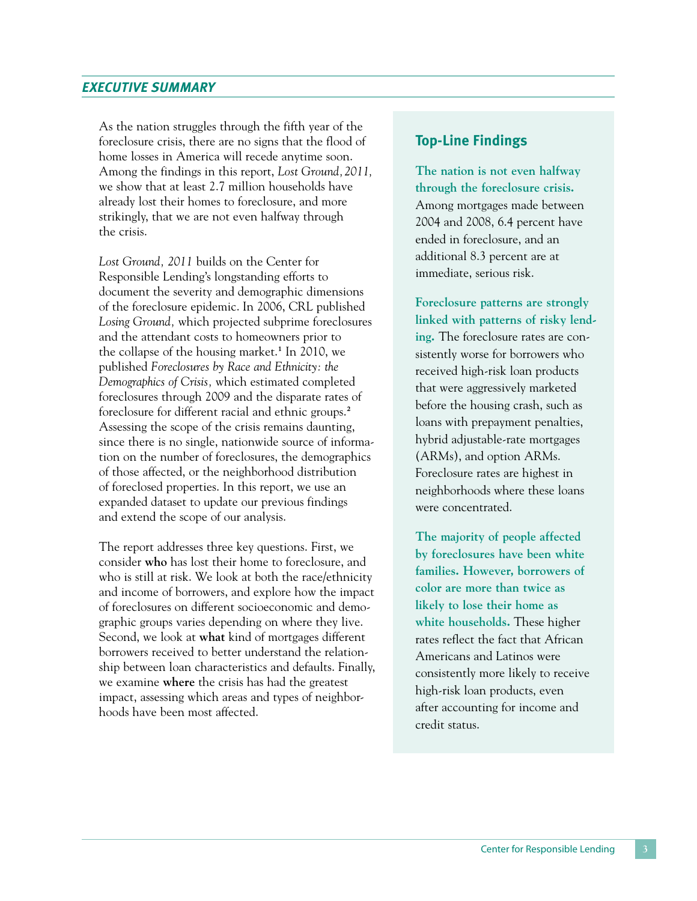## EXECUTIVE SUMMARY

As the nation struggles through the fifth year of the foreclosure crisis, there are no signs that the flood of home losses in America will recede anytime soon. Among the findings in this report, *Lost Ground, 2011,* we show that at least 2.7 million households have already lost their homes to foreclosure, and more strikingly, that we are not even halfway through the crisis.

*Lost Ground, 2011* builds on the Center for Responsible Lending's longstanding efforts to document the severity and demographic dimensions of the foreclosure epidemic. In 2006, CRL published *Losing Ground,* which projected subprime foreclosures and the attendant costs to homeowners prior to the collapse of the housing market.[1] In 2010, we published *Foreclosures by Race and Ethnicity: the Demographics of Crisis,* which estimated completed foreclosures through 2009 and the disparate rates of foreclosure for different racial and ethnic groups.[2] Assessing the scope of the crisis remains daunting, since there is no single, nationwide source of information on the number of foreclosures, the demographics of those affected, or the neighborhood distribution of foreclosed properties. In this report, we use an expanded dataset to update our previous findings and extend the scope of our analysis.

The report addresses three key questions. First, we consider **who** has lost their home to foreclosure, and who is still at risk. We look at both the race/ethnicity and income of borrowers, and explore how the impact of foreclosures on different socioeconomic and demographic groups varies depending on where they live. Second, we look at **what** kind of mortgages different borrowers received to better understand the relationship between loan characteristics and defaults. Finally, we examine **where** the crisis has had the greatest impact, assessing which areas and types of neighborhoods have been most affected.

### Top-Line Findings

**The nation is not even halfway through the foreclosure crisis.** Among mortgages made between 2004 and 2008, 6.4 percent have ended in foreclosure, and an additional 8.3 percent are at immediate, serious risk.

**Foreclosure patterns are strongly linked with patterns of risky lending.** The foreclosure rates are consistently worse for borrowers who received high-risk loan products that were aggressively marketed before the housing crash, such as loans with prepayment penalties, hybrid adjustable-rate mortgages (ARMs), and option ARMs. Foreclosure rates are highest in neighborhoods where these loans were concentrated.

**The majority of people affected by foreclosures have been white families. However, borrowers of color are more than twice as likely to lose their home as white households.** These higher rates reflect the fact that African Americans and Latinos were consistently more likely to receive high-risk loan products, even after accounting for income and credit status.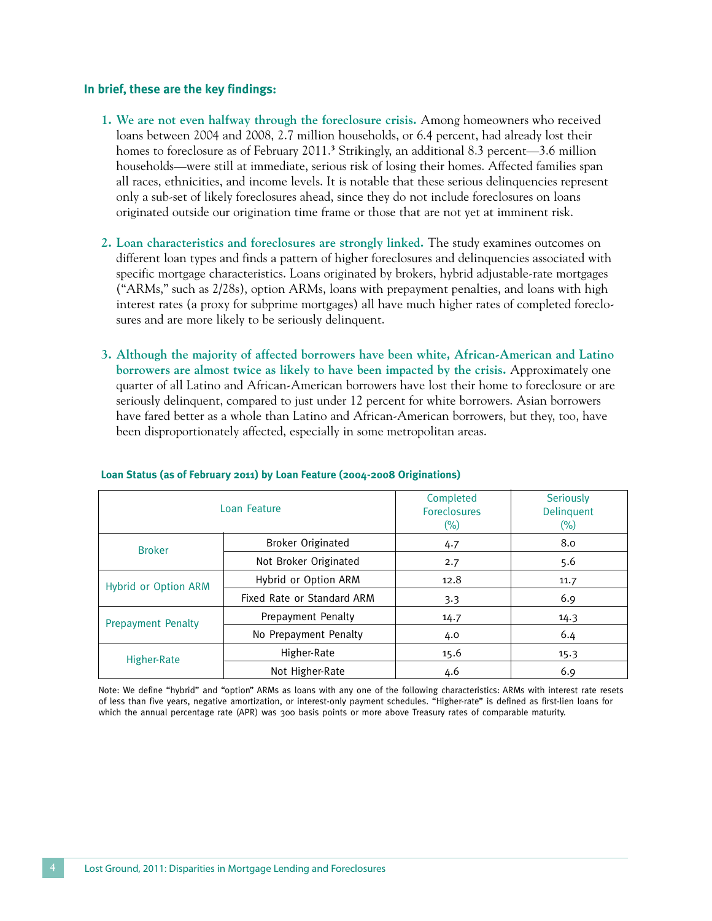**In brief, these are the key findings:**

1. **We are not even halfway through the foreclosure crisis.** Among homeowners who received loans between 2004 and 2008, 2.7 million households, or 6.4 percent, had already lost their homes to foreclosure as of February 2011.[3] Strikingly, an additional 8.3 percent—3.6 million households—were still at immediate, serious risk of losing their homes. Affected families span all races, ethnicities, and income levels. It is notable that these serious delinquencies represent only a sub-set of likely foreclosures ahead, since they do not include foreclosures on loans originated outside our origination time frame or those that are not yet at imminent risk.

2. **Loan characteristics and foreclosures are strongly linked.** The study examines outcomes on different loan types and finds a pattern of higher foreclosures and delinquencies associated with specific mortgage characteristics. Loans originated by brokers, hybrid adjustable-rate mortgages ("ARMs," such as 2/28s), option ARMs, loans with prepayment penalties, and loans with high interest rates (a proxy for subprime mortgages) all have much higher rates of completed foreclosures and are more likely to be seriously delinquent.

3. **Although the majority of affected borrowers have been white, African-American and Latino borrowers are almost twice as likely to have been impacted by the crisis.** Approximately one quarter of all Latino and African-American borrowers have lost their home to foreclosure or are seriously delinquent, compared to just under 12 percent for white borrowers. Asian borrowers have fared better as a whole than Latino and African-American borrowers, but they, too, have been disproportionately affected, especially in some metropolitan areas.

**Loan Status (as of February 2011) by Loan Feature (2004-2008 Originations)**

| Loan Feature | | Completed Foreclosures (%) | Seriously Delinquent (%) |
|---|---|---|---|
| Broker | Broker Originated | 4.7 | 8.0 |
| | Not Broker Originated | 2.7 | 5.6 |
| Hybrid or Option ARM | Hybrid or Option ARM | 12.8 | 11.7 |
| | Fixed Rate or Standard ARM | 3.3 | 6.9 |
| Prepayment Penalty | Prepayment Penalty | 14.7 | 14.3 |
| | No Prepayment Penalty | 4.0 | 6.4 |
| Higher-Rate | Higher-Rate | 15.6 | 15.3 |
| | Not Higher-Rate | 4.6 | 6.9 |

Note: We define "hybrid" and "option" ARMs as loans with any one of the following characteristics: ARMs with interest rate resets of less than five years, negative amortization, or interest-only payment schedules. "Higher-rate" is defined as first-lien loans for which the annual percentage rate (APR) was 300 basis points or more above Treasury rates of comparable maturity.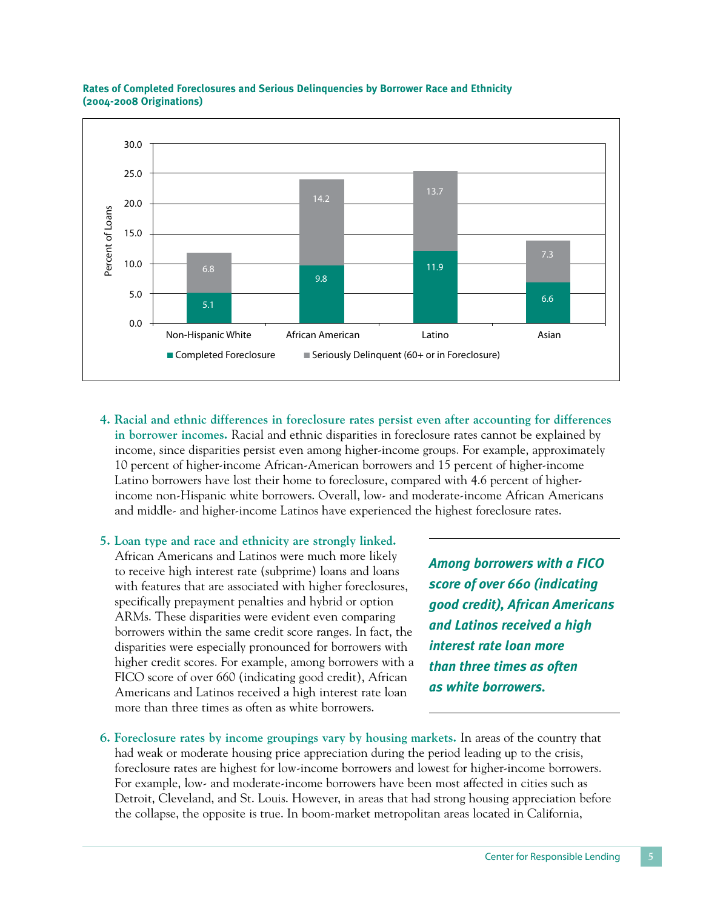**Rates of Completed Foreclosures and Serious Delinquencies by Borrower Race and Ethnicity (2004-2008 Originations)**

| | Completed Foreclosure | Seriously Delinquent (60+ or in Foreclosure) |
|---|---|---|
| Non-Hispanic White | 5.1 | 6.8 |
| African American | 9.8 | 14.2 |
| Latino | 11.9 | 13.7 |
| Asian | 6.6 | 7.3 |

4. **Racial and ethnic differences in foreclosure rates persist even after accounting for differences in borrower incomes.** Racial and ethnic disparities in foreclosure rates cannot be explained by income, since disparities persist even among higher-income groups. For example, approximately 10 percent of higher-income African-American borrowers and 15 percent of higher-income Latino borrowers have lost their home to foreclosure, compared with 4.6 percent of higher-income non-Hispanic white borrowers. Overall, low- and moderate-income African Americans and middle- and higher-income Latinos have experienced the highest foreclosure rates.

5. **Loan type and race and ethnicity are strongly linked.** African Americans and Latinos were much more likely to receive high interest rate (subprime) loans and loans with features that are associated with higher foreclosures, specifically prepayment penalties and hybrid or option ARMs. These disparities were evident even comparing borrowers within the same credit score ranges. In fact, the disparities were especially pronounced for borrowers with higher credit scores. For example, among borrowers with a FICO score of over 660 (indicating good credit), African Americans and Latinos received a high interest rate loan more than three times as often as white borrowers.

> ***Among borrowers with a FICO score of over 660 (indicating good credit), African Americans and Latinos received a high interest rate loan more than three times as often as white borrowers.***

6. **Foreclosure rates by income groupings vary by housing markets.** In areas of the country that had weak or moderate housing price appreciation during the period leading up to the crisis, foreclosure rates are highest for low-income borrowers and lowest for higher-income borrowers. For example, low- and moderate-income borrowers have been most affected in cities such as Detroit, Cleveland, and St. Louis. However, in areas that had strong housing appreciation before the collapse, the opposite is true. In boom-market metropolitan areas located in California,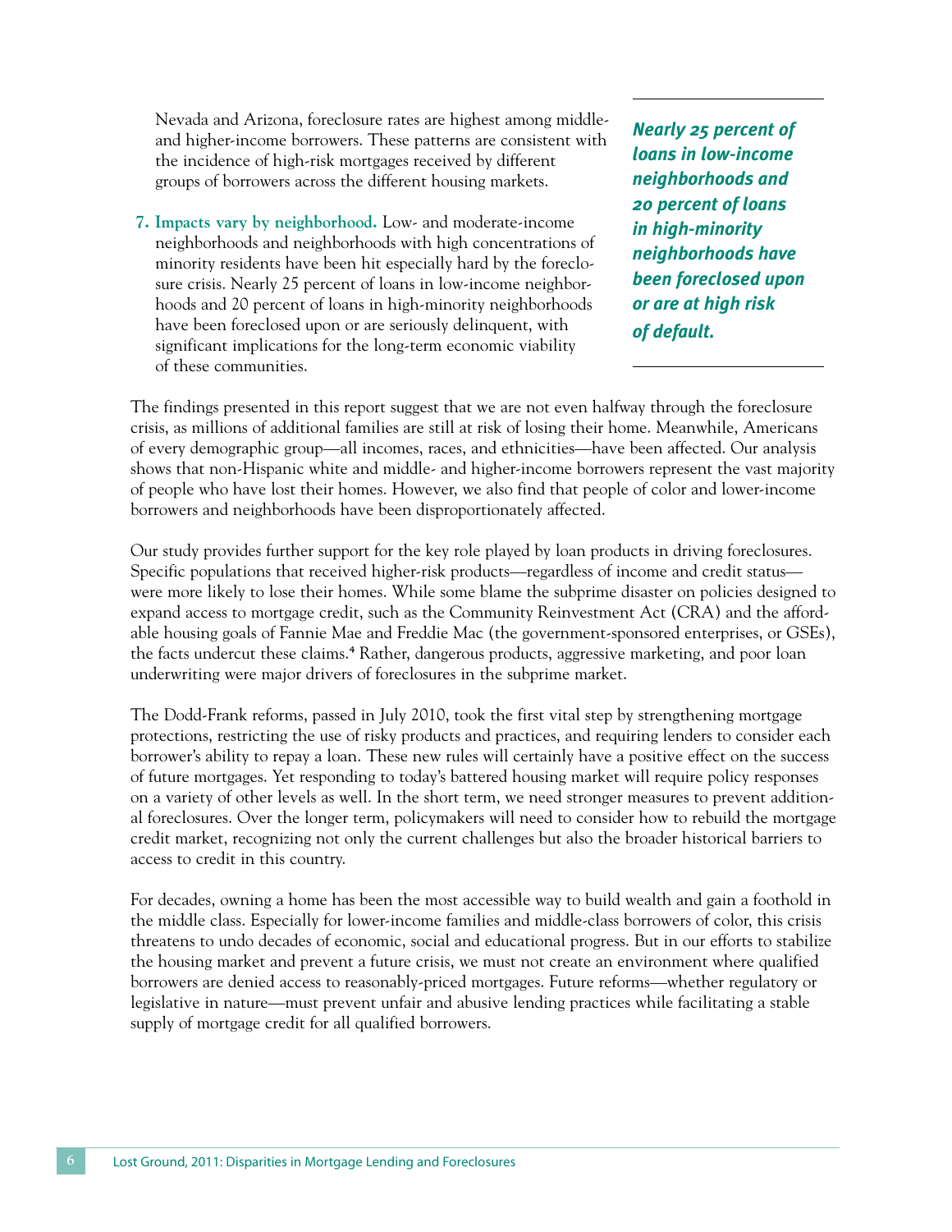Nevada and Arizona, foreclosure rates are highest among middle- and higher-income borrowers. These patterns are consistent with the incidence of high-risk mortgages received by different groups of borrowers across the different housing markets.

7. **Impacts vary by neighborhood.** Low- and moderate-income neighborhoods and neighborhoods with high concentrations of minority residents have been hit especially hard by the foreclosure crisis. Nearly 25 percent of loans in low-income neighborhoods and 20 percent of loans in high-minority neighborhoods have been foreclosed upon or are seriously delinquent, with significant implications for the long-term economic viability of these communities.

***Nearly 25 percent of loans in low-income neighborhoods and 20 percent of loans in high-minority neighborhoods have been foreclosed upon or are at high risk of default.***

The findings presented in this report suggest that we are not even halfway through the foreclosure crisis, as millions of additional families are still at risk of losing their home. Meanwhile, Americans of every demographic group—all incomes, races, and ethnicities—have been affected. Our analysis shows that non-Hispanic white and middle- and higher-income borrowers represent the vast majority of people who have lost their homes. However, we also find that people of color and lower-income borrowers and neighborhoods have been disproportionately affected.

Our study provides further support for the key role played by loan products in driving foreclosures. Specific populations that received higher-risk products—regardless of income and credit status—were more likely to lose their homes. While some blame the subprime disaster on policies designed to expand access to mortgage credit, such as the Community Reinvestment Act (CRA) and the affordable housing goals of Fannie Mae and Freddie Mac (the government-sponsored enterprises, or GSEs), the facts undercut these claims.[4] Rather, dangerous products, aggressive marketing, and poor loan underwriting were major drivers of foreclosures in the subprime market.

The Dodd-Frank reforms, passed in July 2010, took the first vital step by strengthening mortgage protections, restricting the use of risky products and practices, and requiring lenders to consider each borrower's ability to repay a loan. These new rules will certainly have a positive effect on the success of future mortgages. Yet responding to today's battered housing market will require policy responses on a variety of other levels as well. In the short term, we need stronger measures to prevent additional foreclosures. Over the longer term, policymakers will need to consider how to rebuild the mortgage credit market, recognizing not only the current challenges but also the broader historical barriers to access to credit in this country.

For decades, owning a home has been the most accessible way to build wealth and gain a foothold in the middle class. Especially for lower-income families and middle-class borrowers of color, this crisis threatens to undo decades of economic, social and educational progress. But in our efforts to stabilize the housing market and prevent a future crisis, we must not create an environment where qualified borrowers are denied access to reasonably-priced mortgages. Future reforms—whether regulatory or legislative in nature—must prevent unfair and abusive lending practices while facilitating a stable supply of mortgage credit for all qualified borrowers.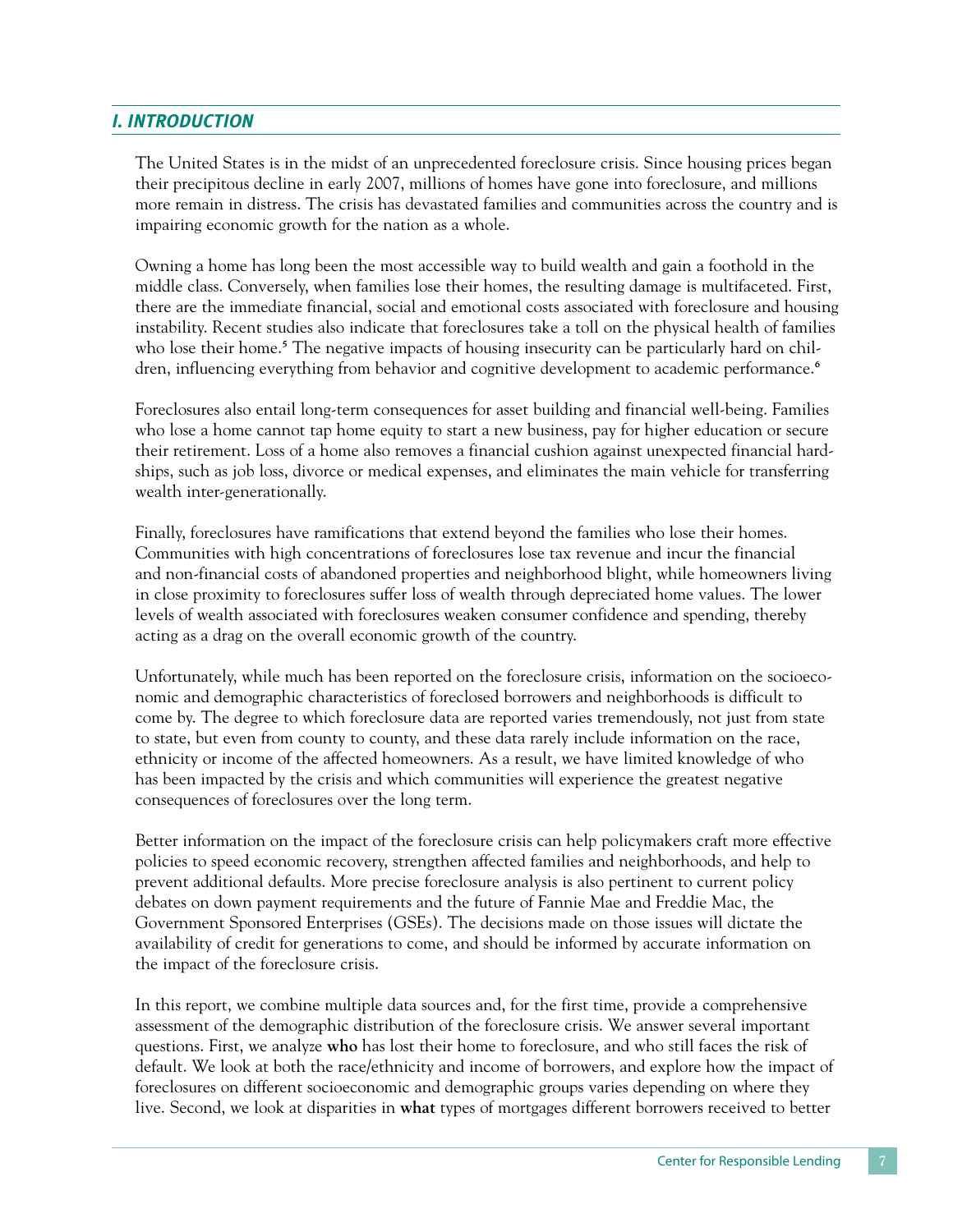## *I. INTRODUCTION*

The United States is in the midst of an unprecedented foreclosure crisis. Since housing prices began their precipitous decline in early 2007, millions of homes have gone into foreclosure, and millions more remain in distress. The crisis has devastated families and communities across the country and is impairing economic growth for the nation as a whole.

Owning a home has long been the most accessible way to build wealth and gain a foothold in the middle class. Conversely, when families lose their homes, the resulting damage is multifaceted. First, there are the immediate financial, social and emotional costs associated with foreclosure and housing instability. Recent studies also indicate that foreclosures take a toll on the physical health of families who lose their home.[5] The negative impacts of housing insecurity can be particularly hard on children, influencing everything from behavior and cognitive development to academic performance.[6]

Foreclosures also entail long-term consequences for asset building and financial well-being. Families who lose a home cannot tap home equity to start a new business, pay for higher education or secure their retirement. Loss of a home also removes a financial cushion against unexpected financial hardships, such as job loss, divorce or medical expenses, and eliminates the main vehicle for transferring wealth inter-generationally.

Finally, foreclosures have ramifications that extend beyond the families who lose their homes. Communities with high concentrations of foreclosures lose tax revenue and incur the financial and non-financial costs of abandoned properties and neighborhood blight, while homeowners living in close proximity to foreclosures suffer loss of wealth through depreciated home values. The lower levels of wealth associated with foreclosures weaken consumer confidence and spending, thereby acting as a drag on the overall economic growth of the country.

Unfortunately, while much has been reported on the foreclosure crisis, information on the socioeconomic and demographic characteristics of foreclosed borrowers and neighborhoods is difficult to come by. The degree to which foreclosure data are reported varies tremendously, not just from state to state, but even from county to county, and these data rarely include information on the race, ethnicity or income of the affected homeowners. As a result, we have limited knowledge of who has been impacted by the crisis and which communities will experience the greatest negative consequences of foreclosures over the long term.

Better information on the impact of the foreclosure crisis can help policymakers craft more effective policies to speed economic recovery, strengthen affected families and neighborhoods, and help to prevent additional defaults. More precise foreclosure analysis is also pertinent to current policy debates on down payment requirements and the future of Fannie Mae and Freddie Mac, the Government Sponsored Enterprises (GSEs). The decisions made on those issues will dictate the availability of credit for generations to come, and should be informed by accurate information on the impact of the foreclosure crisis.

In this report, we combine multiple data sources and, for the first time, provide a comprehensive assessment of the demographic distribution of the foreclosure crisis. We answer several important questions. First, we analyze **who** has lost their home to foreclosure, and who still faces the risk of default. We look at both the race/ethnicity and income of borrowers, and explore how the impact of foreclosures on different socioeconomic and demographic groups varies depending on where they live. Second, we look at disparities in **what** types of mortgages different borrowers received to better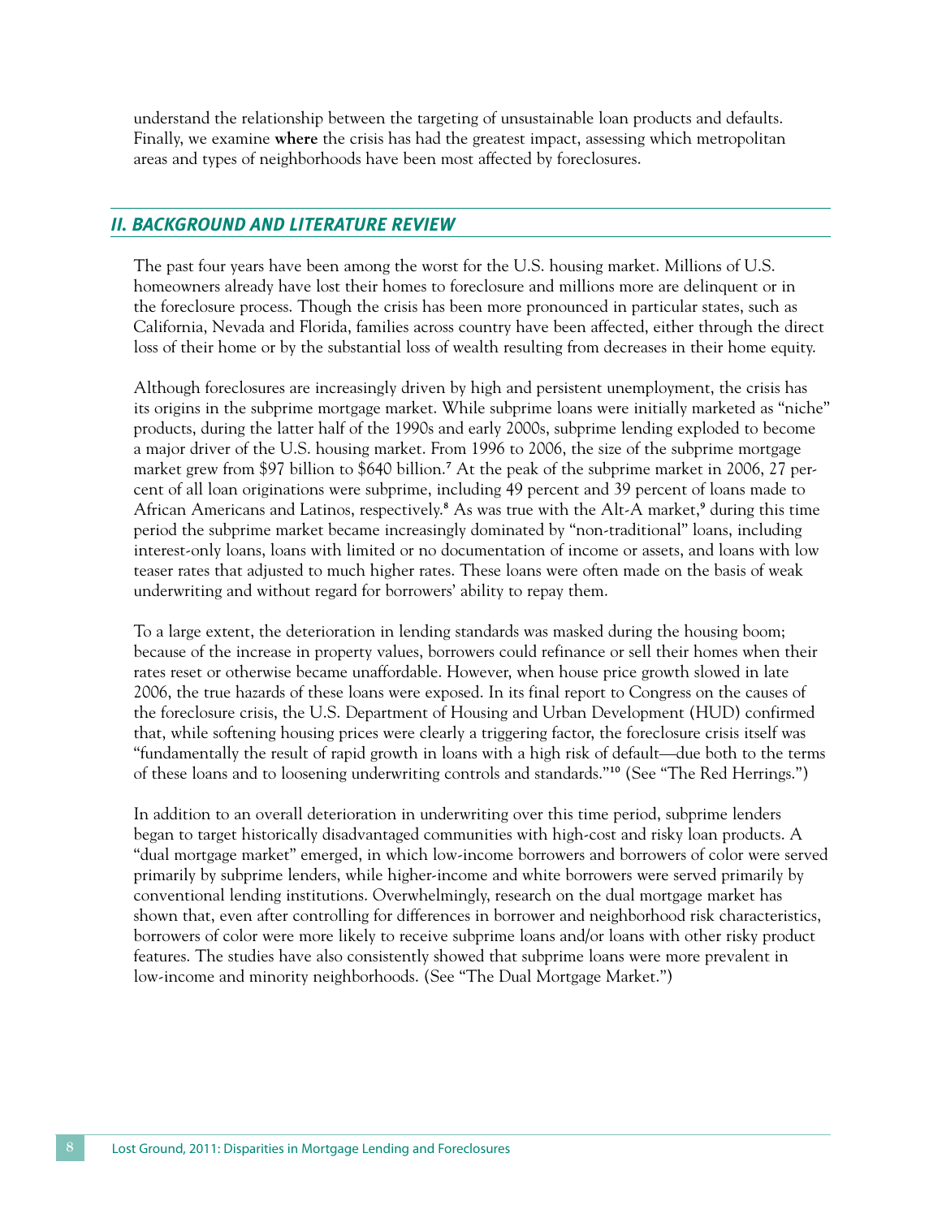understand the relationship between the targeting of unsustainable loan products and defaults. Finally, we examine **where** the crisis has had the greatest impact, assessing which metropolitan areas and types of neighborhoods have been most affected by foreclosures.

## *II. BACKGROUND AND LITERATURE REVIEW*

The past four years have been among the worst for the U.S. housing market. Millions of U.S. homeowners already have lost their homes to foreclosure and millions more are delinquent or in the foreclosure process. Though the crisis has been more pronounced in particular states, such as California, Nevada and Florida, families across country have been affected, either through the direct loss of their home or by the substantial loss of wealth resulting from decreases in their home equity.

Although foreclosures are increasingly driven by high and persistent unemployment, the crisis has its origins in the subprime mortgage market. While subprime loans were initially marketed as "niche" products, during the latter half of the 1990s and early 2000s, subprime lending exploded to become a major driver of the U.S. housing market. From 1996 to 2006, the size of the subprime mortgage market grew from $97 billion to $640 billion.[7] At the peak of the subprime market in 2006, 27 percent of all loan originations were subprime, including 49 percent and 39 percent of loans made to African Americans and Latinos, respectively.[8] As was true with the Alt-A market,[9] during this time period the subprime market became increasingly dominated by "non-traditional" loans, including interest-only loans, loans with limited or no documentation of income or assets, and loans with low teaser rates that adjusted to much higher rates. These loans were often made on the basis of weak underwriting and without regard for borrowers' ability to repay them.

To a large extent, the deterioration in lending standards was masked during the housing boom; because of the increase in property values, borrowers could refinance or sell their homes when their rates reset or otherwise became unaffordable. However, when house price growth slowed in late 2006, the true hazards of these loans were exposed. In its final report to Congress on the causes of the foreclosure crisis, the U.S. Department of Housing and Urban Development (HUD) confirmed that, while softening housing prices were clearly a triggering factor, the foreclosure crisis itself was "fundamentally the result of rapid growth in loans with a high risk of default—due both to the terms of these loans and to loosening underwriting controls and standards."[10] (See "The Red Herrings.")

In addition to an overall deterioration in underwriting over this time period, subprime lenders began to target historically disadvantaged communities with high-cost and risky loan products. A "dual mortgage market" emerged, in which low-income borrowers and borrowers of color were served primarily by subprime lenders, while higher-income and white borrowers were served primarily by conventional lending institutions. Overwhelmingly, research on the dual mortgage market has shown that, even after controlling for differences in borrower and neighborhood risk characteristics, borrowers of color were more likely to receive subprime loans and/or loans with other risky product features. The studies have also consistently showed that subprime loans were more prevalent in low-income and minority neighborhoods. (See "The Dual Mortgage Market.")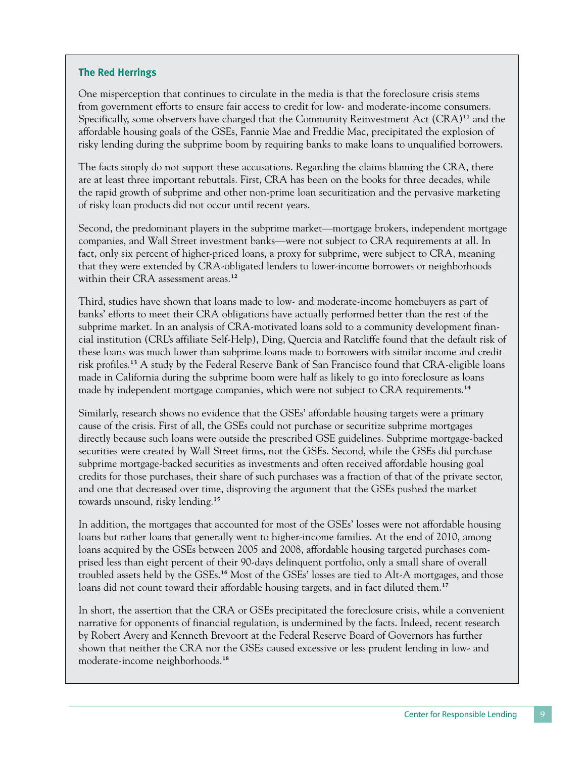### The Red Herrings

One misperception that continues to circulate in the media is that the foreclosure crisis stems from government efforts to ensure fair access to credit for low- and moderate-income consumers. Specifically, some observers have charged that the Community Reinvestment Act (CRA)[11] and the affordable housing goals of the GSEs, Fannie Mae and Freddie Mac, precipitated the explosion of risky lending during the subprime boom by requiring banks to make loans to unqualified borrowers.

The facts simply do not support these accusations. Regarding the claims blaming the CRA, there are at least three important rebuttals. First, CRA has been on the books for three decades, while the rapid growth of subprime and other non-prime loan securitization and the pervasive marketing of risky loan products did not occur until recent years.

Second, the predominant players in the subprime market—mortgage brokers, independent mortgage companies, and Wall Street investment banks—were not subject to CRA requirements at all. In fact, only six percent of higher-priced loans, a proxy for subprime, were subject to CRA, meaning that they were extended by CRA-obligated lenders to lower-income borrowers or neighborhoods within their CRA assessment areas.[12]

Third, studies have shown that loans made to low- and moderate-income homebuyers as part of banks' efforts to meet their CRA obligations have actually performed better than the rest of the subprime market. In an analysis of CRA-motivated loans sold to a community development financial institution (CRL's affiliate Self-Help), Ding, Quercia and Ratcliffe found that the default risk of these loans was much lower than subprime loans made to borrowers with similar income and credit risk profiles.[13] A study by the Federal Reserve Bank of San Francisco found that CRA-eligible loans made in California during the subprime boom were half as likely to go into foreclosure as loans made by independent mortgage companies, which were not subject to CRA requirements.[14]

Similarly, research shows no evidence that the GSEs' affordable housing targets were a primary cause of the crisis. First of all, the GSEs could not purchase or securitize subprime mortgages directly because such loans were outside the prescribed GSE guidelines. Subprime mortgage-backed securities were created by Wall Street firms, not the GSEs. Second, while the GSEs did purchase subprime mortgage-backed securities as investments and often received affordable housing goal credits for those purchases, their share of such purchases was a fraction of that of the private sector, and one that decreased over time, disproving the argument that the GSEs pushed the market towards unsound, risky lending.[15]

In addition, the mortgages that accounted for most of the GSEs' losses were not affordable housing loans but rather loans that generally went to higher-income families. At the end of 2010, among loans acquired by the GSEs between 2005 and 2008, affordable housing targeted purchases comprised less than eight percent of their 90-days delinquent portfolio, only a small share of overall troubled assets held by the GSEs.[16] Most of the GSEs' losses are tied to Alt-A mortgages, and those loans did not count toward their affordable housing targets, and in fact diluted them.[17]

In short, the assertion that the CRA or GSEs precipitated the foreclosure crisis, while a convenient narrative for opponents of financial regulation, is undermined by the facts. Indeed, recent research by Robert Avery and Kenneth Brevoort at the Federal Reserve Board of Governors has further shown that neither the CRA nor the GSEs caused excessive or less prudent lending in low- and moderate-income neighborhoods.[18]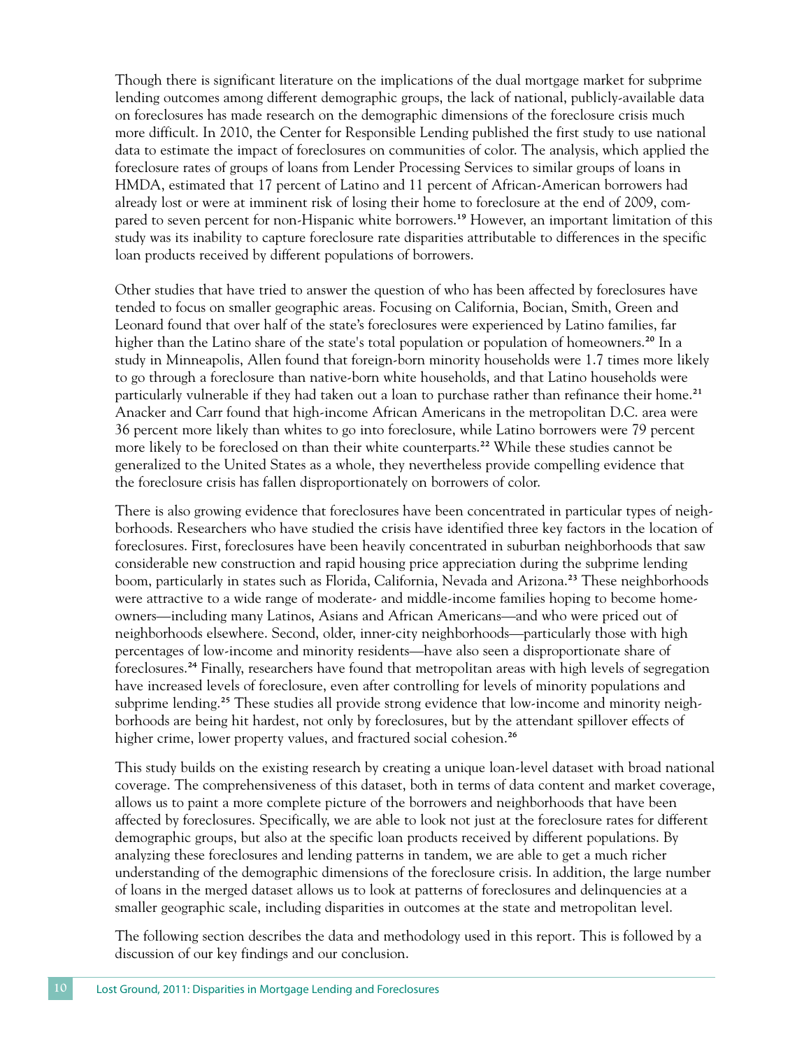Though there is significant literature on the implications of the dual mortgage market for subprime lending outcomes among different demographic groups, the lack of national, publicly-available data on foreclosures has made research on the demographic dimensions of the foreclosure crisis much more difficult. In 2010, the Center for Responsible Lending published the first study to use national data to estimate the impact of foreclosures on communities of color. The analysis, which applied the foreclosure rates of groups of loans from Lender Processing Services to similar groups of loans in HMDA, estimated that 17 percent of Latino and 11 percent of African-American borrowers had already lost or were at imminent risk of losing their home to foreclosure at the end of 2009, compared to seven percent for non-Hispanic white borrowers.[19] However, an important limitation of this study was its inability to capture foreclosure rate disparities attributable to differences in the specific loan products received by different populations of borrowers.

Other studies that have tried to answer the question of who has been affected by foreclosures have tended to focus on smaller geographic areas. Focusing on California, Bocian, Smith, Green and Leonard found that over half of the state's foreclosures were experienced by Latino families, far higher than the Latino share of the state's total population or population of homeowners.[20] In a study in Minneapolis, Allen found that foreign-born minority households were 1.7 times more likely to go through a foreclosure than native-born white households, and that Latino households were particularly vulnerable if they had taken out a loan to purchase rather than refinance their home.[21] Anacker and Carr found that high-income African Americans in the metropolitan D.C. area were 36 percent more likely than whites to go into foreclosure, while Latino borrowers were 79 percent more likely to be foreclosed on than their white counterparts.[22] While these studies cannot be generalized to the United States as a whole, they nevertheless provide compelling evidence that the foreclosure crisis has fallen disproportionately on borrowers of color.

There is also growing evidence that foreclosures have been concentrated in particular types of neighborhoods. Researchers who have studied the crisis have identified three key factors in the location of foreclosures. First, foreclosures have been heavily concentrated in suburban neighborhoods that saw considerable new construction and rapid housing price appreciation during the subprime lending boom, particularly in states such as Florida, California, Nevada and Arizona.[23] These neighborhoods were attractive to a wide range of moderate- and middle-income families hoping to become homeowners—including many Latinos, Asians and African Americans—and who were priced out of neighborhoods elsewhere. Second, older, inner-city neighborhoods—particularly those with high percentages of low-income and minority residents—have also seen a disproportionate share of foreclosures.[24] Finally, researchers have found that metropolitan areas with high levels of segregation have increased levels of foreclosure, even after controlling for levels of minority populations and subprime lending.[25] These studies all provide strong evidence that low-income and minority neighborhoods are being hit hardest, not only by foreclosures, but by the attendant spillover effects of higher crime, lower property values, and fractured social cohesion.[26]

This study builds on the existing research by creating a unique loan-level dataset with broad national coverage. The comprehensiveness of this dataset, both in terms of data content and market coverage, allows us to paint a more complete picture of the borrowers and neighborhoods that have been affected by foreclosures. Specifically, we are able to look not just at the foreclosure rates for different demographic groups, but also at the specific loan products received by different populations. By analyzing these foreclosures and lending patterns in tandem, we are able to get a much richer understanding of the demographic dimensions of the foreclosure crisis. In addition, the large number of loans in the merged dataset allows us to look at patterns of foreclosures and delinquencies at a smaller geographic scale, including disparities in outcomes at the state and metropolitan level.

The following section describes the data and methodology used in this report. This is followed by a discussion of our key findings and our conclusion.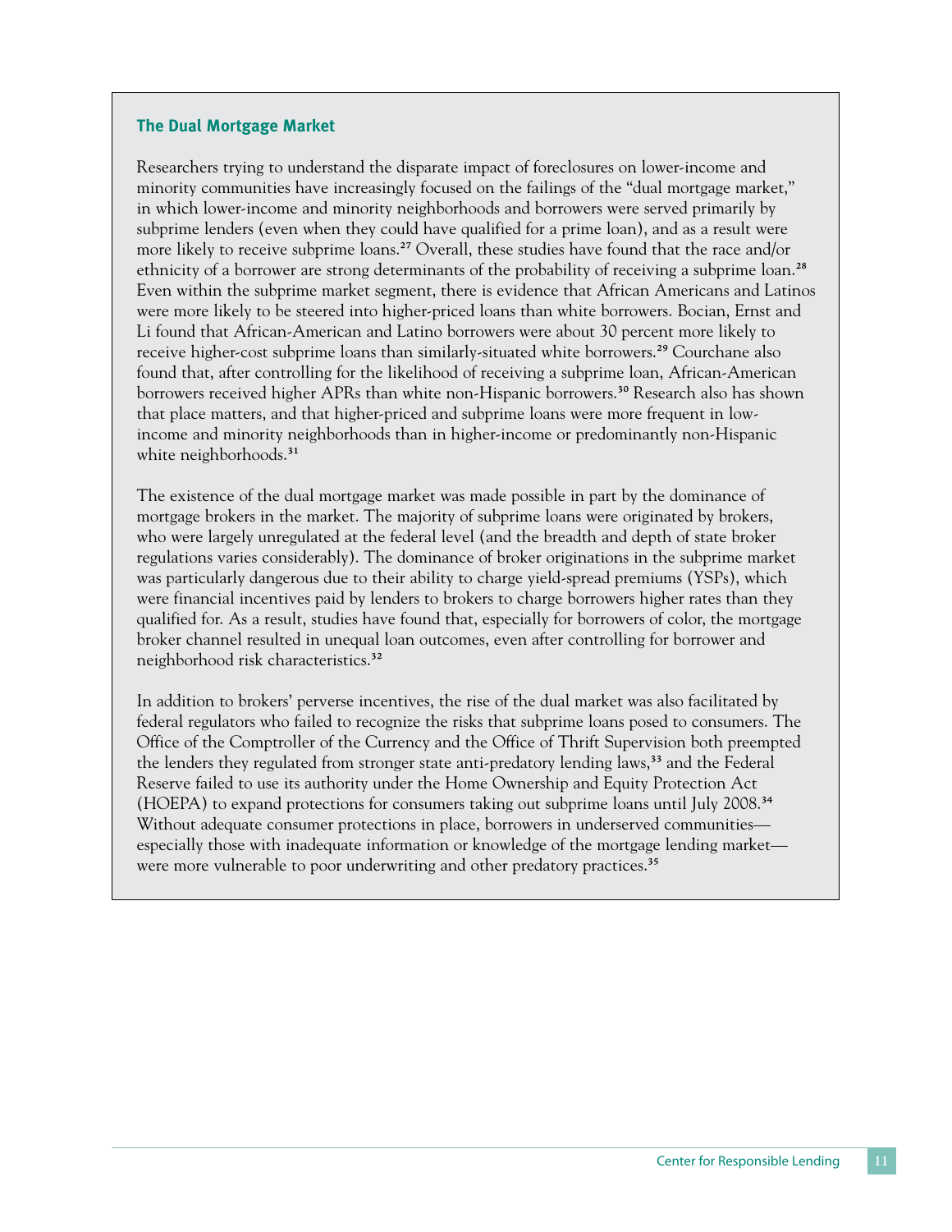### The Dual Mortgage Market

Researchers trying to understand the disparate impact of foreclosures on lower-income and minority communities have increasingly focused on the failings of the "dual mortgage market," in which lower-income and minority neighborhoods and borrowers were served primarily by subprime lenders (even when they could have qualified for a prime loan), and as a result were more likely to receive subprime loans.[27] Overall, these studies have found that the race and/or ethnicity of a borrower are strong determinants of the probability of receiving a subprime loan.[28] Even within the subprime market segment, there is evidence that African Americans and Latinos were more likely to be steered into higher-priced loans than white borrowers. Bocian, Ernst and Li found that African-American and Latino borrowers were about 30 percent more likely to receive higher-cost subprime loans than similarly-situated white borrowers.[29] Courchane also found that, after controlling for the likelihood of receiving a subprime loan, African-American borrowers received higher APRs than white non-Hispanic borrowers.[30] Research also has shown that place matters, and that higher-priced and subprime loans were more frequent in low-income and minority neighborhoods than in higher-income or predominantly non-Hispanic white neighborhoods.[31]

The existence of the dual mortgage market was made possible in part by the dominance of mortgage brokers in the market. The majority of subprime loans were originated by brokers, who were largely unregulated at the federal level (and the breadth and depth of state broker regulations varies considerably). The dominance of broker originations in the subprime market was particularly dangerous due to their ability to charge yield-spread premiums (YSPs), which were financial incentives paid by lenders to brokers to charge borrowers higher rates than they qualified for. As a result, studies have found that, especially for borrowers of color, the mortgage broker channel resulted in unequal loan outcomes, even after controlling for borrower and neighborhood risk characteristics.[32]

In addition to brokers' perverse incentives, the rise of the dual market was also facilitated by federal regulators who failed to recognize the risks that subprime loans posed to consumers. The Office of the Comptroller of the Currency and the Office of Thrift Supervision both preempted the lenders they regulated from stronger state anti-predatory lending laws,[33] and the Federal Reserve failed to use its authority under the Home Ownership and Equity Protection Act (HOEPA) to expand protections for consumers taking out subprime loans until July 2008.[34] Without adequate consumer protections in place, borrowers in underserved communities—especially those with inadequate information or knowledge of the mortgage lending market—were more vulnerable to poor underwriting and other predatory practices.[35]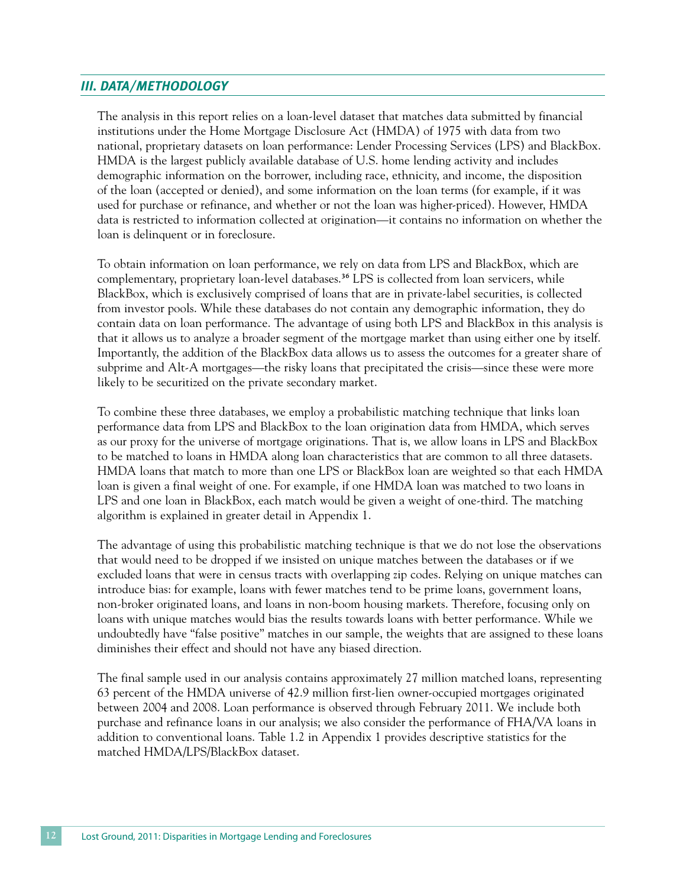## *III. DATA/METHODOLOGY*

The analysis in this report relies on a loan-level dataset that matches data submitted by financial institutions under the Home Mortgage Disclosure Act (HMDA) of 1975 with data from two national, proprietary datasets on loan performance: Lender Processing Services (LPS) and BlackBox. HMDA is the largest publicly available database of U.S. home lending activity and includes demographic information on the borrower, including race, ethnicity, and income, the disposition of the loan (accepted or denied), and some information on the loan terms (for example, if it was used for purchase or refinance, and whether or not the loan was higher-priced). However, HMDA data is restricted to information collected at origination—it contains no information on whether the loan is delinquent or in foreclosure.

To obtain information on loan performance, we rely on data from LPS and BlackBox, which are complementary, proprietary loan-level databases.[36] LPS is collected from loan servicers, while BlackBox, which is exclusively comprised of loans that are in private-label securities, is collected from investor pools. While these databases do not contain any demographic information, they do contain data on loan performance. The advantage of using both LPS and BlackBox in this analysis is that it allows us to analyze a broader segment of the mortgage market than using either one by itself. Importantly, the addition of the BlackBox data allows us to assess the outcomes for a greater share of subprime and Alt-A mortgages—the risky loans that precipitated the crisis—since these were more likely to be securitized on the private secondary market.

To combine these three databases, we employ a probabilistic matching technique that links loan performance data from LPS and BlackBox to the loan origination data from HMDA, which serves as our proxy for the universe of mortgage originations. That is, we allow loans in LPS and BlackBox to be matched to loans in HMDA along loan characteristics that are common to all three datasets. HMDA loans that match to more than one LPS or BlackBox loan are weighted so that each HMDA loan is given a final weight of one. For example, if one HMDA loan was matched to two loans in LPS and one loan in BlackBox, each match would be given a weight of one-third. The matching algorithm is explained in greater detail in Appendix 1.

The advantage of using this probabilistic matching technique is that we do not lose the observations that would need to be dropped if we insisted on unique matches between the databases or if we excluded loans that were in census tracts with overlapping zip codes. Relying on unique matches can introduce bias: for example, loans with fewer matches tend to be prime loans, government loans, non-broker originated loans, and loans in non-boom housing markets. Therefore, focusing only on loans with unique matches would bias the results towards loans with better performance. While we undoubtedly have "false positive" matches in our sample, the weights that are assigned to these loans diminishes their effect and should not have any biased direction.

The final sample used in our analysis contains approximately 27 million matched loans, representing 63 percent of the HMDA universe of 42.9 million first-lien owner-occupied mortgages originated between 2004 and 2008. Loan performance is observed through February 2011. We include both purchase and refinance loans in our analysis; we also consider the performance of FHA/VA loans in addition to conventional loans. Table 1.2 in Appendix 1 provides descriptive statistics for the matched HMDA/LPS/BlackBox dataset.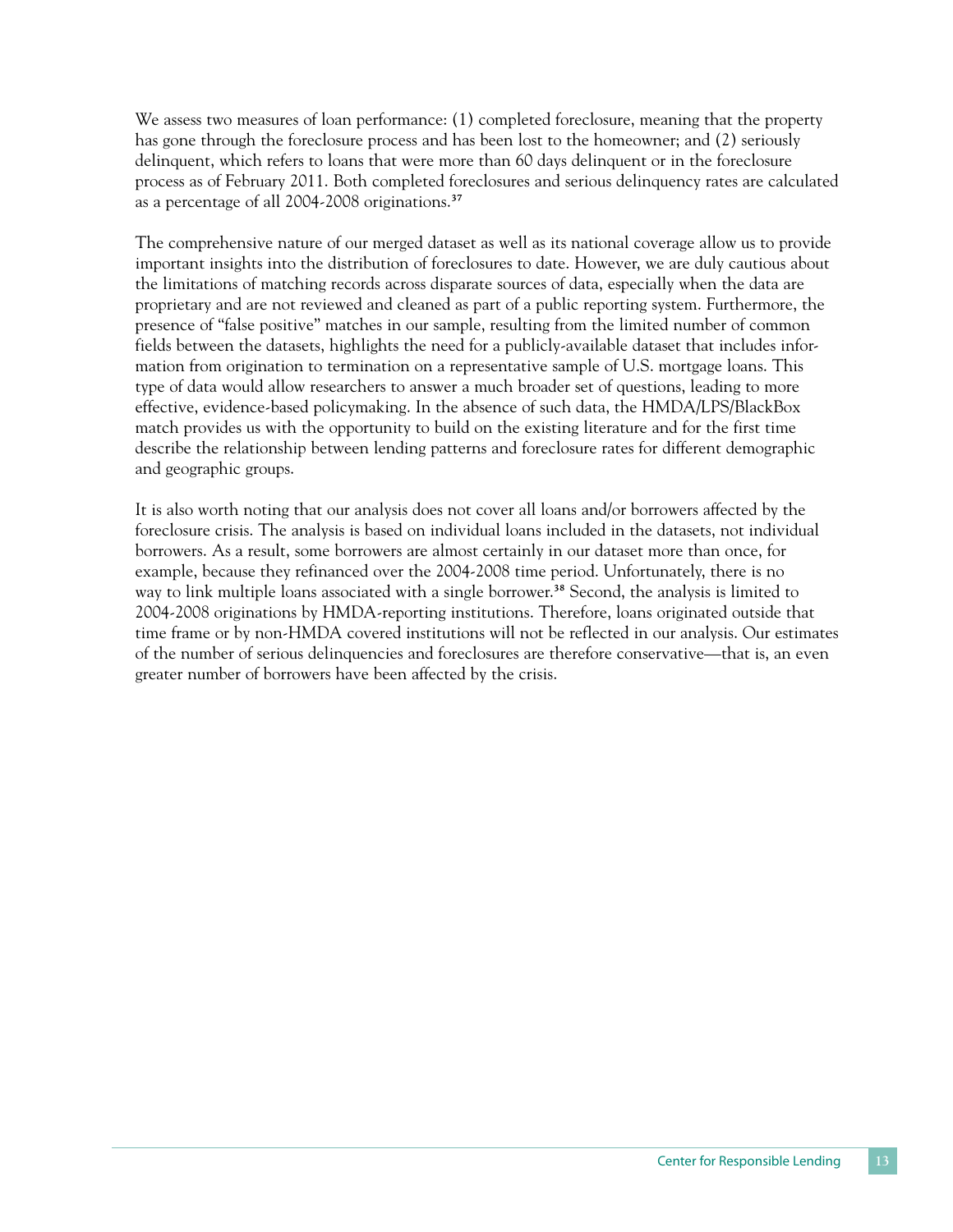We assess two measures of loan performance: (1) completed foreclosure, meaning that the property has gone through the foreclosure process and has been lost to the homeowner; and (2) seriously delinquent, which refers to loans that were more than 60 days delinquent or in the foreclosure process as of February 2011. Both completed foreclosures and serious delinquency rates are calculated as a percentage of all 2004-2008 originations.[37]

The comprehensive nature of our merged dataset as well as its national coverage allow us to provide important insights into the distribution of foreclosures to date. However, we are duly cautious about the limitations of matching records across disparate sources of data, especially when the data are proprietary and are not reviewed and cleaned as part of a public reporting system. Furthermore, the presence of "false positive" matches in our sample, resulting from the limited number of common fields between the datasets, highlights the need for a publicly-available dataset that includes information from origination to termination on a representative sample of U.S. mortgage loans. This type of data would allow researchers to answer a much broader set of questions, leading to more effective, evidence-based policymaking. In the absence of such data, the HMDA/LPS/BlackBox match provides us with the opportunity to build on the existing literature and for the first time describe the relationship between lending patterns and foreclosure rates for different demographic and geographic groups.

It is also worth noting that our analysis does not cover all loans and/or borrowers affected by the foreclosure crisis. The analysis is based on individual loans included in the datasets, not individual borrowers. As a result, some borrowers are almost certainly in our dataset more than once, for example, because they refinanced over the 2004-2008 time period. Unfortunately, there is no way to link multiple loans associated with a single borrower.[38] Second, the analysis is limited to 2004-2008 originations by HMDA-reporting institutions. Therefore, loans originated outside that time frame or by non-HMDA covered institutions will not be reflected in our analysis. Our estimates of the number of serious delinquencies and foreclosures are therefore conservative—that is, an even greater number of borrowers have been affected by the crisis.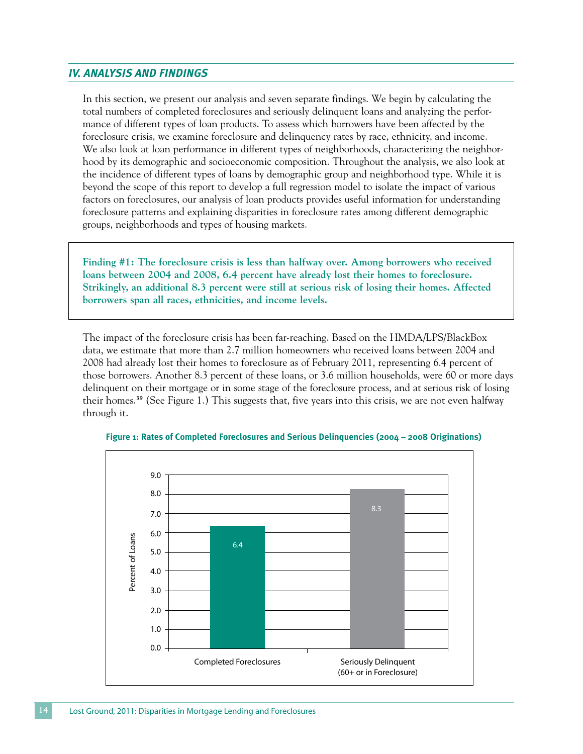## IV. ANALYSIS AND FINDINGS

In this section, we present our analysis and seven separate findings. We begin by calculating the total numbers of completed foreclosures and seriously delinquent loans and analyzing the performance of different types of loan products. To assess which borrowers have been affected by the foreclosure crisis, we examine foreclosure and delinquency rates by race, ethnicity, and income. We also look at loan performance in different types of neighborhoods, characterizing the neighborhood by its demographic and socioeconomic composition. Throughout the analysis, we also look at the incidence of different types of loans by demographic group and neighborhood type. While it is beyond the scope of this report to develop a full regression model to isolate the impact of various factors on foreclosures, our analysis of loan products provides useful information for understanding foreclosure patterns and explaining disparities in foreclosure rates among different demographic groups, neighborhoods and types of housing markets.

**Finding #1: The foreclosure crisis is less than halfway over. Among borrowers who received loans between 2004 and 2008, 6.4 percent have already lost their homes to foreclosure. Strikingly, an additional 8.3 percent were still at serious risk of losing their homes. Affected borrowers span all races, ethnicities, and income levels.**

The impact of the foreclosure crisis has been far-reaching. Based on the HMDA/LPS/BlackBox data, we estimate that more than 2.7 million homeowners who received loans between 2004 and 2008 had already lost their homes to foreclosure as of February 2011, representing 6.4 percent of those borrowers. Another 8.3 percent of these loans, or 3.6 million households, were 60 or more days delinquent on their mortgage or in some stage of the foreclosure process, and at serious risk of losing their homes.[39] (See Figure 1.) This suggests that, five years into this crisis, we are not even halfway through it.

**Figure 1: Rates of Completed Foreclosures and Serious Delinquencies (2004 – 2008 Originations)**

| | Percent of Loans |
|---|---|
| Completed Foreclosures | 6.4 |
| Seriously Delinquent (60+ or in Foreclosure) | 8.3 |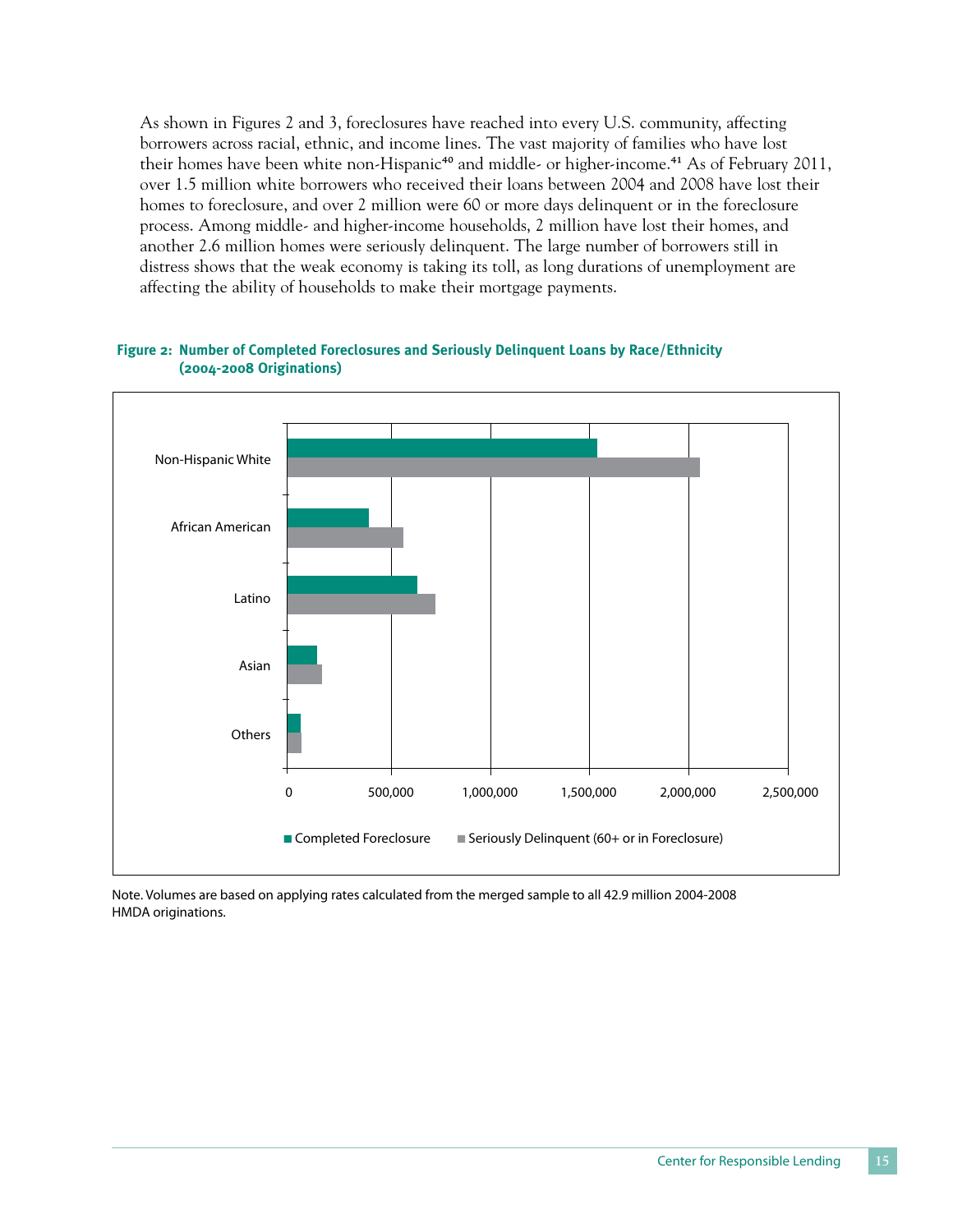As shown in Figures 2 and 3, foreclosures have reached into every U.S. community, affecting borrowers across racial, ethnic, and income lines. The vast majority of families who have lost their homes have been white non-Hispanic[40] and middle- or higher-income.[41] As of February 2011, over 1.5 million white borrowers who received their loans between 2004 and 2008 have lost their homes to foreclosure, and over 2 million were 60 or more days delinquent or in the foreclosure process. Among middle- and higher-income households, 2 million have lost their homes, and another 2.6 million homes were seriously delinquent. The large number of borrowers still in distress shows that the weak economy is taking its toll, as long durations of unemployment are affecting the ability of households to make their mortgage payments.

**Figure 2: Number of Completed Foreclosures and Seriously Delinquent Loans by Race/Ethnicity (2004-2008 Originations)**

Note. Volumes are based on applying rates calculated from the merged sample to all 42.9 million 2004-2008 HMDA originations.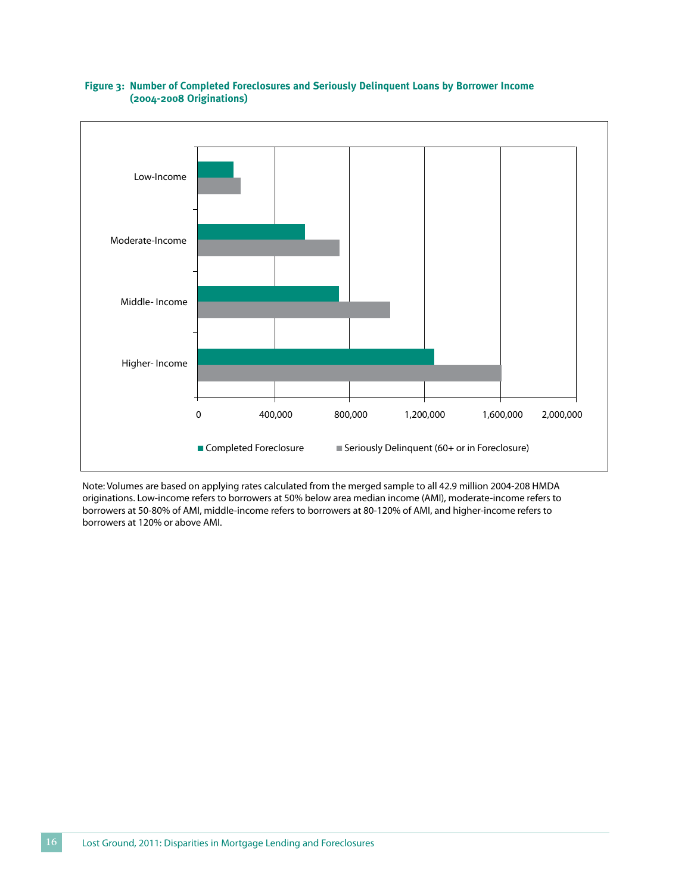**Figure 3: Number of Completed Foreclosures and Seriously Delinquent Loans by Borrower Income (2004-2008 Originations)**

Note: Volumes are based on applying rates calculated from the merged sample to all 42.9 million 2004-208 HMDA originations. Low-income refers to borrowers at 50% below area median income (AMI), moderate-income refers to borrowers at 50-80% of AMI, middle-income refers to borrowers at 80-120% of AMI, and higher-income refers to borrowers at 120% or above AMI.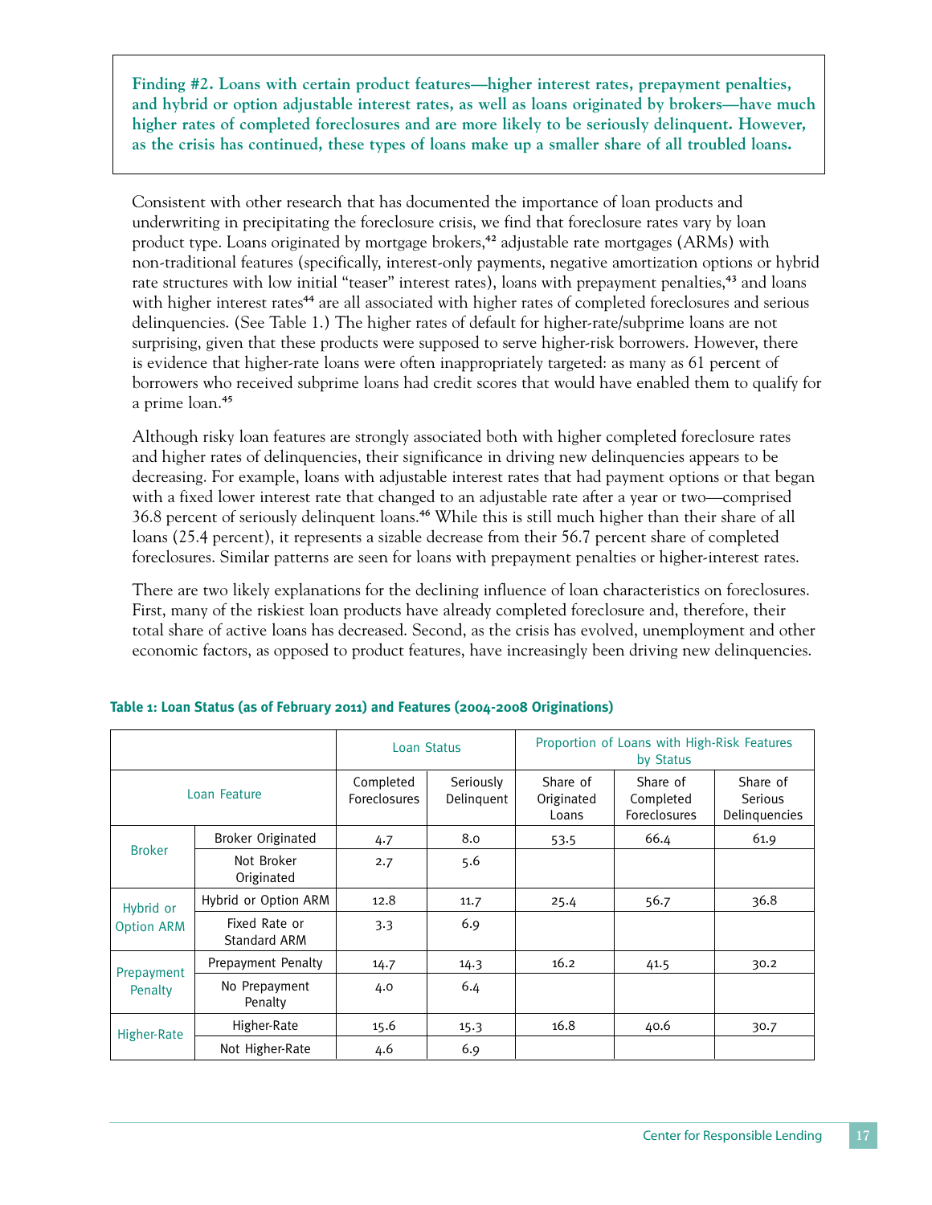**Finding #2. Loans with certain product features—higher interest rates, prepayment penalties, and hybrid or option adjustable interest rates, as well as loans originated by brokers—have much higher rates of completed foreclosures and are more likely to be seriously delinquent. However, as the crisis has continued, these types of loans make up a smaller share of all troubled loans.**

Consistent with other research that has documented the importance of loan products and underwriting in precipitating the foreclosure crisis, we find that foreclosure rates vary by loan product type. Loans originated by mortgage brokers,[42] adjustable rate mortgages (ARMs) with non-traditional features (specifically, interest-only payments, negative amortization options or hybrid rate structures with low initial "teaser" interest rates), loans with prepayment penalties,[43] and loans with higher interest rates[44] are all associated with higher rates of completed foreclosures and serious delinquencies. (See Table 1.) The higher rates of default for higher-rate/subprime loans are not surprising, given that these products were supposed to serve higher-risk borrowers. However, there is evidence that higher-rate loans were often inappropriately targeted: as many as 61 percent of borrowers who received subprime loans had credit scores that would have enabled them to qualify for a prime loan.[45]

Although risky loan features are strongly associated both with higher completed foreclosure rates and higher rates of delinquencies, their significance in driving new delinquencies appears to be decreasing. For example, loans with adjustable interest rates that had payment options or that began with a fixed lower interest rate that changed to an adjustable rate after a year or two—comprised 36.8 percent of seriously delinquent loans.[46] While this is still much higher than their share of all loans (25.4 percent), it represents a sizable decrease from their 56.7 percent share of completed foreclosures. Similar patterns are seen for loans with prepayment penalties or higher-interest rates.

There are two likely explanations for the declining influence of loan characteristics on foreclosures. First, many of the riskiest loan products have already completed foreclosure and, therefore, their total share of active loans has decreased. Second, as the crisis has evolved, unemployment and other economic factors, as opposed to product features, have increasingly been driving new delinquencies.

**Table 1: Loan Status (as of February 2011) and Features (2004-2008 Originations)**

| | | Loan Status | | Proportion of Loans with High-Risk Features by Status | | |
|---|---|---|---|---|---|---|
| Loan Feature | | Completed Foreclosures | Seriously Delinquent | Share of Originated Loans | Share of Completed Foreclosures | Share of Serious Delinquencies |
| Broker | Broker Originated | 4.7 | 8.0 | 53.5 | 66.4 | 61.9 |
| | Not Broker Originated | 2.7 | 5.6 | | | |
| Hybrid or Option ARM | Hybrid or Option ARM | 12.8 | 11.7 | 25.4 | 56.7 | 36.8 |
| | Fixed Rate or Standard ARM | 3.3 | 6.9 | | | |
| Prepayment Penalty | Prepayment Penalty | 14.7 | 14.3 | 16.2 | 41.5 | 30.2 |
| | No Prepayment Penalty | 4.0 | 6.4 | | | |
| Higher-Rate | Higher-Rate | 15.6 | 15.3 | 16.8 | 40.6 | 30.7 |
| | Not Higher-Rate | 4.6 | 6.9 | | | |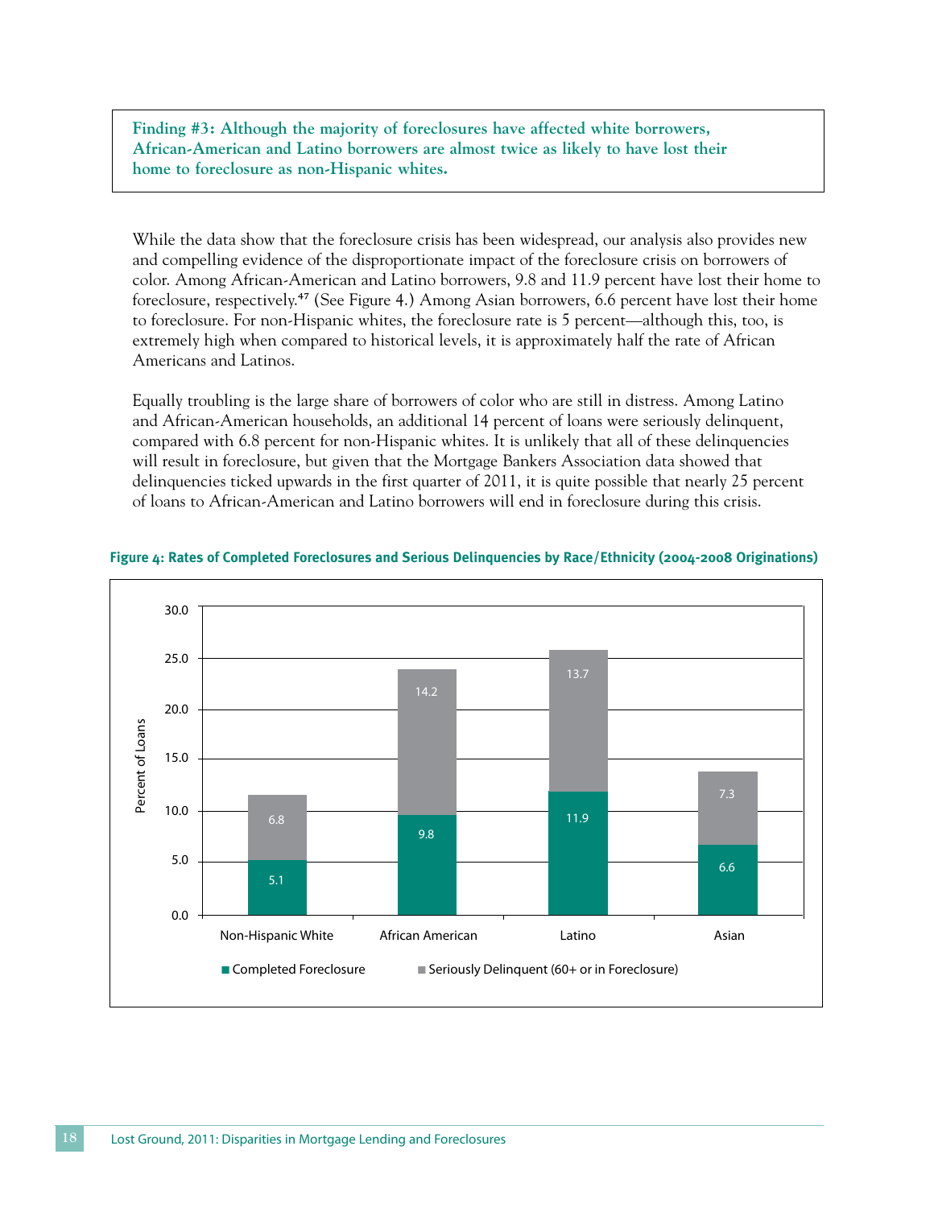**Finding #3: Although the majority of foreclosures have affected white borrowers, African-American and Latino borrowers are almost twice as likely to have lost their home to foreclosure as non-Hispanic whites.**

While the data show that the foreclosure crisis has been widespread, our analysis also provides new and compelling evidence of the disproportionate impact of the foreclosure crisis on borrowers of color. Among African-American and Latino borrowers, 9.8 and 11.9 percent have lost their home to foreclosure, respectively.[47] (See Figure 4.) Among Asian borrowers, 6.6 percent have lost their home to foreclosure. For non-Hispanic whites, the foreclosure rate is 5 percent—although this, too, is extremely high when compared to historical levels, it is approximately half the rate of African Americans and Latinos.

Equally troubling is the large share of borrowers of color who are still in distress. Among Latino and African-American households, an additional 14 percent of loans were seriously delinquent, compared with 6.8 percent for non-Hispanic whites. It is unlikely that all of these delinquencies will result in foreclosure, but given that the Mortgage Bankers Association data showed that delinquencies ticked upwards in the first quarter of 2011, it is quite possible that nearly 25 percent of loans to African-American and Latino borrowers will end in foreclosure during this crisis.

**Figure 4: Rates of Completed Foreclosures and Serious Delinquencies by Race/Ethnicity (2004-2008 Originations)**

| Percent of Loans | Non-Hispanic White | African American | Latino | Asian |
|---|---|---|---|---|
| Completed Foreclosure | 5.1 | 9.8 | 11.9 | 6.6 |
| Seriously Delinquent (60+ or in Foreclosure) | 6.8 | 14.2 | 13.7 | 7.3 |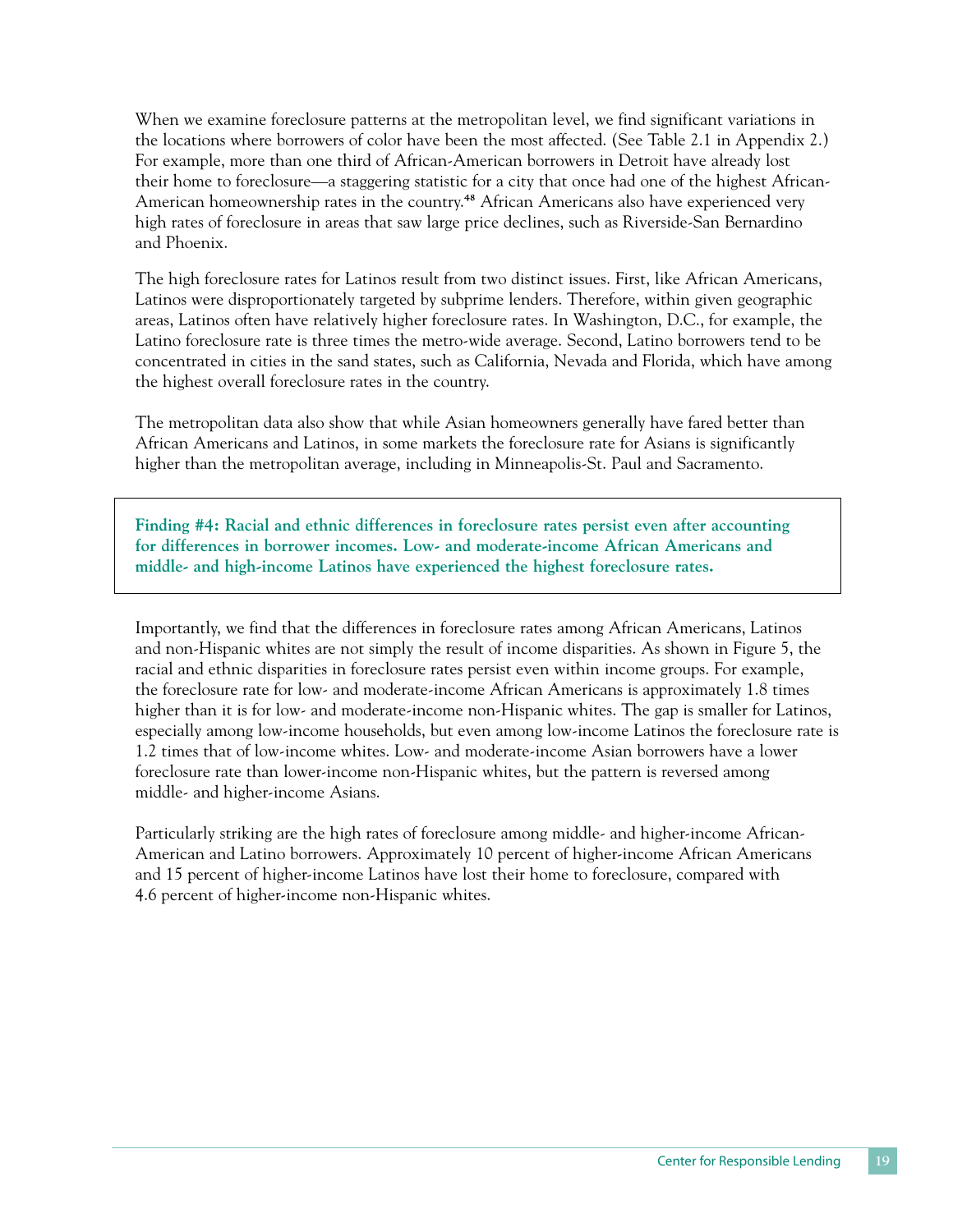When we examine foreclosure patterns at the metropolitan level, we find significant variations in the locations where borrowers of color have been the most affected. (See Table 2.1 in Appendix 2.) For example, more than one third of African-American borrowers in Detroit have already lost their home to foreclosure—a staggering statistic for a city that once had one of the highest African-American homeownership rates in the country.[48] African Americans also have experienced very high rates of foreclosure in areas that saw large price declines, such as Riverside-San Bernardino and Phoenix.

The high foreclosure rates for Latinos result from two distinct issues. First, like African Americans, Latinos were disproportionately targeted by subprime lenders. Therefore, within given geographic areas, Latinos often have relatively higher foreclosure rates. In Washington, D.C., for example, the Latino foreclosure rate is three times the metro-wide average. Second, Latino borrowers tend to be concentrated in cities in the sand states, such as California, Nevada and Florida, which have among the highest overall foreclosure rates in the country.

The metropolitan data also show that while Asian homeowners generally have fared better than African Americans and Latinos, in some markets the foreclosure rate for Asians is significantly higher than the metropolitan average, including in Minneapolis-St. Paul and Sacramento.

**Finding #4: Racial and ethnic differences in foreclosure rates persist even after accounting for differences in borrower incomes. Low- and moderate-income African Americans and middle- and high-income Latinos have experienced the highest foreclosure rates.**

Importantly, we find that the differences in foreclosure rates among African Americans, Latinos and non-Hispanic whites are not simply the result of income disparities. As shown in Figure 5, the racial and ethnic disparities in foreclosure rates persist even within income groups. For example, the foreclosure rate for low- and moderate-income African Americans is approximately 1.8 times higher than it is for low- and moderate-income non-Hispanic whites. The gap is smaller for Latinos, especially among low-income households, but even among low-income Latinos the foreclosure rate is 1.2 times that of low-income whites. Low- and moderate-income Asian borrowers have a lower foreclosure rate than lower-income non-Hispanic whites, but the pattern is reversed among middle- and higher-income Asians.

Particularly striking are the high rates of foreclosure among middle- and higher-income African-American and Latino borrowers. Approximately 10 percent of higher-income African Americans and 15 percent of higher-income Latinos have lost their home to foreclosure, compared with 4.6 percent of higher-income non-Hispanic whites.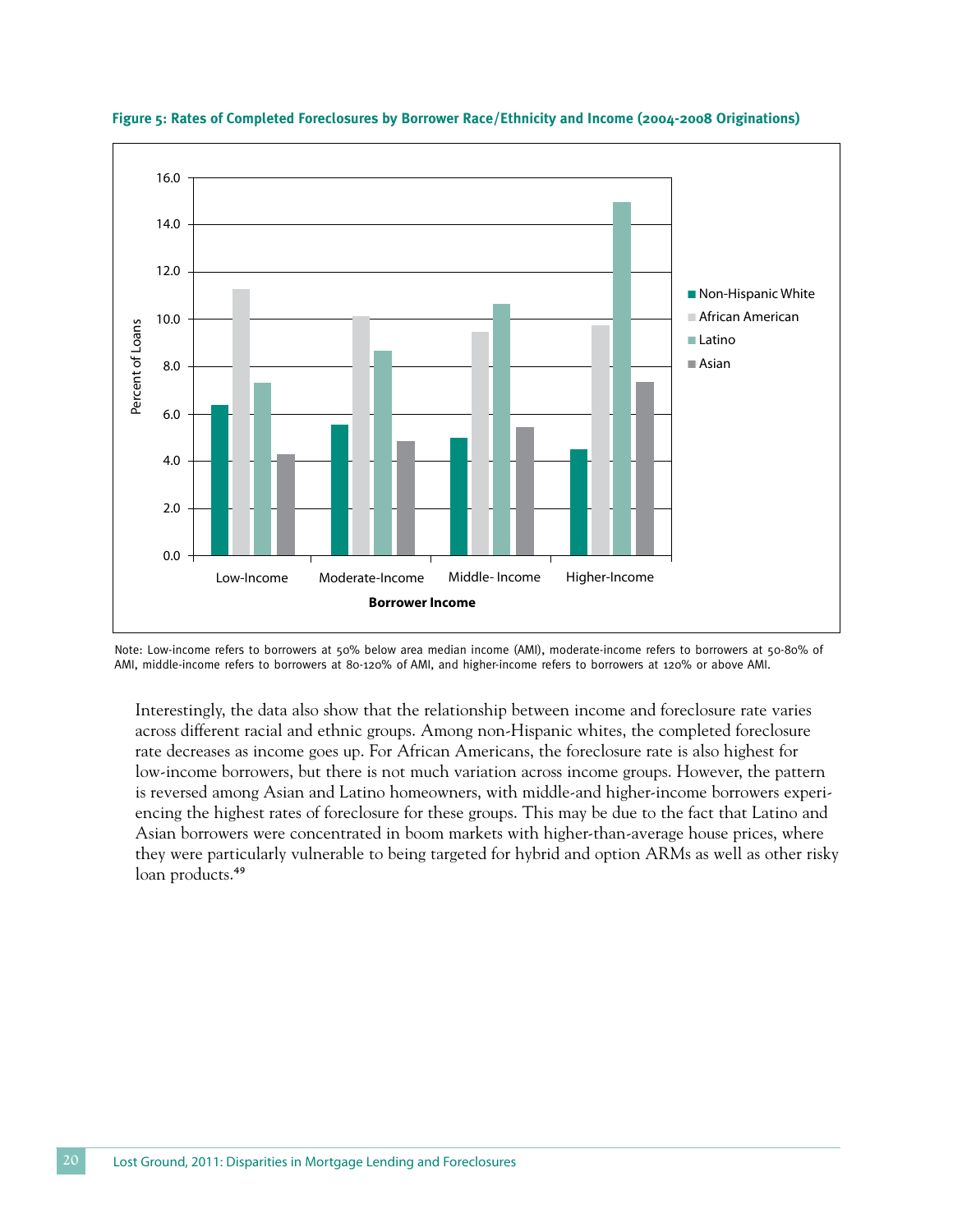**Figure 5: Rates of Completed Foreclosures by Borrower Race/Ethnicity and Income (2004-2008 Originations)**

Note: Low-income refers to borrowers at 50% below area median income (AMI), moderate-income refers to borrowers at 50-80% of AMI, middle-income refers to borrowers at 80-120% of AMI, and higher-income refers to borrowers at 120% or above AMI.

Interestingly, the data also show that the relationship between income and foreclosure rate varies across different racial and ethnic groups. Among non-Hispanic whites, the completed foreclosure rate decreases as income goes up. For African Americans, the foreclosure rate is also highest for low-income borrowers, but there is not much variation across income groups. However, the pattern is reversed among Asian and Latino homeowners, with middle-and higher-income borrowers experiencing the highest rates of foreclosure for these groups. This may be due to the fact that Latino and Asian borrowers were concentrated in boom markets with higher-than-average house prices, where they were particularly vulnerable to being targeted for hybrid and option ARMs as well as other risky loan products.[49]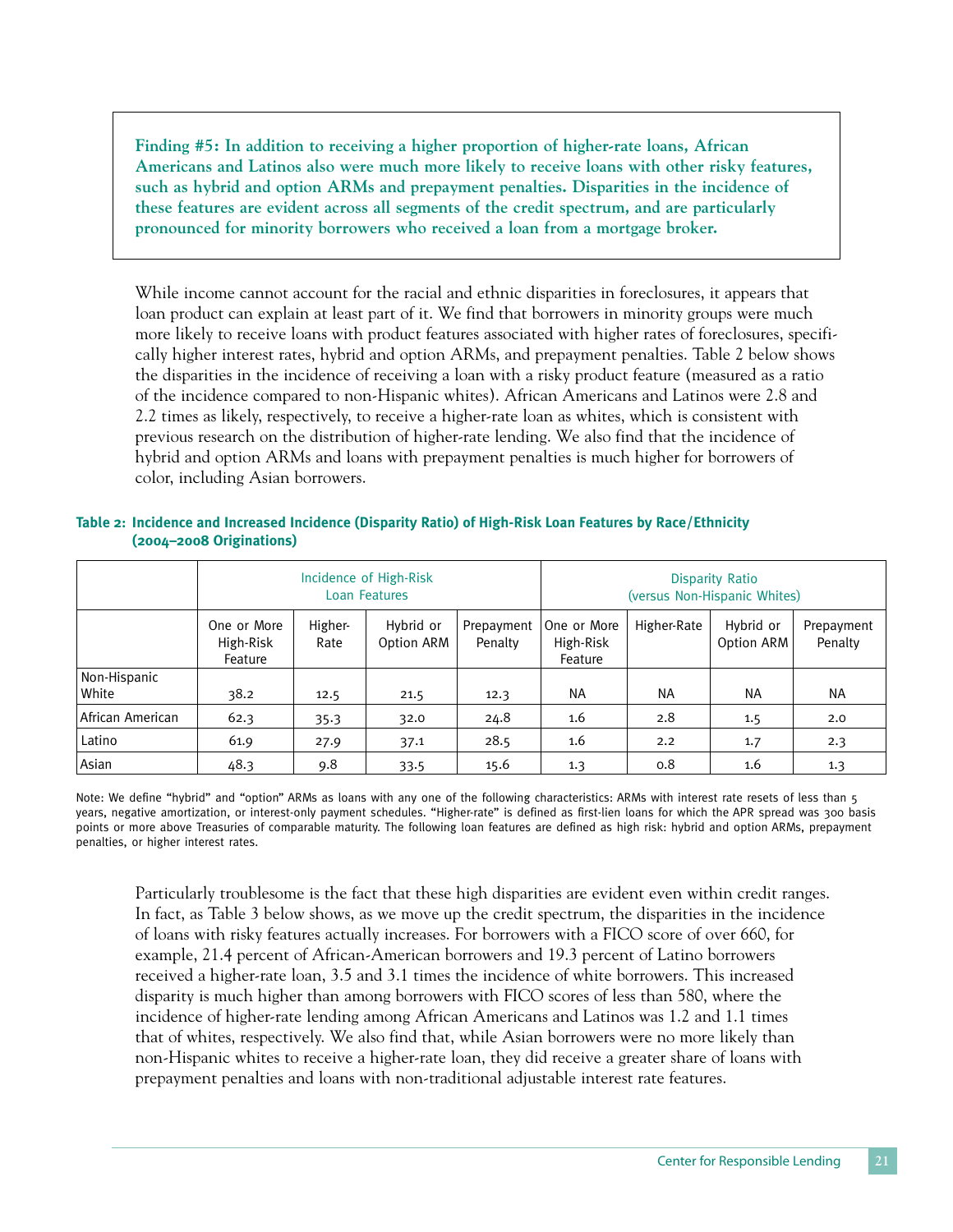**Finding #5: In addition to receiving a higher proportion of higher-rate loans, African Americans and Latinos also were much more likely to receive loans with other risky features, such as hybrid and option ARMs and prepayment penalties. Disparities in the incidence of these features are evident across all segments of the credit spectrum, and are particularly pronounced for minority borrowers who received a loan from a mortgage broker.**

While income cannot account for the racial and ethnic disparities in foreclosures, it appears that loan product can explain at least part of it. We find that borrowers in minority groups were much more likely to receive loans with product features associated with higher rates of foreclosures, specifically higher interest rates, hybrid and option ARMs, and prepayment penalties. Table 2 below shows the disparities in the incidence of receiving a loan with a risky product feature (measured as a ratio of the incidence compared to non-Hispanic whites). African Americans and Latinos were 2.8 and 2.2 times as likely, respectively, to receive a higher-rate loan as whites, which is consistent with previous research on the distribution of higher-rate lending. We also find that the incidence of hybrid and option ARMs and loans with prepayment penalties is much higher for borrowers of color, including Asian borrowers.

**Table 2: Incidence and Increased Incidence (Disparity Ratio) of High-Risk Loan Features by Race/Ethnicity (2004–2008 Originations)**

| | Incidence of High-Risk Loan Features | | | | Disparity Ratio (versus Non-Hispanic Whites) | | | |
|---|---|---|---|---|---|---|---|---|
| | One or More High-Risk Feature | Higher-Rate | Hybrid or Option ARM | Prepayment Penalty | One or More High-Risk Feature | Higher-Rate | Hybrid or Option ARM | Prepayment Penalty |
| Non-Hispanic White | 38.2 | 12.5 | 21.5 | 12.3 | NA | NA | NA | NA |
| African American | 62.3 | 35.3 | 32.0 | 24.8 | 1.6 | 2.8 | 1.5 | 2.0 |
| Latino | 61.9 | 27.9 | 37.1 | 28.5 | 1.6 | 2.2 | 1.7 | 2.3 |
| Asian | 48.3 | 9.8 | 33.5 | 15.6 | 1.3 | 0.8 | 1.6 | 1.3 |

Note: We define "hybrid" and "option" ARMs as loans with any one of the following characteristics: ARMs with interest rate resets of less than 5 years, negative amortization, or interest-only payment schedules. "Higher-rate" is defined as first-lien loans for which the APR spread was 300 basis points or more above Treasuries of comparable maturity. The following loan features are defined as high risk: hybrid and option ARMs, prepayment penalties, or higher interest rates.

Particularly troublesome is the fact that these high disparities are evident even within credit ranges. In fact, as Table 3 below shows, as we move up the credit spectrum, the disparities in the incidence of loans with risky features actually increases. For borrowers with a FICO score of over 660, for example, 21.4 percent of African-American borrowers and 19.3 percent of Latino borrowers received a higher-rate loan, 3.5 and 3.1 times the incidence of white borrowers. This increased disparity is much higher than among borrowers with FICO scores of less than 580, where the incidence of higher-rate lending among African Americans and Latinos was 1.2 and 1.1 times that of whites, respectively. We also find that, while Asian borrowers were no more likely than non-Hispanic whites to receive a higher-rate loan, they did receive a greater share of loans with prepayment penalties and loans with non-traditional adjustable interest rate features.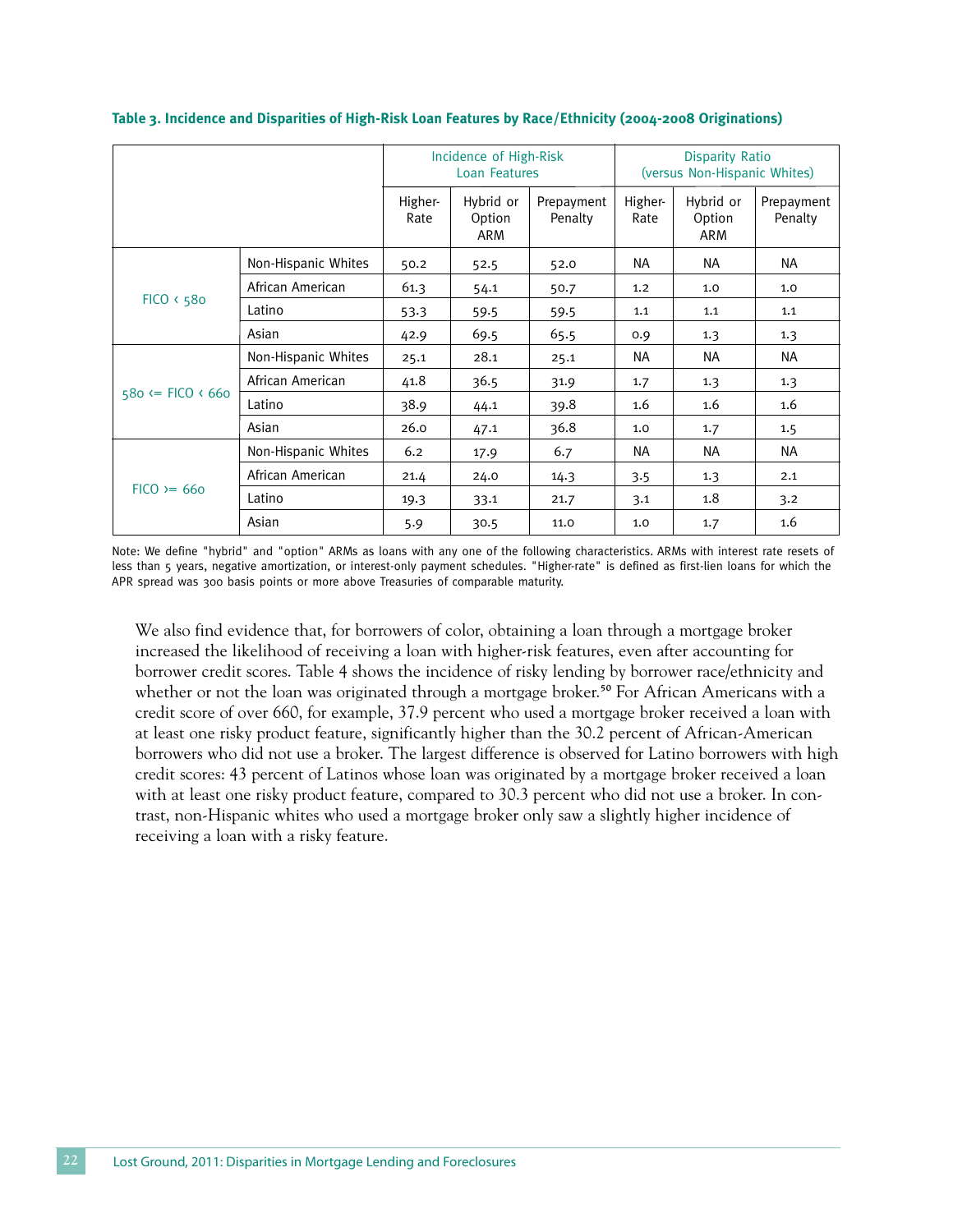**Table 3. Incidence and Disparities of High-Risk Loan Features by Race/Ethnicity (2004-2008 Originations)**

| | | Incidence of High-Risk Loan Features | | | Disparity Ratio (versus Non-Hispanic Whites) | | |
|---|---|---|---|---|---|---|---|
| | | Higher-Rate | Hybrid or Option ARM | Prepayment Penalty | Higher-Rate | Hybrid or Option ARM | Prepayment Penalty |
| FICO < 580 | Non-Hispanic Whites | 50.2 | 52.5 | 52.0 | NA | NA | NA |
| | African American | 61.3 | 54.1 | 50.7 | 1.2 | 1.0 | 1.0 |
| | Latino | 53.3 | 59.5 | 59.5 | 1.1 | 1.1 | 1.1 |
| | Asian | 42.9 | 69.5 | 65.5 | 0.9 | 1.3 | 1.3 |
| 580 <= FICO < 660 | Non-Hispanic Whites | 25.1 | 28.1 | 25.1 | NA | NA | NA |
| | African American | 41.8 | 36.5 | 31.9 | 1.7 | 1.3 | 1.3 |
| | Latino | 38.9 | 44.1 | 39.8 | 1.6 | 1.6 | 1.6 |
| | Asian | 26.0 | 47.1 | 36.8 | 1.0 | 1.7 | 1.5 |
| FICO >= 660 | Non-Hispanic Whites | 6.2 | 17.9 | 6.7 | NA | NA | NA |
| | African American | 21.4 | 24.0 | 14.3 | 3.5 | 1.3 | 2.1 |
| | Latino | 19.3 | 33.1 | 21.7 | 3.1 | 1.8 | 3.2 |
| | Asian | 5.9 | 30.5 | 11.0 | 1.0 | 1.7 | 1.6 |

Note: We define "hybrid" and "option" ARMs as loans with any one of the following characteristics. ARMs with interest rate resets of less than 5 years, negative amortization, or interest-only payment schedules. "Higher-rate" is defined as first-lien loans for which the APR spread was 300 basis points or more above Treasuries of comparable maturity.

We also find evidence that, for borrowers of color, obtaining a loan through a mortgage broker increased the likelihood of receiving a loan with higher-risk features, even after accounting for borrower credit scores. Table 4 shows the incidence of risky lending by borrower race/ethnicity and whether or not the loan was originated through a mortgage broker.[50] For African Americans with a credit score of over 660, for example, 37.9 percent who used a mortgage broker received a loan with at least one risky product feature, significantly higher than the 30.2 percent of African-American borrowers who did not use a broker. The largest difference is observed for Latino borrowers with high credit scores: 43 percent of Latinos whose loan was originated by a mortgage broker received a loan with at least one risky product feature, compared to 30.3 percent who did not use a broker. In contrast, non-Hispanic whites who used a mortgage broker only saw a slightly higher incidence of receiving a loan with a risky feature.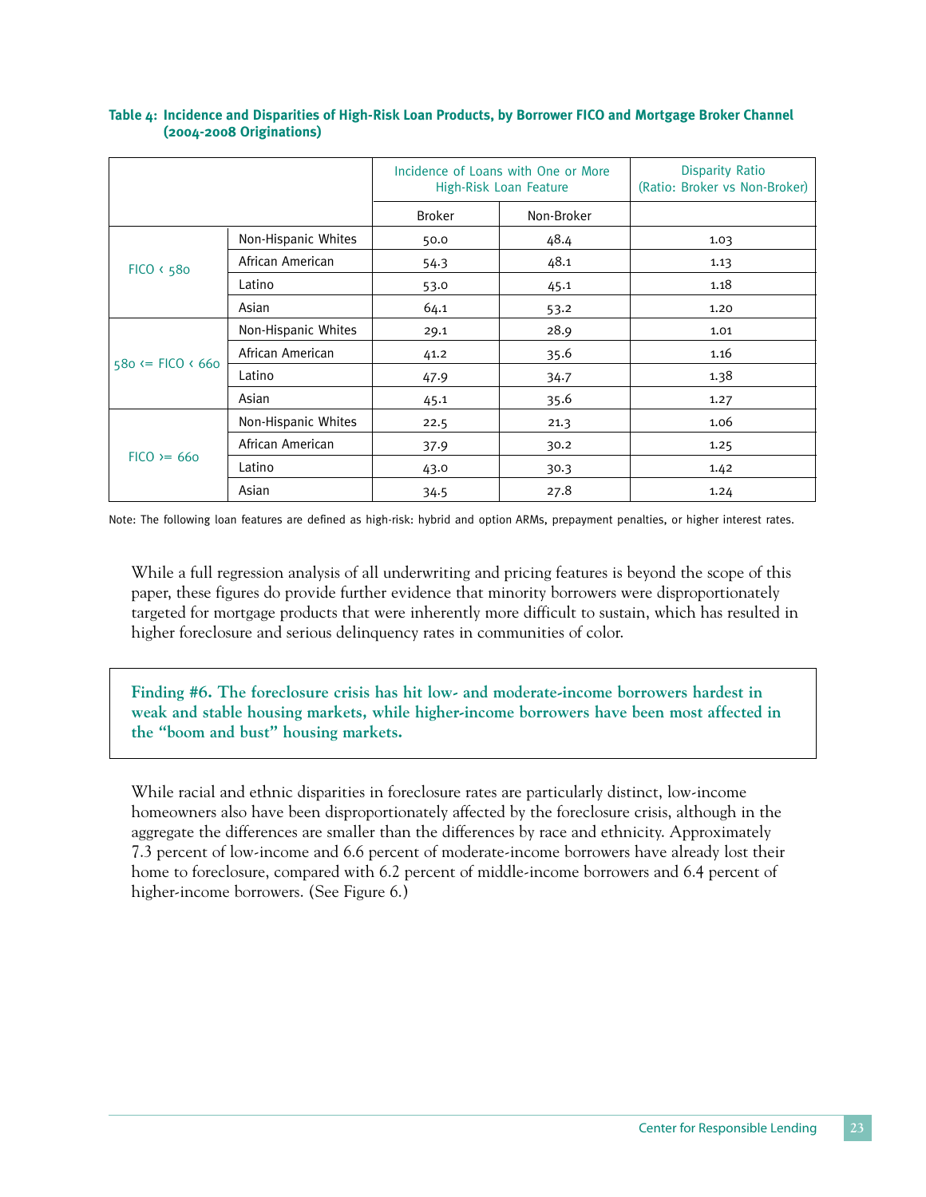**Table 4: Incidence and Disparities of High-Risk Loan Products, by Borrower FICO and Mortgage Broker Channel (2004-2008 Originations)**

| | | Incidence of Loans with One or More High-Risk Loan Feature | | Disparity Ratio (Ratio: Broker vs Non-Broker) |
|---|---|---|---|---|
| | | Broker | Non-Broker | |
| FICO < 580 | Non-Hispanic Whites | 50.0 | 48.4 | 1.03 |
| | African American | 54.3 | 48.1 | 1.13 |
| | Latino | 53.0 | 45.1 | 1.18 |
| | Asian | 64.1 | 53.2 | 1.20 |
| 580 <= FICO < 660 | Non-Hispanic Whites | 29.1 | 28.9 | 1.01 |
| | African American | 41.2 | 35.6 | 1.16 |
| | Latino | 47.9 | 34.7 | 1.38 |
| | Asian | 45.1 | 35.6 | 1.27 |
| FICO >= 660 | Non-Hispanic Whites | 22.5 | 21.3 | 1.06 |
| | African American | 37.9 | 30.2 | 1.25 |
| | Latino | 43.0 | 30.3 | 1.42 |
| | Asian | 34.5 | 27.8 | 1.24 |

Note: The following loan features are defined as high-risk: hybrid and option ARMs, prepayment penalties, or higher interest rates.

While a full regression analysis of all underwriting and pricing features is beyond the scope of this paper, these figures do provide further evidence that minority borrowers were disproportionately targeted for mortgage products that were inherently more difficult to sustain, which has resulted in higher foreclosure and serious delinquency rates in communities of color.

**Finding #6. The foreclosure crisis has hit low- and moderate-income borrowers hardest in weak and stable housing markets, while higher-income borrowers have been most affected in the "boom and bust" housing markets.**

While racial and ethnic disparities in foreclosure rates are particularly distinct, low-income homeowners also have been disproportionately affected by the foreclosure crisis, although in the aggregate the differences are smaller than the differences by race and ethnicity. Approximately 7.3 percent of low-income and 6.6 percent of moderate-income borrowers have already lost their home to foreclosure, compared with 6.2 percent of middle-income borrowers and 6.4 percent of higher-income borrowers. (See Figure 6.)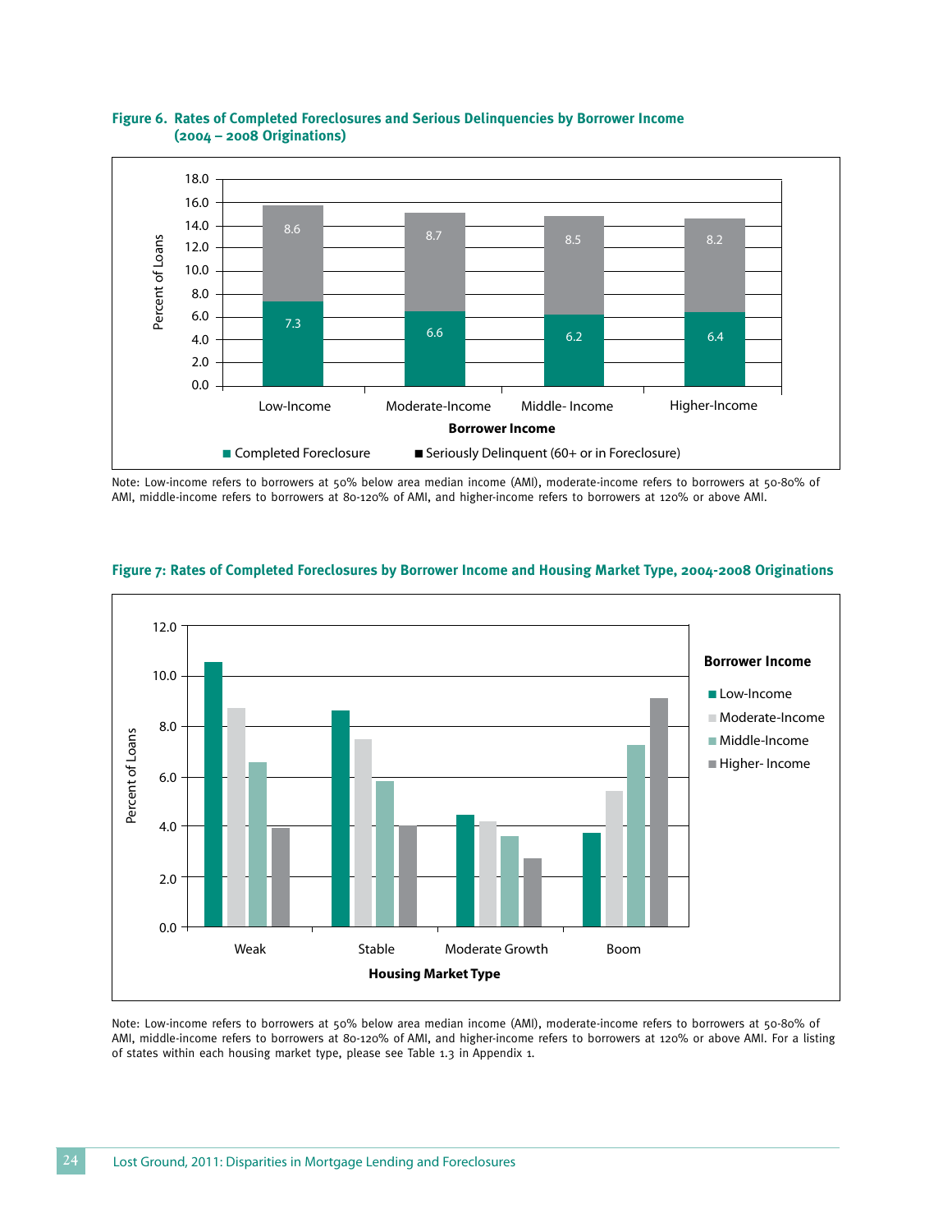**Figure 6. Rates of Completed Foreclosures and Serious Delinquencies by Borrower Income (2004 – 2008 Originations)**

| Borrower Income | Completed Foreclosure | Seriously Delinquent (60+ or in Foreclosure) |
|---|---|---|
| Low-Income | 7.3 | 8.6 |
| Moderate-Income | 6.6 | 8.7 |
| Middle- Income | 6.2 | 8.5 |
| Higher-Income | 6.4 | 8.2 |

Note: Low-income refers to borrowers at 50% below area median income (AMI), moderate-income refers to borrowers at 50-80% of AMI, middle-income refers to borrowers at 80-120% of AMI, and higher-income refers to borrowers at 120% or above AMI.

**Figure 7: Rates of Completed Foreclosures by Borrower Income and Housing Market Type, 2004-2008 Originations**

Note: Low-income refers to borrowers at 50% below area median income (AMI), moderate-income refers to borrowers at 50-80% of AMI, middle-income refers to borrowers at 80-120% of AMI, and higher-income refers to borrowers at 120% or above AMI. For a listing of states within each housing market type, please see Table 1.3 in Appendix 1.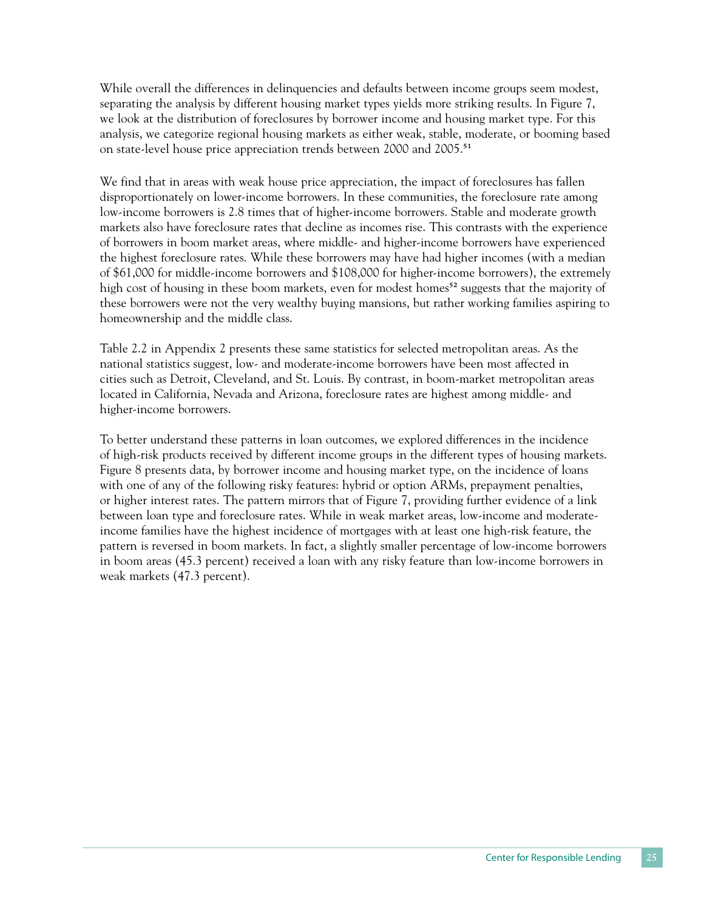While overall the differences in delinquencies and defaults between income groups seem modest, separating the analysis by different housing market types yields more striking results. In Figure 7, we look at the distribution of foreclosures by borrower income and housing market type. For this analysis, we categorize regional housing markets as either weak, stable, moderate, or booming based on state-level house price appreciation trends between 2000 and 2005.[51]

We find that in areas with weak house price appreciation, the impact of foreclosures has fallen disproportionately on lower-income borrowers. In these communities, the foreclosure rate among low-income borrowers is 2.8 times that of higher-income borrowers. Stable and moderate growth markets also have foreclosure rates that decline as incomes rise. This contrasts with the experience of borrowers in boom market areas, where middle- and higher-income borrowers have experienced the highest foreclosure rates. While these borrowers may have had higher incomes (with a median of $61,000 for middle-income borrowers and $108,000 for higher-income borrowers), the extremely high cost of housing in these boom markets, even for modest homes[52] suggests that the majority of these borrowers were not the very wealthy buying mansions, but rather working families aspiring to homeownership and the middle class.

Table 2.2 in Appendix 2 presents these same statistics for selected metropolitan areas. As the national statistics suggest, low- and moderate-income borrowers have been most affected in cities such as Detroit, Cleveland, and St. Louis. By contrast, in boom-market metropolitan areas located in California, Nevada and Arizona, foreclosure rates are highest among middle- and higher-income borrowers.

To better understand these patterns in loan outcomes, we explored differences in the incidence of high-risk products received by different income groups in the different types of housing markets. Figure 8 presents data, by borrower income and housing market type, on the incidence of loans with one of any of the following risky features: hybrid or option ARMs, prepayment penalties, or higher interest rates. The pattern mirrors that of Figure 7, providing further evidence of a link between loan type and foreclosure rates. While in weak market areas, low-income and moderate-income families have the highest incidence of mortgages with at least one high-risk feature, the pattern is reversed in boom markets. In fact, a slightly smaller percentage of low-income borrowers in boom areas (45.3 percent) received a loan with any risky feature than low-income borrowers in weak markets (47.3 percent).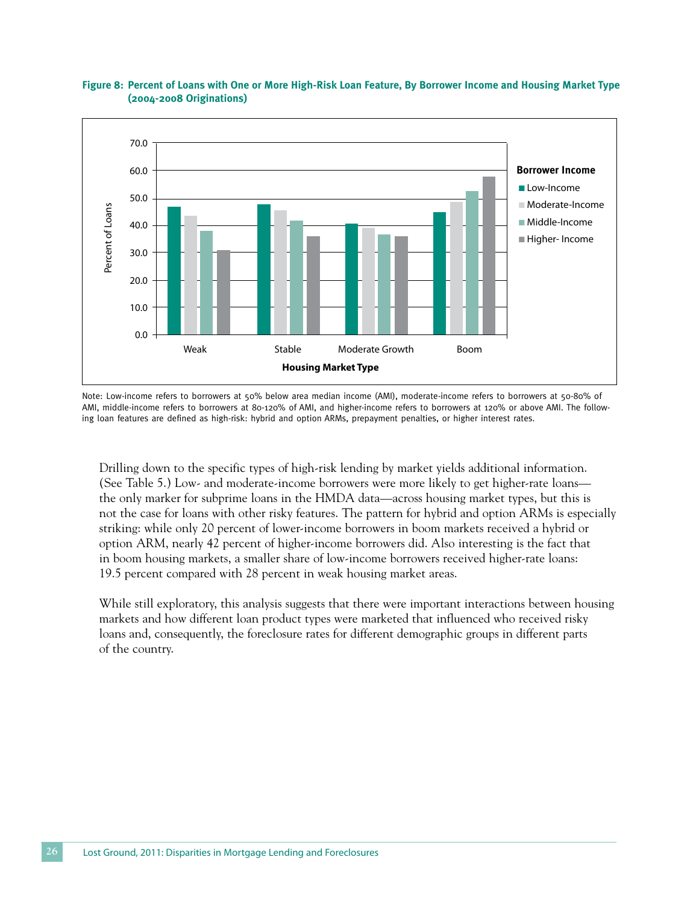**Figure 8: Percent of Loans with One or More High-Risk Loan Feature, By Borrower Income and Housing Market Type (2004-2008 Originations)**

Note: Low-income refers to borrowers at 50% below area median income (AMI), moderate-income refers to borrowers at 50-80% of AMI, middle-income refers to borrowers at 80-120% of AMI, and higher-income refers to borrowers at 120% or above AMI. The following loan features are defined as high-risk: hybrid and option ARMs, prepayment penalties, or higher interest rates.

Drilling down to the specific types of high-risk lending by market yields additional information. (See Table 5.) Low- and moderate-income borrowers were more likely to get higher-rate loans—the only marker for subprime loans in the HMDA data—across housing market types, but this is not the case for loans with other risky features. The pattern for hybrid and option ARMs is especially striking: while only 20 percent of lower-income borrowers in boom markets received a hybrid or option ARM, nearly 42 percent of higher-income borrowers did. Also interesting is the fact that in boom housing markets, a smaller share of low-income borrowers received higher-rate loans: 19.5 percent compared with 28 percent in weak housing market areas.

While still exploratory, this analysis suggests that there were important interactions between housing markets and how different loan product types were marketed that influenced who received risky loans and, consequently, the foreclosure rates for different demographic groups in different parts of the country.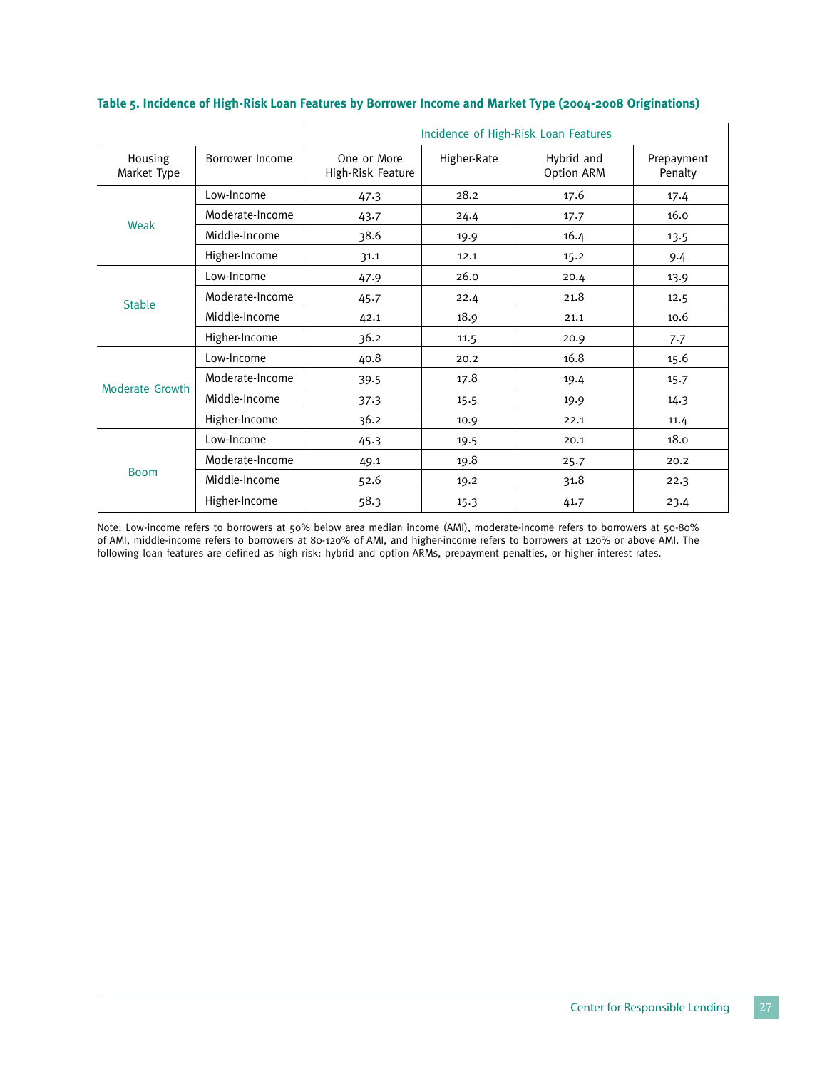**Table 5. Incidence of High-Risk Loan Features by Borrower Income and Market Type (2004-2008 Originations)**

| | | Incidence of High-Risk Loan Features | | | |
|---|---|---|---|---|---|
| Housing Market Type | Borrower Income | One or More High-Risk Feature | Higher-Rate | Hybrid and Option ARM | Prepayment Penalty |
| Weak | Low-Income | 47.3 | 28.2 | 17.6 | 17.4 |
| | Moderate-Income | 43.7 | 24.4 | 17.7 | 16.0 |
| | Middle-Income | 38.6 | 19.9 | 16.4 | 13.5 |
| | Higher-Income | 31.1 | 12.1 | 15.2 | 9.4 |
| Stable | Low-Income | 47.9 | 26.0 | 20.4 | 13.9 |
| | Moderate-Income | 45.7 | 22.4 | 21.8 | 12.5 |
| | Middle-Income | 42.1 | 18.9 | 21.1 | 10.6 |
| | Higher-Income | 36.2 | 11.5 | 20.9 | 7.7 |
| Moderate Growth | Low-Income | 40.8 | 20.2 | 16.8 | 15.6 |
| | Moderate-Income | 39.5 | 17.8 | 19.4 | 15.7 |
| | Middle-Income | 37.3 | 15.5 | 19.9 | 14.3 |
| | Higher-Income | 36.2 | 10.9 | 22.1 | 11.4 |
| Boom | Low-Income | 45.3 | 19.5 | 20.1 | 18.0 |
| | Moderate-Income | 49.1 | 19.8 | 25.7 | 20.2 |
| | Middle-Income | 52.6 | 19.2 | 31.8 | 22.3 |
| | Higher-Income | 58.3 | 15.3 | 41.7 | 23.4 |

Note: Low-income refers to borrowers at 50% below area median income (AMI), moderate-income refers to borrowers at 50-80% of AMI, middle-income refers to borrowers at 80-120% of AMI, and higher-income refers to borrowers at 120% or above AMI. The following loan features are defined as high risk: hybrid and option ARMs, prepayment penalties, or higher interest rates.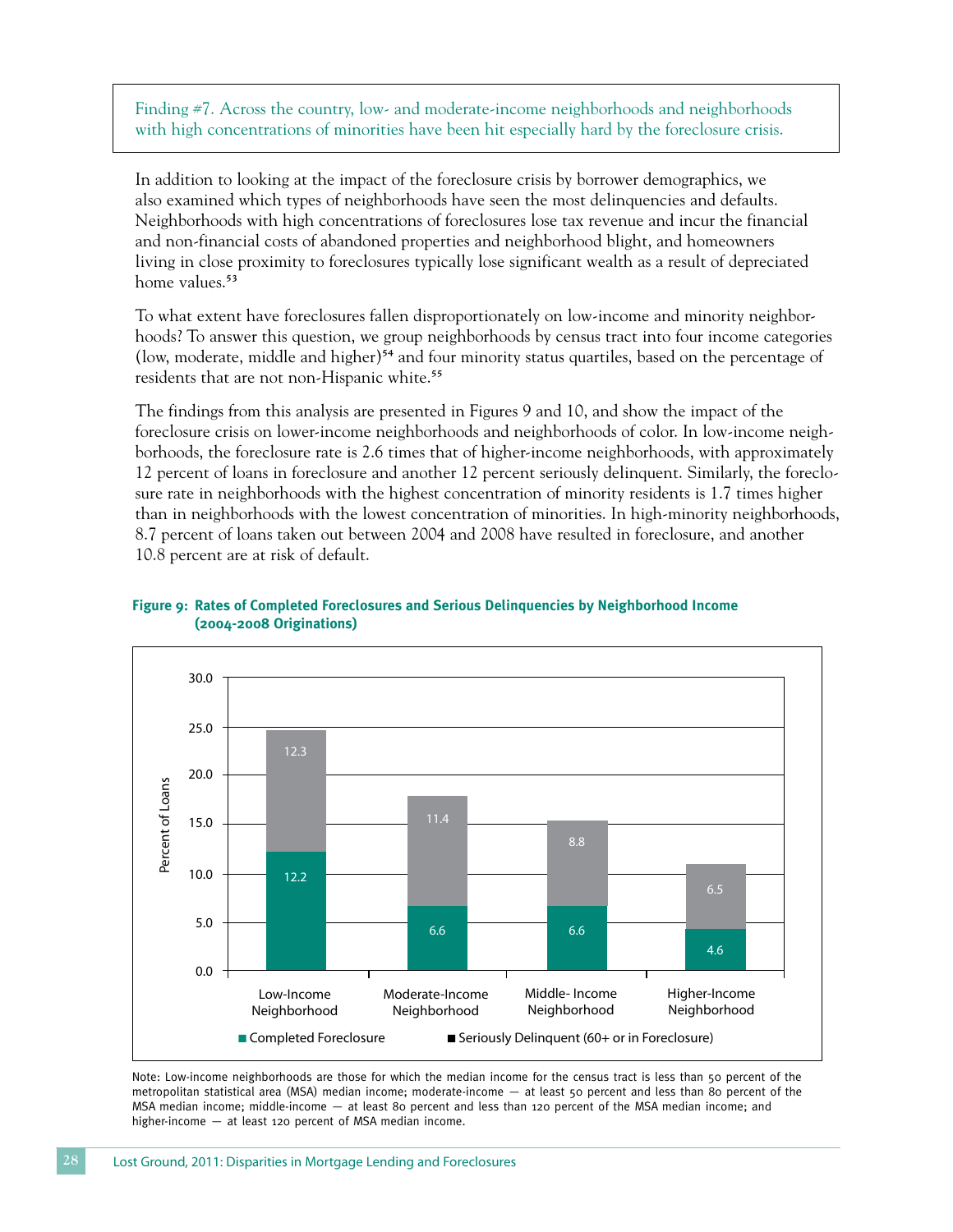Finding #7. Across the country, low- and moderate-income neighborhoods and neighborhoods with high concentrations of minorities have been hit especially hard by the foreclosure crisis.

In addition to looking at the impact of the foreclosure crisis by borrower demographics, we also examined which types of neighborhoods have seen the most delinquencies and defaults. Neighborhoods with high concentrations of foreclosures lose tax revenue and incur the financial and non-financial costs of abandoned properties and neighborhood blight, and homeowners living in close proximity to foreclosures typically lose significant wealth as a result of depreciated home values.[53]

To what extent have foreclosures fallen disproportionately on low-income and minority neighborhoods? To answer this question, we group neighborhoods by census tract into four income categories (low, moderate, middle and higher)[54] and four minority status quartiles, based on the percentage of residents that are not non-Hispanic white.[55]

The findings from this analysis are presented in Figures 9 and 10, and show the impact of the foreclosure crisis on lower-income neighborhoods and neighborhoods of color. In low-income neighborhoods, the foreclosure rate is 2.6 times that of higher-income neighborhoods, with approximately 12 percent of loans in foreclosure and another 12 percent seriously delinquent. Similarly, the foreclosure rate in neighborhoods with the highest concentration of minority residents is 1.7 times higher than in neighborhoods with the lowest concentration of minorities. In high-minority neighborhoods, 8.7 percent of loans taken out between 2004 and 2008 have resulted in foreclosure, and another 10.8 percent are at risk of default.

**Figure 9: Rates of Completed Foreclosures and Serious Delinquencies by Neighborhood Income (2004-2008 Originations)**

| Neighborhood | Completed Foreclosure | Seriously Delinquent (60+ or in Foreclosure) |
|---|---|---|
| Low-Income Neighborhood | 12.2 | 12.3 |
| Moderate-Income Neighborhood | 6.6 | 11.4 |
| Middle- Income Neighborhood | 6.6 | 8.8 |
| Higher-Income Neighborhood | 4.6 | 6.5 |

Note: Low-income neighborhoods are those for which the median income for the census tract is less than 50 percent of the metropolitan statistical area (MSA) median income; moderate-income — at least 50 percent and less than 80 percent of the MSA median income; middle-income — at least 80 percent and less than 120 percent of the MSA median income; and higher-income — at least 120 percent of MSA median income.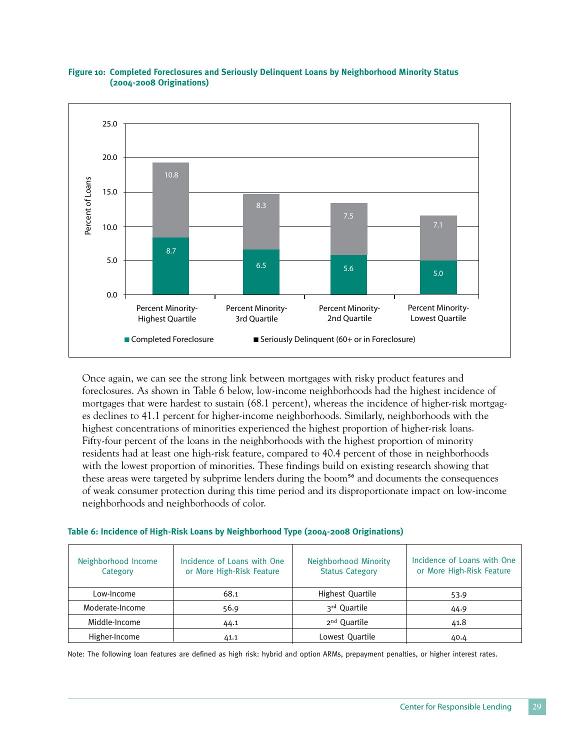**Figure 10: Completed Foreclosures and Seriously Delinquent Loans by Neighborhood Minority Status (2004-2008 Originations)**

| | Completed Foreclosure | Seriously Delinquent (60+ or in Foreclosure) |
|---|---|---|
| Percent Minority-Highest Quartile | 8.7 | 10.8 |
| Percent Minority-3rd Quartile | 6.5 | 8.3 |
| Percent Minority-2nd Quartile | 5.6 | 7.5 |
| Percent Minority-Lowest Quartile | 5.0 | 7.1 |

Once again, we can see the strong link between mortgages with risky product features and foreclosures. As shown in Table 6 below, low-income neighborhoods had the highest incidence of mortgages that were hardest to sustain (68.1 percent), whereas the incidence of higher-risk mortgages declines to 41.1 percent for higher-income neighborhoods. Similarly, neighborhoods with the highest concentrations of minorities experienced the highest proportion of higher-risk loans. Fifty-four percent of the loans in the neighborhoods with the highest proportion of minority residents had at least one high-risk feature, compared to 40.4 percent of those in neighborhoods with the lowest proportion of minorities. These findings build on existing research showing that these areas were targeted by subprime lenders during the boom[56] and documents the consequences of weak consumer protection during this time period and its disproportionate impact on low-income neighborhoods and neighborhoods of color.

**Table 6: Incidence of High-Risk Loans by Neighborhood Type (2004-2008 Originations)**

| Neighborhood Income Category | Incidence of Loans with One or More High-Risk Feature | Neighborhood Minority Status Category | Incidence of Loans with One or More High-Risk Feature |
|---|---|---|---|
| Low-Income | 68.1 | Highest Quartile | 53.9 |
| Moderate-Income | 56.9 | 3rd Quartile | 44.9 |
| Middle-Income | 44.1 | 2nd Quartile | 41.8 |
| Higher-Income | 41.1 | Lowest Quartile | 40.4 |

Note: The following loan features are defined as high risk: hybrid and option ARMs, prepayment penalties, or higher interest rates.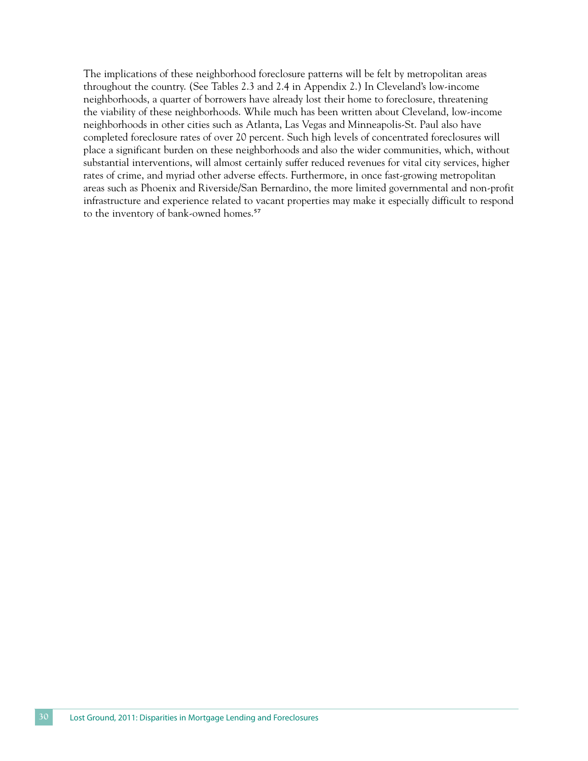The implications of these neighborhood foreclosure patterns will be felt by metropolitan areas throughout the country. (See Tables 2.3 and 2.4 in Appendix 2.) In Cleveland's low-income neighborhoods, a quarter of borrowers have already lost their home to foreclosure, threatening the viability of these neighborhoods. While much has been written about Cleveland, low-income neighborhoods in other cities such as Atlanta, Las Vegas and Minneapolis-St. Paul also have completed foreclosure rates of over 20 percent. Such high levels of concentrated foreclosures will place a significant burden on these neighborhoods and also the wider communities, which, without substantial interventions, will almost certainly suffer reduced revenues for vital city services, higher rates of crime, and myriad other adverse effects. Furthermore, in once fast-growing metropolitan areas such as Phoenix and Riverside/San Bernardino, the more limited governmental and non-profit infrastructure and experience related to vacant properties may make it especially difficult to respond to the inventory of bank-owned homes.[57]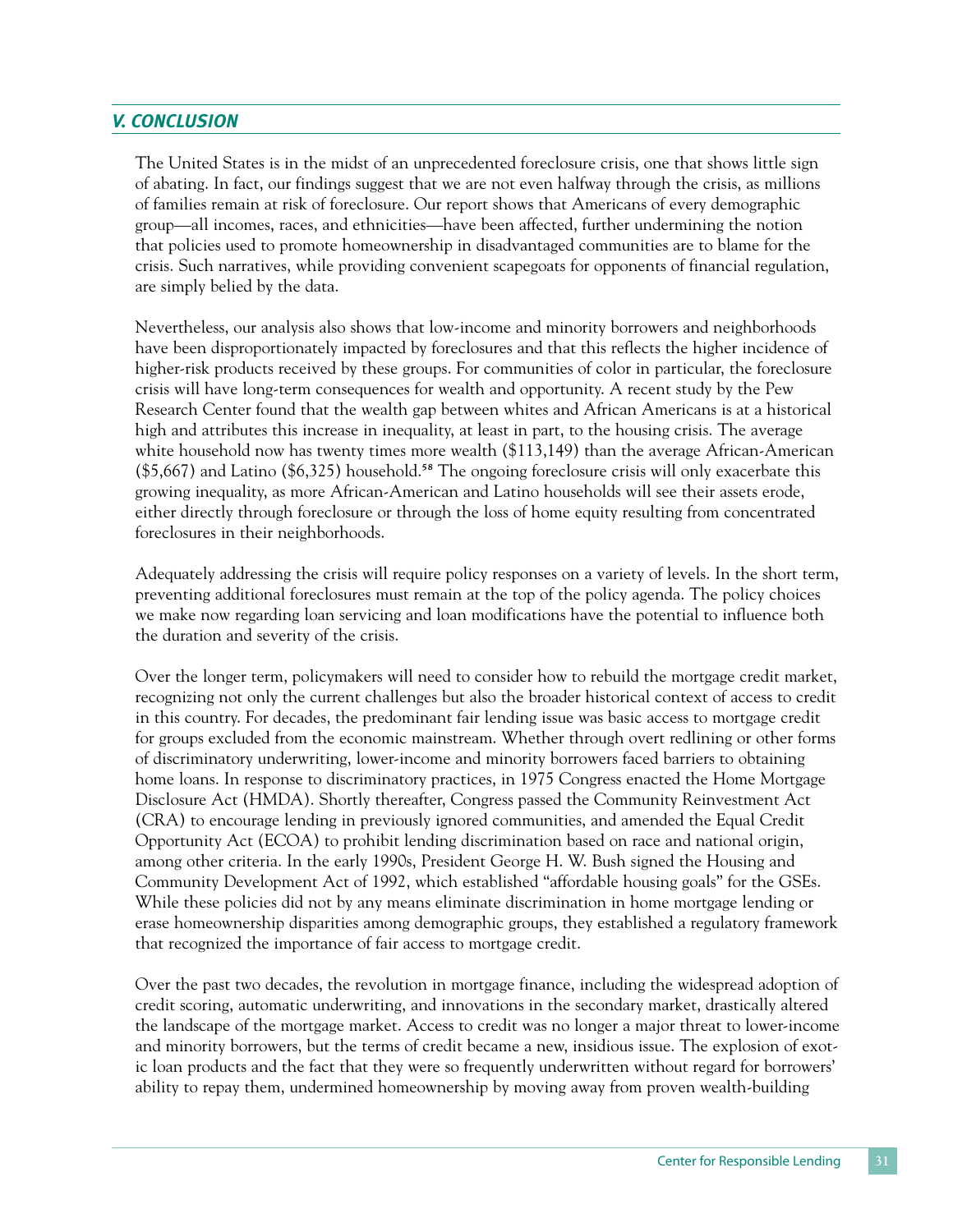## *V. CONCLUSION*

The United States is in the midst of an unprecedented foreclosure crisis, one that shows little sign of abating. In fact, our findings suggest that we are not even halfway through the crisis, as millions of families remain at risk of foreclosure. Our report shows that Americans of every demographic group—all incomes, races, and ethnicities—have been affected, further undermining the notion that policies used to promote homeownership in disadvantaged communities are to blame for the crisis. Such narratives, while providing convenient scapegoats for opponents of financial regulation, are simply belied by the data.

Nevertheless, our analysis also shows that low-income and minority borrowers and neighborhoods have been disproportionately impacted by foreclosures and that this reflects the higher incidence of higher-risk products received by these groups. For communities of color in particular, the foreclosure crisis will have long-term consequences for wealth and opportunity. A recent study by the Pew Research Center found that the wealth gap between whites and African Americans is at a historical high and attributes this increase in inequality, at least in part, to the housing crisis. The average white household now has twenty times more wealth ($113,149) than the average African-American ($5,667) and Latino ($6,325) household.[58] The ongoing foreclosure crisis will only exacerbate this growing inequality, as more African-American and Latino households will see their assets erode, either directly through foreclosure or through the loss of home equity resulting from concentrated foreclosures in their neighborhoods.

Adequately addressing the crisis will require policy responses on a variety of levels. In the short term, preventing additional foreclosures must remain at the top of the policy agenda. The policy choices we make now regarding loan servicing and loan modifications have the potential to influence both the duration and severity of the crisis.

Over the longer term, policymakers will need to consider how to rebuild the mortgage credit market, recognizing not only the current challenges but also the broader historical context of access to credit in this country. For decades, the predominant fair lending issue was basic access to mortgage credit for groups excluded from the economic mainstream. Whether through overt redlining or other forms of discriminatory underwriting, lower-income and minority borrowers faced barriers to obtaining home loans. In response to discriminatory practices, in 1975 Congress enacted the Home Mortgage Disclosure Act (HMDA). Shortly thereafter, Congress passed the Community Reinvestment Act (CRA) to encourage lending in previously ignored communities, and amended the Equal Credit Opportunity Act (ECOA) to prohibit lending discrimination based on race and national origin, among other criteria. In the early 1990s, President George H. W. Bush signed the Housing and Community Development Act of 1992, which established "affordable housing goals" for the GSEs. While these policies did not by any means eliminate discrimination in home mortgage lending or erase homeownership disparities among demographic groups, they established a regulatory framework that recognized the importance of fair access to mortgage credit.

Over the past two decades, the revolution in mortgage finance, including the widespread adoption of credit scoring, automatic underwriting, and innovations in the secondary market, drastically altered the landscape of the mortgage market. Access to credit was no longer a major threat to lower-income and minority borrowers, but the terms of credit became a new, insidious issue. The explosion of exotic loan products and the fact that they were so frequently underwritten without regard for borrowers' ability to repay them, undermined homeownership by moving away from proven wealth-building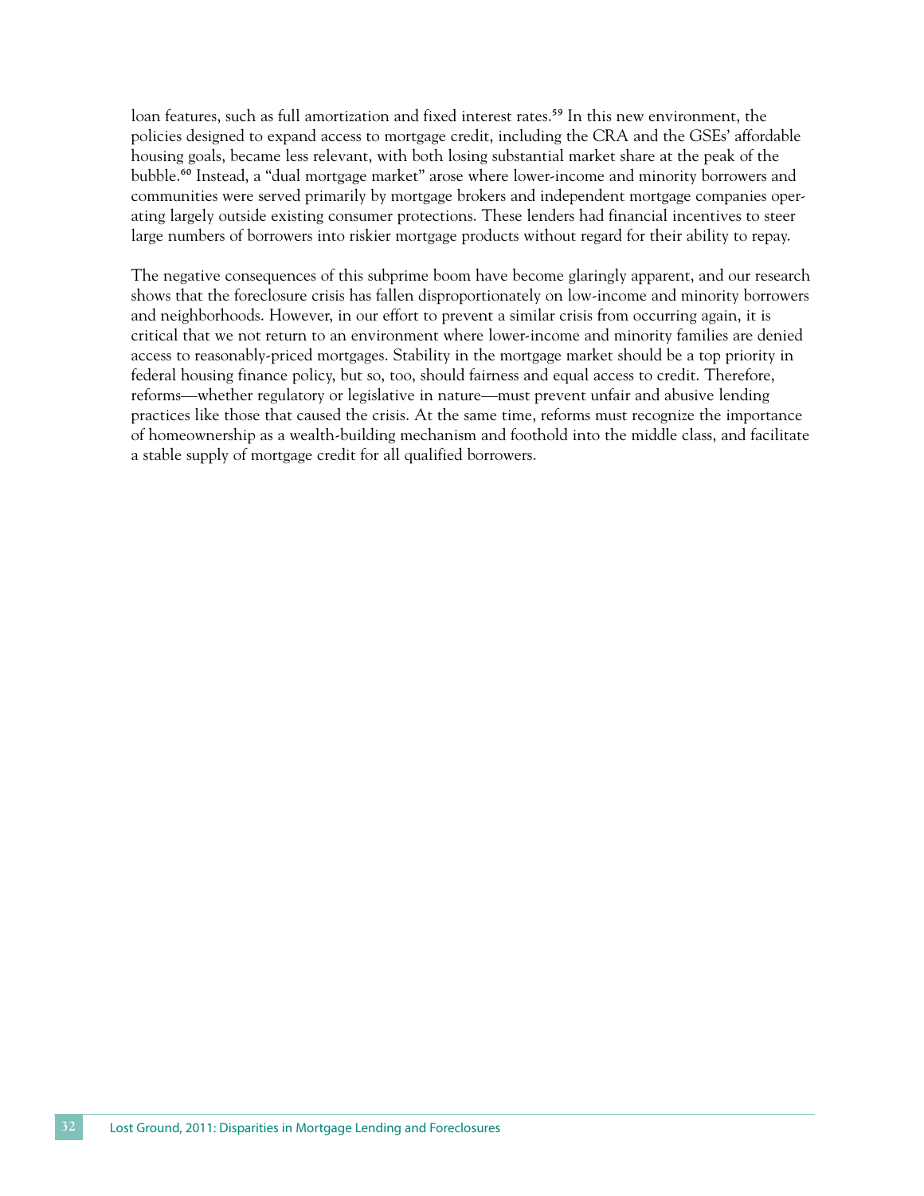loan features, such as full amortization and fixed interest rates.[59] In this new environment, the policies designed to expand access to mortgage credit, including the CRA and the GSEs' affordable housing goals, became less relevant, with both losing substantial market share at the peak of the bubble.[60] Instead, a "dual mortgage market" arose where lower-income and minority borrowers and communities were served primarily by mortgage brokers and independent mortgage companies operating largely outside existing consumer protections. These lenders had financial incentives to steer large numbers of borrowers into riskier mortgage products without regard for their ability to repay.

The negative consequences of this subprime boom have become glaringly apparent, and our research shows that the foreclosure crisis has fallen disproportionately on low-income and minority borrowers and neighborhoods. However, in our effort to prevent a similar crisis from occurring again, it is critical that we not return to an environment where lower-income and minority families are denied access to reasonably-priced mortgages. Stability in the mortgage market should be a top priority in federal housing finance policy, but so, too, should fairness and equal access to credit. Therefore, reforms—whether regulatory or legislative in nature—must prevent unfair and abusive lending practices like those that caused the crisis. At the same time, reforms must recognize the importance of homeownership as a wealth-building mechanism and foothold into the middle class, and facilitate a stable supply of mortgage credit for all qualified borrowers.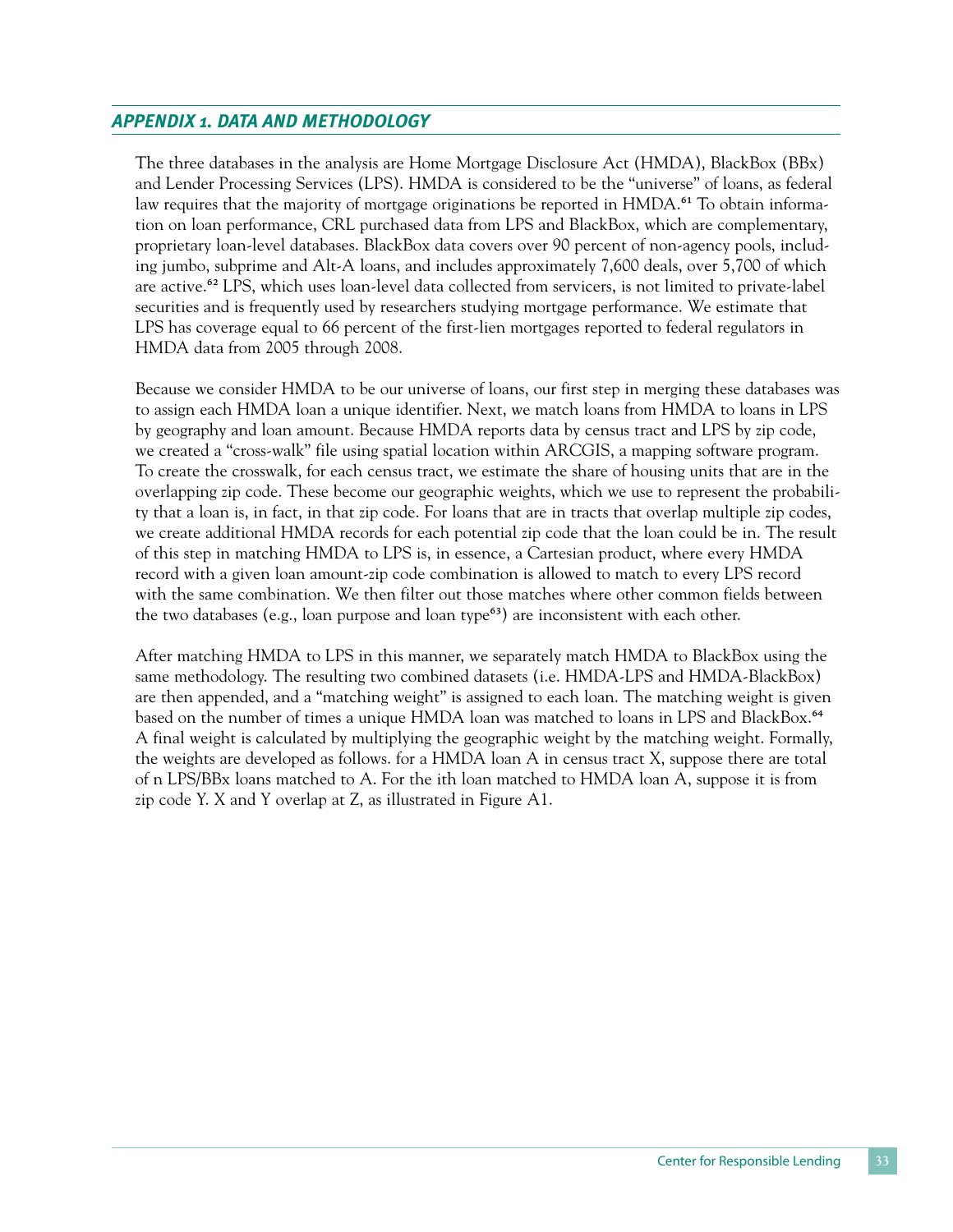## *APPENDIX 1. DATA AND METHODOLOGY*

The three databases in the analysis are Home Mortgage Disclosure Act (HMDA), BlackBox (BBx) and Lender Processing Services (LPS). HMDA is considered to be the "universe" of loans, as federal law requires that the majority of mortgage originations be reported in HMDA.[61] To obtain information on loan performance, CRL purchased data from LPS and BlackBox, which are complementary, proprietary loan-level databases. BlackBox data covers over 90 percent of non-agency pools, including jumbo, subprime and Alt-A loans, and includes approximately 7,600 deals, over 5,700 of which are active.[62] LPS, which uses loan-level data collected from servicers, is not limited to private-label securities and is frequently used by researchers studying mortgage performance. We estimate that LPS has coverage equal to 66 percent of the first-lien mortgages reported to federal regulators in HMDA data from 2005 through 2008.

Because we consider HMDA to be our universe of loans, our first step in merging these databases was to assign each HMDA loan a unique identifier. Next, we match loans from HMDA to loans in LPS by geography and loan amount. Because HMDA reports data by census tract and LPS by zip code, we created a "cross-walk" file using spatial location within ARCGIS, a mapping software program. To create the crosswalk, for each census tract, we estimate the share of housing units that are in the overlapping zip code. These become our geographic weights, which we use to represent the probability that a loan is, in fact, in that zip code. For loans that are in tracts that overlap multiple zip codes, we create additional HMDA records for each potential zip code that the loan could be in. The result of this step in matching HMDA to LPS is, in essence, a Cartesian product, where every HMDA record with a given loan amount-zip code combination is allowed to match to every LPS record with the same combination. We then filter out those matches where other common fields between the two databases (e.g., loan purpose and loan type[63]) are inconsistent with each other.

After matching HMDA to LPS in this manner, we separately match HMDA to BlackBox using the same methodology. The resulting two combined datasets (i.e. HMDA-LPS and HMDA-BlackBox) are then appended, and a "matching weight" is assigned to each loan. The matching weight is given based on the number of times a unique HMDA loan was matched to loans in LPS and BlackBox.[64] A final weight is calculated by multiplying the geographic weight by the matching weight. Formally, the weights are developed as follows. for a HMDA loan A in census tract X, suppose there are total of n LPS/BBx loans matched to A. For the ith loan matched to HMDA loan A, suppose it is from zip code Y. X and Y overlap at Z, as illustrated in Figure A1.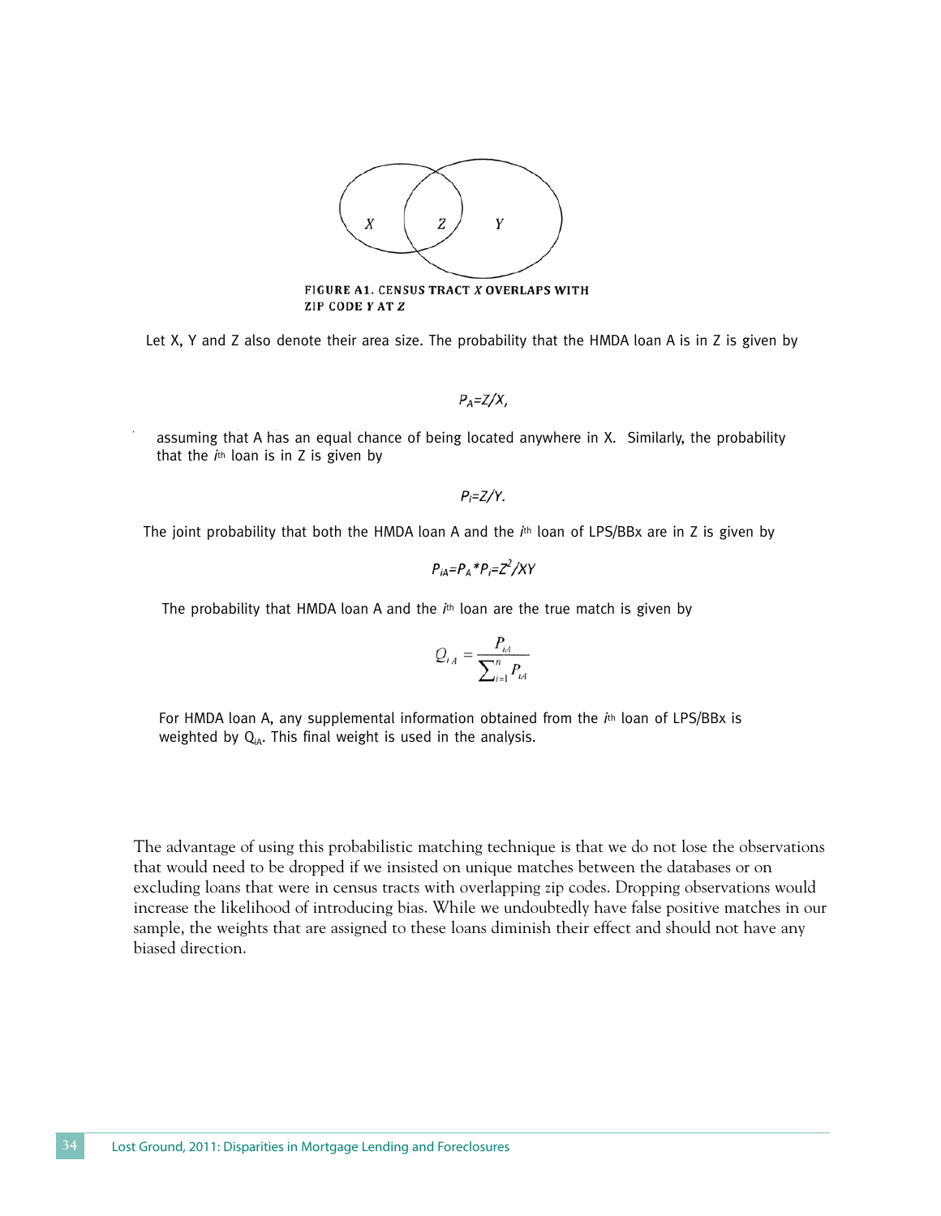FIGURE A1. CENSUS TRACT *X* OVERLAPS WITH ZIP CODE *Y* AT *Z*

Let X, Y and Z also denote their area size. The probability that the HMDA loan A is in Z is given by

$$P_A = Z/X,$$

assuming that A has an equal chance of being located anywhere in X. Similarly, the probability that the $i^{th}$ loan is in Z is given by

$$P_i = Z/Y.$$

The joint probability that both the HMDA loan A and the $i^{th}$ loan of LPS/BBx are in Z is given by

$$P_{iA} = P_A * P_i = Z^2/XY$$

The probability that HMDA loan A and the $i^{th}$ loan are the true match is given by

$$Q_{iA} = \frac{P_{iA}}{\sum_{i=1}^{n} P_{iA}}$$

For HMDA loan A, any supplemental information obtained from the $i^{th}$ loan of LPS/BBx is weighted by $Q_{iA}$. This final weight is used in the analysis.

The advantage of using this probabilistic matching technique is that we do not lose the observations that would need to be dropped if we insisted on unique matches between the databases or on excluding loans that were in census tracts with overlapping zip codes. Dropping observations would increase the likelihood of introducing bias. While we undoubtedly have false positive matches in our sample, the weights that are assigned to these loans diminish their effect and should not have any biased direction.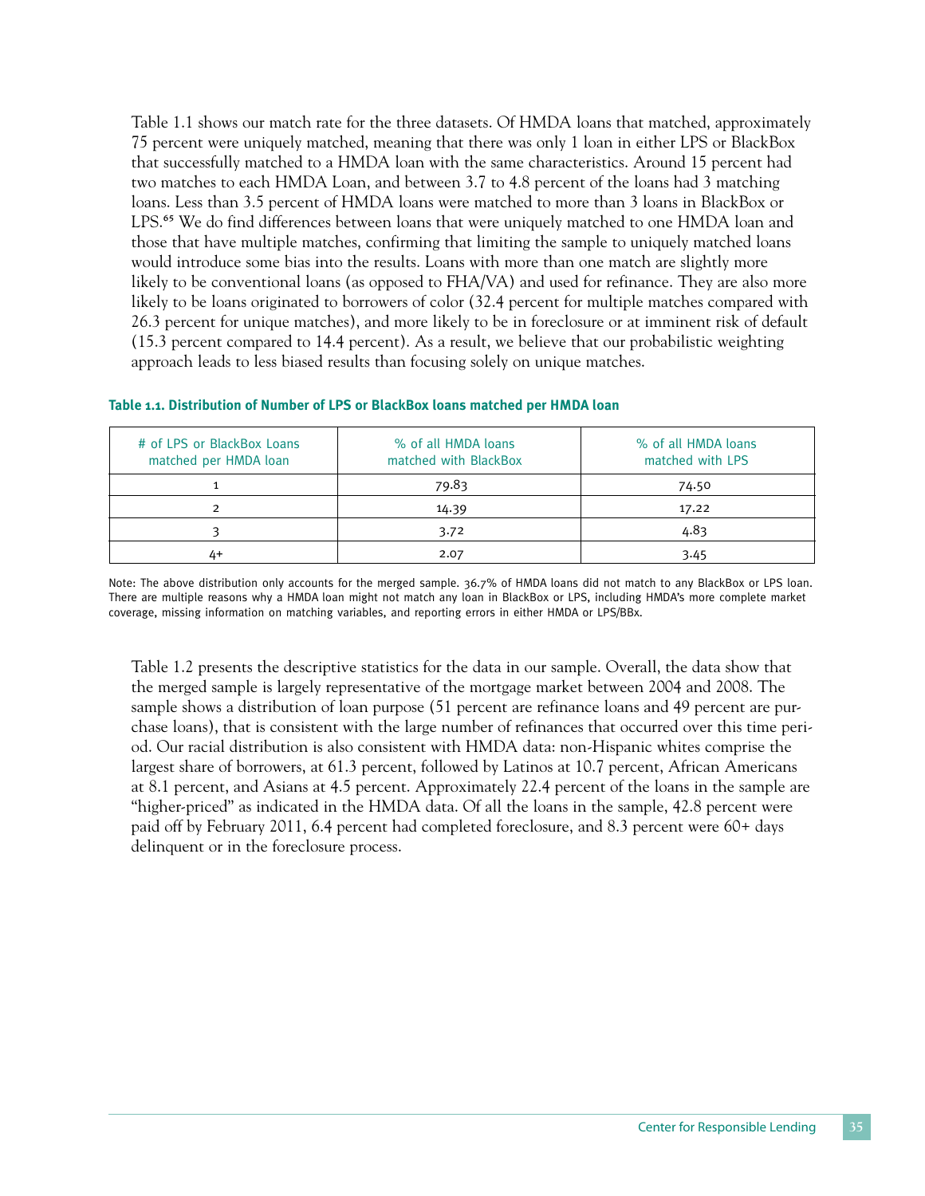Table 1.1 shows our match rate for the three datasets. Of HMDA loans that matched, approximately 75 percent were uniquely matched, meaning that there was only 1 loan in either LPS or BlackBox that successfully matched to a HMDA loan with the same characteristics. Around 15 percent had two matches to each HMDA Loan, and between 3.7 to 4.8 percent of the loans had 3 matching loans. Less than 3.5 percent of HMDA loans were matched to more than 3 loans in BlackBox or LPS.[65] We do find differences between loans that were uniquely matched to one HMDA loan and those that have multiple matches, confirming that limiting the sample to uniquely matched loans would introduce some bias into the results. Loans with more than one match are slightly more likely to be conventional loans (as opposed to FHA/VA) and used for refinance. They are also more likely to be loans originated to borrowers of color (32.4 percent for multiple matches compared with 26.3 percent for unique matches), and more likely to be in foreclosure or at imminent risk of default (15.3 percent compared to 14.4 percent). As a result, we believe that our probabilistic weighting approach leads to less biased results than focusing solely on unique matches.

**Table 1.1. Distribution of Number of LPS or BlackBox loans matched per HMDA loan**

| # of LPS or BlackBox Loans matched per HMDA loan | % of all HMDA loans matched with BlackBox | % of all HMDA loans matched with LPS |
|---|---|---|
| 1 | 79.83 | 74.50 |
| 2 | 14.39 | 17.22 |
| 3 | 3.72 | 4.83 |
| 4+ | 2.07 | 3.45 |

Note: The above distribution only accounts for the merged sample. 36.7% of HMDA loans did not match to any BlackBox or LPS loan. There are multiple reasons why a HMDA loan might not match any loan in BlackBox or LPS, including HMDA's more complete market coverage, missing information on matching variables, and reporting errors in either HMDA or LPS/BBx.

Table 1.2 presents the descriptive statistics for the data in our sample. Overall, the data show that the merged sample is largely representative of the mortgage market between 2004 and 2008. The sample shows a distribution of loan purpose (51 percent are refinance loans and 49 percent are purchase loans), that is consistent with the large number of refinances that occurred over this time period. Our racial distribution is also consistent with HMDA data: non-Hispanic whites comprise the largest share of borrowers, at 61.3 percent, followed by Latinos at 10.7 percent, African Americans at 8.1 percent, and Asians at 4.5 percent. Approximately 22.4 percent of the loans in the sample are "higher-priced" as indicated in the HMDA data. Of all the loans in the sample, 42.8 percent were paid off by February 2011, 6.4 percent had completed foreclosure, and 8.3 percent were 60+ days delinquent or in the foreclosure process.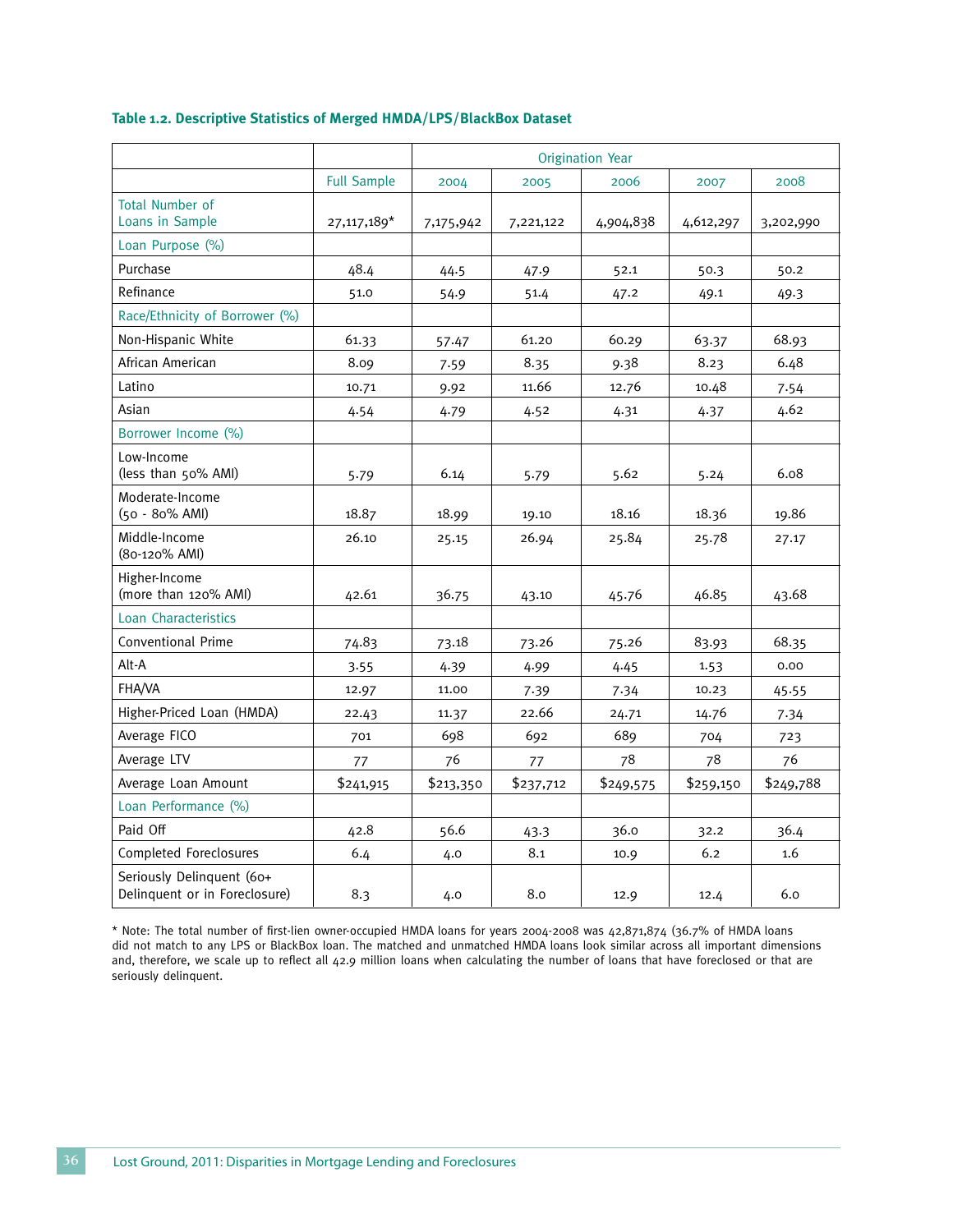**Table 1.2. Descriptive Statistics of Merged HMDA/LPS/BlackBox Dataset**

| | | Origination Year | | | | |
|---|---|---|---|---|---|---|
| | Full Sample | 2004 | 2005 | 2006 | 2007 | 2008 |
| Total Number of Loans in Sample | 27,117,189* | 7,175,942 | 7,221,122 | 4,904,838 | 4,612,297 | 3,202,990 |
| Loan Purpose (%) | | | | | | |
| Purchase | 48.4 | 44.5 | 47.9 | 52.1 | 50.3 | 50.2 |
| Refinance | 51.0 | 54.9 | 51.4 | 47.2 | 49.1 | 49.3 |
| Race/Ethnicity of Borrower (%) | | | | | | |
| Non-Hispanic White | 61.33 | 57.47 | 61.20 | 60.29 | 63.37 | 68.93 |
| African American | 8.09 | 7.59 | 8.35 | 9.38 | 8.23 | 6.48 |
| Latino | 10.71 | 9.92 | 11.66 | 12.76 | 10.48 | 7.54 |
| Asian | 4.54 | 4.79 | 4.52 | 4.31 | 4.37 | 4.62 |
| Borrower Income (%) | | | | | | |
| Low-Income (less than 50% AMI) | 5.79 | 6.14 | 5.79 | 5.62 | 5.24 | 6.08 |
| Moderate-Income (50 - 80% AMI) | 18.87 | 18.99 | 19.10 | 18.16 | 18.36 | 19.86 |
| Middle-Income (80-120% AMI) | 26.10 | 25.15 | 26.94 | 25.84 | 25.78 | 27.17 |
| Higher-Income (more than 120% AMI) | 42.61 | 36.75 | 43.10 | 45.76 | 46.85 | 43.68 |
| Loan Characteristics | | | | | | |
| Conventional Prime | 74.83 | 73.18 | 73.26 | 75.26 | 83.93 | 68.35 |
| Alt-A | 3.55 | 4.39 | 4.99 | 4.45 | 1.53 | 0.00 |
| FHA/VA | 12.97 | 11.00 | 7.39 | 7.34 | 10.23 | 45.55 |
| Higher-Priced Loan (HMDA) | 22.43 | 11.37 | 22.66 | 24.71 | 14.76 | 7.34 |
| Average FICO | 701 | 698 | 692 | 689 | 704 | 723 |
| Average LTV | 77 | 76 | 77 | 78 | 78 | 76 |
| Average Loan Amount | $241,915 | $213,350 | $237,712 | $249,575 | $259,150 | $249,788 |
| Loan Performance (%) | | | | | | |
| Paid Off | 42.8 | 56.6 | 43.3 | 36.0 | 32.2 | 36.4 |
| Completed Foreclosures | 6.4 | 4.0 | 8.1 | 10.9 | 6.2 | 1.6 |
| Seriously Delinquent (60+ Delinquent or in Foreclosure) | 8.3 | 4.0 | 8.0 | 12.9 | 12.4 | 6.0 |

* Note: The total number of first-lien owner-occupied HMDA loans for years 2004-2008 was 42,871,874 (36.7% of HMDA loans did not match to any LPS or BlackBox loan. The matched and unmatched HMDA loans look similar across all important dimensions and, therefore, we scale up to reflect all 42.9 million loans when calculating the number of loans that have foreclosed or that are seriously delinquent.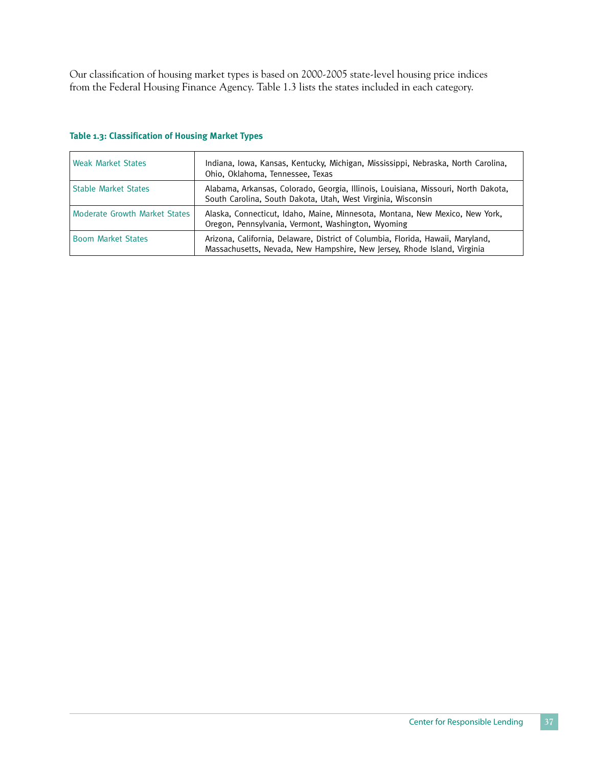Our classification of housing market types is based on 2000-2005 state-level housing price indices from the Federal Housing Finance Agency. Table 1.3 lists the states included in each category.

**Table 1.3: Classification of Housing Market Types**

| | |
|---|---|
| Weak Market States | Indiana, Iowa, Kansas, Kentucky, Michigan, Mississippi, Nebraska, North Carolina, Ohio, Oklahoma, Tennessee, Texas |
| Stable Market States | Alabama, Arkansas, Colorado, Georgia, Illinois, Louisiana, Missouri, North Dakota, South Carolina, South Dakota, Utah, West Virginia, Wisconsin |
| Moderate Growth Market States | Alaska, Connecticut, Idaho, Maine, Minnesota, Montana, New Mexico, New York, Oregon, Pennsylvania, Vermont, Washington, Wyoming |
| Boom Market States | Arizona, California, Delaware, District of Columbia, Florida, Hawaii, Maryland, Massachusetts, Nevada, New Hampshire, New Jersey, Rhode Island, Virginia |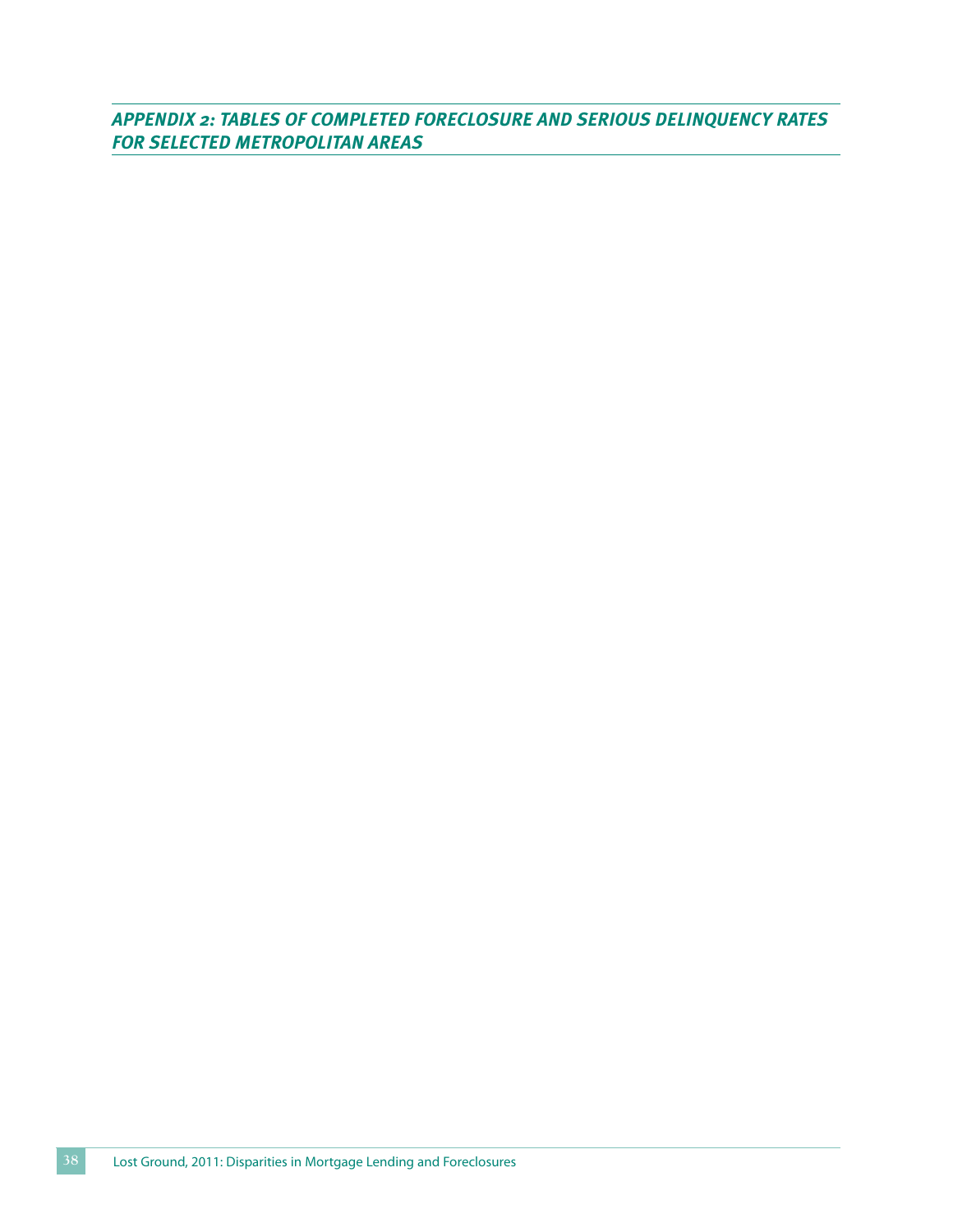## APPENDIX 2: TABLES OF COMPLETED FORECLOSURE AND SERIOUS DELINQUENCY RATES FOR SELECTED METROPOLITAN AREAS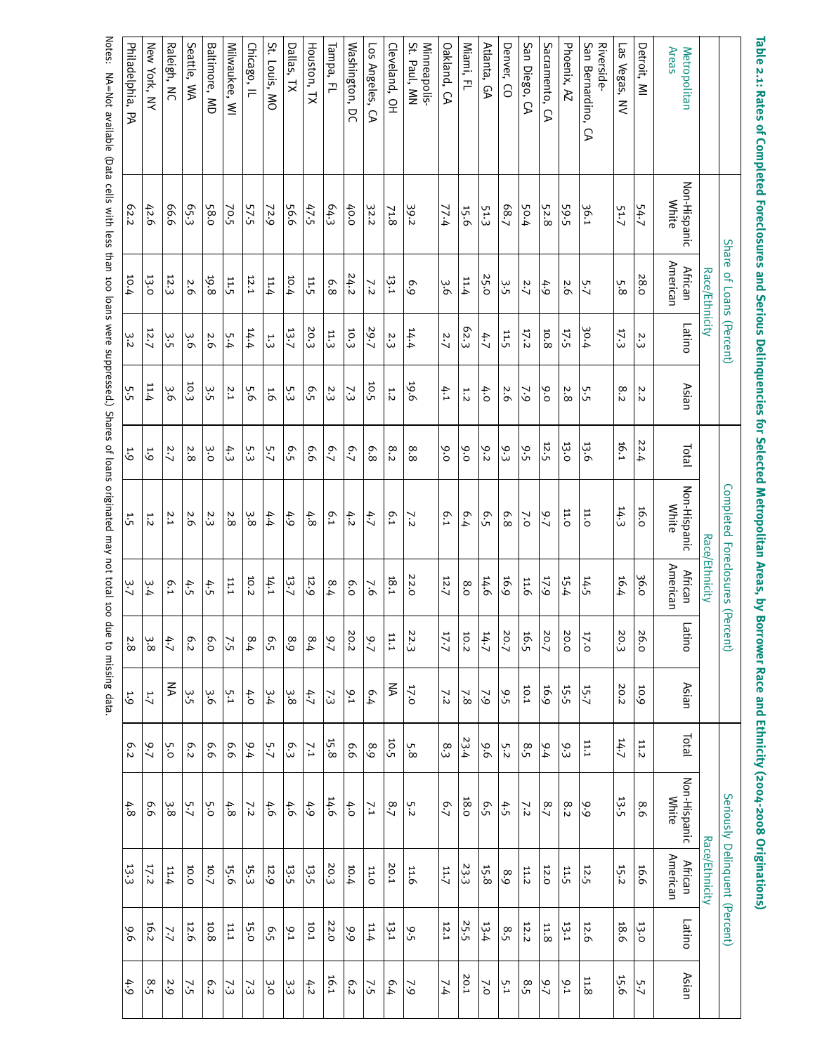**Table 2.1: Rates of Completed Foreclosures and Serious Delinquencies for Selected Metropolitan Areas, by Borrower Race and Ethnicity (2004-2008 Originations)**

| Metropolitan Areas | Share of Loans (Percent) Race/Ethnicity | | | | Completed Foreclosures (Percent) | | | | | Seriously Delinquent (Percent) | | | | |
|---|---|---|---|---|---|---|---|---|---|---|---|---|---|---|
| | Non-Hispanic White | African American | Latino | Asian | Total | Race/Ethnicity Non-Hispanic White | African American | Latino | Asian | Total | Race/Ethnicity Non-Hispanic White | African American | Latino | Asian |
| Detroit, MI | 54.7 | 28.0 | 2.3 | 2.2 | 22.4 | 16.0 | 36.0 | 26.0 | 10.9 | 11.2 | 8.6 | 16.6 | 13.0 | 5.7 |
| Las Vegas, NV | 51.7 | 5.8 | 17.3 | 8.2 | 16.1 | 14.3 | 16.4 | 20.3 | 20.2 | 14.7 | 13.5 | 15.2 | 18.6 | 15.6 |
| Riverside-San Bernardino, CA | 36.1 | 5.7 | 30.4 | 5.5 | 13.6 | 11.0 | 14.5 | 17.0 | 15.7 | 11.1 | 9.9 | 12.5 | 12.6 | 11.8 |
| Phoenix, AZ | 59.5 | 2.6 | 17.5 | 2.8 | 13.0 | 11.0 | 15.4 | 20.0 | 15.5 | 9.3 | 8.2 | 11.5 | 13.1 | 9.1 |
| Sacramento, CA | 52.8 | 4.9 | 10.8 | 9.0 | 12.5 | 9.7 | 17.9 | 20.7 | 16.9 | 9.4 | 8.7 | 12.0 | 11.8 | 9.7 |
| San Diego, CA | 50.4 | 2.7 | 17.2 | 7.9 | 9.5 | 7.0 | 11.6 | 16.5 | 10.1 | 8.5 | 7.2 | 11.2 | 12.2 | 8.5 |
| Denver, CO | 68.7 | 3.5 | 11.5 | 2.6 | 9.3 | 6.8 | 16.9 | 20.7 | 9.5 | 5.2 | 4.5 | 8.9 | 8.5 | 5.1 |
| Atlanta, GA | 51.3 | 25.0 | 4.7 | 4.0 | 9.2 | 6.5 | 14.6 | 14.7 | 7.9 | 9.6 | 6.5 | 15.8 | 13.4 | 7.0 |
| Miami, FL | 15.6 | 11.4 | 62.3 | 1.2 | 9.0 | 6.4 | 8.0 | 10.2 | 7.8 | 23.4 | 18.0 | 23.3 | 25.5 | 20.1 |
| Oakland, CA | 77.4 | 3.6 | 2.7 | 4.1 | 9.0 | 6.1 | 12.7 | 17.7 | 7.2 | 8.3 | 6.7 | 11.7 | 12.1 | 7.4 |
| Cleveland, OH | 71.8 | 13.1 | 2.3 | 1.2 | 8.2 | 6.1 | 18.1 | 11.1 | NA | 10.5 | 8.7 | 20.1 | 13.1 | 6.4 |
| Minneapolis-St. Paul, MN | 39.2 | 6.9 | 14.4 | 19.6 | 8.8 | 7.2 | 22.0 | 22.3 | 17.0 | 5.8 | 5.2 | 11.6 | 9.5 | 7.9 |
| Los Angeles, CA | 32.2 | 7.2 | 29.7 | 10.5 | 6.8 | 4.7 | 7.6 | 9.7 | 6.4 | 8.9 | 7.1 | 11.0 | 11.4 | 7.5 |
| Washington, DC | 40.0 | 24.2 | 10.3 | 7.3 | 6.7 | 4.2 | 6.0 | 20.2 | 9.1 | 6.6 | 4.0 | 10.4 | 9.9 | 6.2 |
| Tampa, FL | 64.3 | 6.8 | 11.3 | 2.3 | 6.7 | 6.1 | 8.4 | 9.7 | 7.3 | 15.8 | 14.6 | 20.3 | 22.0 | 16.1 |
| Houston, TX | 47.5 | 11.5 | 20.3 | 6.5 | 6.6 | 4.8 | 12.9 | 8.4 | 4.7 | 7.1 | 4.9 | 13.5 | 10.1 | 4.2 |
| Dallas, TX | 56.6 | 10.4 | 13.7 | 5.3 | 6.5 | 4.9 | 13.7 | 8.9 | 3.8 | 6.3 | 4.6 | 13.5 | 9.1 | 3.3 |
| St. Louis, MO | 72.9 | 11.4 | 1.3 | 1.6 | 5.7 | 4.4 | 14.1 | 6.5 | 3.4 | 5.7 | 4.6 | 12.9 | 6.5 | 3.0 |
| Chicago, IL | 57.5 | 12.1 | 14.4 | 5.6 | 5.3 | 3.8 | 10.2 | 8.4 | 4.0 | 9.4 | 7.2 | 15.3 | 15.0 | 7.3 |
| Milwaukee, WI | 70.5 | 11.5 | 5.4 | 2.1 | 4.3 | 2.8 | 11.1 | 7.5 | 5.1 | 6.6 | 4.8 | 15.6 | 11.1 | 7.3 |
| Baltimore, MD | 58.0 | 19.8 | 2.6 | 3.5 | 3.0 | 2.3 | 4.5 | 6.0 | 3.6 | 6.6 | 5.0 | 10.7 | 10.8 | 6.2 |
| Seattle, WA | 65.3 | 2.6 | 3.6 | 10.3 | 2.8 | 2.6 | 4.5 | 6.2 | 3.5 | 6.2 | 5.7 | 10.0 | 12.6 | 7.5 |
| Raleigh, NC | 66.6 | 12.3 | 3.5 | 3.6 | 2.7 | 2.1 | 6.1 | 4.7 | NA | 5.0 | 3.8 | 11.4 | 7.7 | 2.9 |
| New York, NY | 42.6 | 13.0 | 12.7 | 11.4 | 1.9 | 1.2 | 3.4 | 3.8 | 1.7 | 9.7 | 6.6 | 17.2 | 16.2 | 8.5 |
| Philadelphia, PA | 62.2 | 10.4 | 3.2 | 5.5 | 1.9 | 1.5 | 3.7 | 2.8 | 1.9 | 6.2 | 4.8 | 13.3 | 9.6 | 4.9 |

Notes: NA=Not available (Data cells with less than 100 loans were suppressed.) Shares of loans originated may not total 100 due to missing data.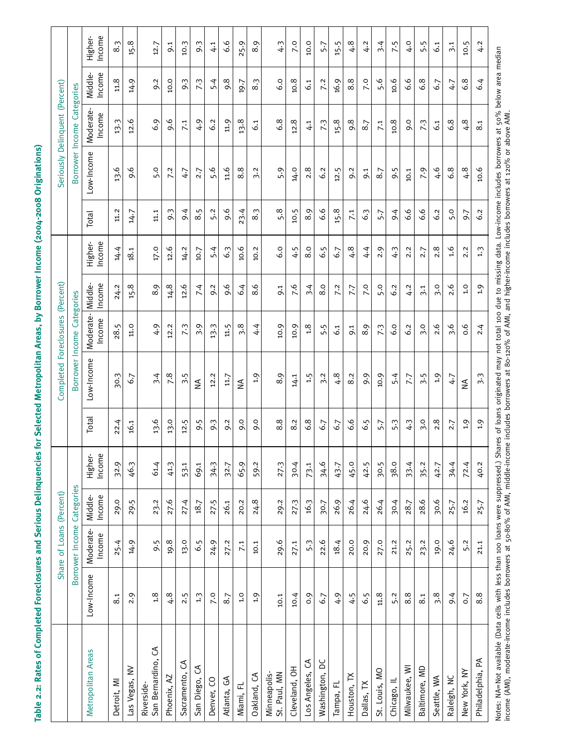**Table 2.2: Rates of Completed Foreclosures and Serious Delinquencies for Selected Metropolitan Areas, by Borrower Income (2004-2008 Originations)**

| Metropolitan Areas | Share of Loans (Percent) | | | | Completed Foreclosures (Percent) | | | | | Seriously Delinquent (Percent) | | | | |
|---|---|---|---|---|---|---|---|---|---|---|---|---|---|---|
| | Borrower Income Categories | | | | | Borrower Income Categories | | | | | Borrower Income Categories | | | |
| | Low-Income | Moderate-Income | Middle-Income | Higher-Income | Total | Low-Income | Moderate-Income | Middle-Income | Higher-Income | Total | Low-Income | Moderate-Income | Middle-Income | Higher-Income |
| Detroit, MI | 8.1 | 25.4 | 29.0 | 32.9 | 22.4 | 30.3 | 28.5 | 24.2 | 14.4 | 11.2 | 13.6 | 13.3 | 11.8 | 8.3 |
| Las Vegas, NV | 2.9 | 14.9 | 29.5 | 46.3 | 16.1 | 6.7 | 11.0 | 15.8 | 18.1 | 14.7 | 9.6 | 12.6 | 14.9 | 15.8 |
| Riverside-San Bernardino, CA | 1.8 | 9.5 | 23.2 | 61.4 | 13.6 | 3.4 | 4.9 | 8.9 | 17.0 | 11.1 | 5.0 | 6.9 | 9.2 | 12.7 |
| Phoenix, AZ | 4.8 | 19.8 | 27.6 | 41.3 | 13.0 | 7.8 | 12.2 | 14.8 | 12.6 | 9.3 | 7.2 | 9.6 | 10.0 | 9.1 |
| Sacramento, CA | 2.5 | 13.0 | 27.4 | 53.1 | 12.5 | 3.5 | 7.3 | 12.6 | 14.2 | 9.4 | 4.7 | 7.1 | 9.3 | 10.3 |
| San Diego, CA | 1.3 | 6.5 | 18.7 | 69.1 | 9.5 | NA | 3.9 | 7.4 | 10.7 | 8.5 | 2.7 | 4.9 | 7.3 | 9.3 |
| Denver, CO | 7.0 | 24.9 | 27.5 | 34.3 | 9.3 | 12.2 | 13.3 | 9.2 | 5.4 | 5.2 | 5.6 | 6.2 | 5.4 | 4.1 |
| Atlanta, GA | 8.7 | 27.2 | 26.1 | 32.7 | 9.2 | 11.7 | 11.5 | 9.6 | 6.3 | 9.6 | 11.6 | 11.9 | 9.8 | 6.6 |
| Miami, FL | 1.0 | 7.1 | 20.2 | 65.9 | 9.0 | NA | 3.8 | 6.4 | 10.6 | 23.4 | 8.8 | 13.8 | 19.7 | 25.9 |
| Oakland, CA | 1.9 | 10.1 | 24.8 | 59.2 | 9.0 | 1.9 | 4.4 | 8.6 | 10.2 | 8.3 | 3.2 | 6.1 | 8.3 | 8.9 |
| Minneapolis-St. Paul, MN | 10.1 | 29.6 | 29.2 | 27.3 | 8.8 | 8.9 | 10.9 | 9.1 | 6.0 | 5.8 | 5.9 | 6.8 | 6.0 | 4.3 |
| Cleveland, OH | 10.4 | 27.1 | 27.3 | 30.4 | 8.2 | 14.1 | 10.9 | 7.6 | 4.5 | 10.5 | 14.0 | 12.8 | 10.8 | 7.0 |
| Los Angeles, CA | 0.9 | 5.3 | 16.3 | 73.1 | 6.8 | 1.5 | 1.8 | 3.4 | 8.0 | 8.9 | 2.8 | 4.1 | 6.1 | 10.0 |
| Washington, DC | 6.7 | 22.6 | 30.7 | 34.6 | 6.7 | 3.2 | 5.5 | 8.0 | 6.5 | 6.6 | 6.2 | 7.3 | 7.2 | 5.7 |
| Tampa, FL | 4.9 | 18.4 | 26.9 | 43.7 | 6.7 | 4.8 | 6.1 | 7.2 | 6.7 | 15.8 | 12.5 | 15.8 | 16.9 | 15.5 |
| Houston, TX | 4.5 | 20.0 | 26.4 | 45.0 | 6.6 | 8.2 | 9.1 | 7.7 | 4.8 | 7.1 | 9.2 | 9.8 | 8.8 | 4.8 |
| Dallas, TX | 6.5 | 20.9 | 24.6 | 42.5 | 6.5 | 9.9 | 8.9 | 7.0 | 4.4 | 6.3 | 9.1 | 8.7 | 7.0 | 4.2 |
| St. Louis, MO | 11.8 | 27.0 | 26.4 | 30.5 | 5.7 | 10.9 | 7.3 | 5.0 | 2.9 | 5.7 | 8.7 | 7.1 | 5.6 | 3.4 |
| Chicago, IL | 5.2 | 21.2 | 30.4 | 38.0 | 5.3 | 5.4 | 6.0 | 6.2 | 4.3 | 9.4 | 9.5 | 10.8 | 10.6 | 7.5 |
| Milwaukee, WI | 8.8 | 25.2 | 28.7 | 33.4 | 4.3 | 7.7 | 6.2 | 4.2 | 2.2 | 6.6 | 10.1 | 9.0 | 6.6 | 4.0 |
| Baltimore, MD | 8.1 | 23.2 | 28.6 | 35.2 | 3.0 | 3.5 | 3.0 | 3.1 | 2.7 | 6.6 | 7.9 | 7.3 | 6.8 | 5.5 |
| Seattle, WA | 3.8 | 19.0 | 30.6 | 42.7 | 2.8 | 1.9 | 2.6 | 3.0 | 2.8 | 6.2 | 4.6 | 6.1 | 6.7 | 6.1 |
| Raleigh, NC | 9.4 | 24.6 | 25.7 | 34.4 | 2.7 | 4.7 | 3.6 | 2.6 | 1.6 | 5.0 | 6.8 | 6.8 | 4.7 | 3.1 |
| New York, NY | 0.7 | 5.2 | 16.2 | 72.4 | 1.9 | NA | 0.6 | 1.0 | 2.2 | 9.7 | 4.8 | 4.8 | 6.8 | 10.5 |
| Philadelphia, PA | 8.8 | 21.1 | 25.7 | 40.2 | 1.9 | 3.3 | 2.4 | 1.9 | 1.3 | 6.2 | 10.6 | 8.1 | 6.4 | 4.2 |

Notes: NA=Not available (Data cells with less than 100 loans were suppressed.) Shares of loans originated may not total 100 due to missing data. Low-income includes borrowers at 50% below area median income (AMI), moderate-income includes borrowers at 50-80% of AMI, middle-income includes borrowers at 80-120% of AMI, and higher-income includes borrowers at 120% or above AMI.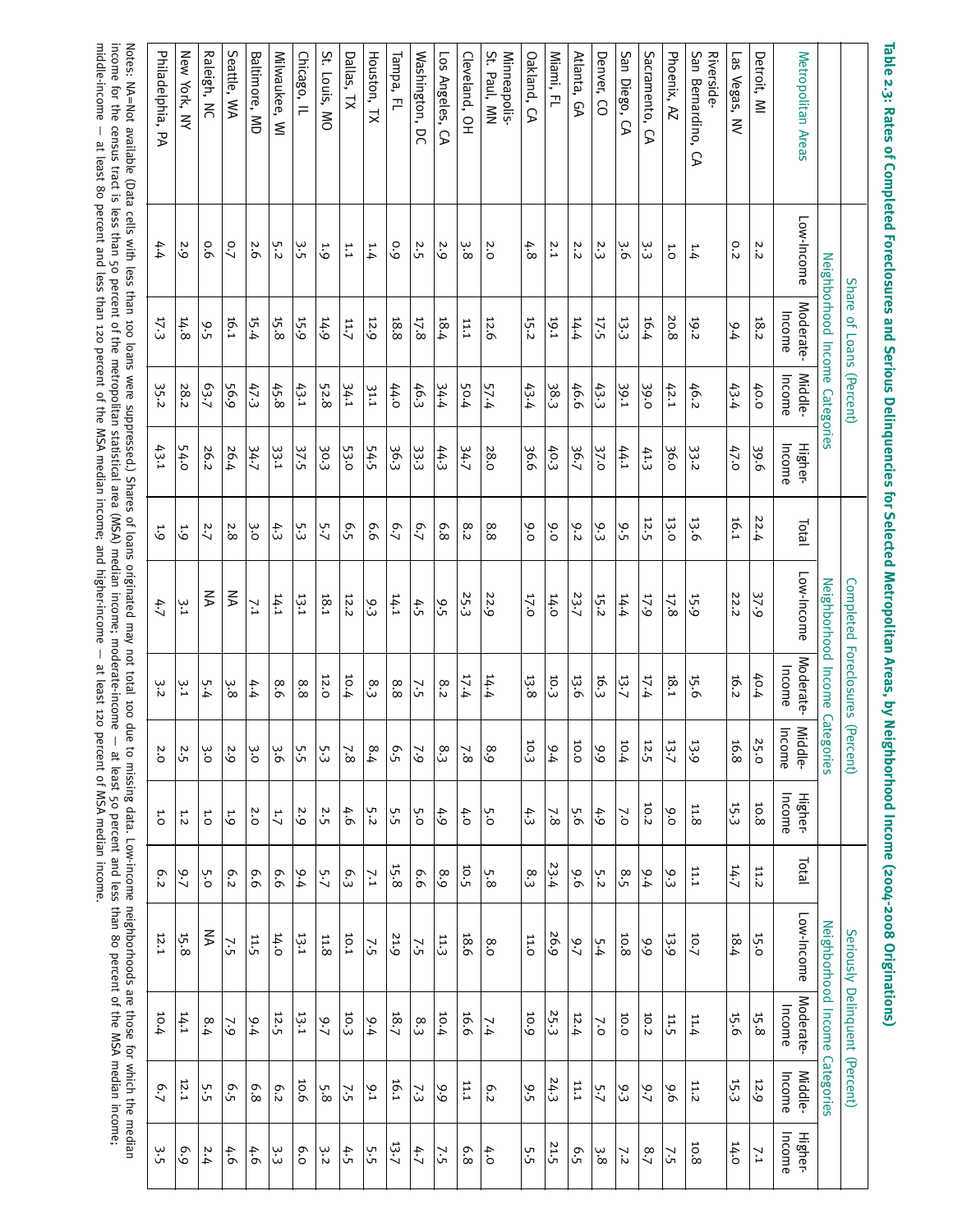**Table 2.3: Rates of Completed Foreclosures and Serious Delinquencies for Selected Metropolitan Areas, by Neighborhood Income (2004-2008 Originations)**

| Metropolitan Areas | Share of Loans (Percent) Neighborhood Income Categories | | | | Completed Foreclosures (Percent) | Neighborhood Income Categories | | | | Seriously Delinquent (Percent) | Neighborhood Income Categories | | | |
|---|---|---|---|---|---|---|---|---|---|---|---|---|---|---|
| | Low-Income | Moderate-Income | Middle-Income | Higher-Income | Total | Low-Income | Moderate-Income | Middle-Income | Higher-Income | Total | Low-Income | Moderate-Income | Middle-Income | Higher-Income |
| Detroit, MI | 2.2 | 18.2 | 40.0 | 39.6 | 22.4 | 37.9 | 40.4 | 25.0 | 10.8 | 11.2 | 15.0 | 15.8 | 12.9 | 7.1 |
| Las Vegas, NV | 0.2 | 9.4 | 43.4 | 47.0 | 16.1 | 22.2 | 16.2 | 16.8 | 15.3 | 14.7 | 18.4 | 15.6 | 15.3 | 14.0 |
| Riverside-San Bernardino, CA | 1.4 | 19.2 | 46.2 | 33.2 | 13.6 | 15.9 | 15.6 | 13.9 | 11.8 | 11.1 | 10.7 | 11.4 | 11.2 | 10.8 |
| Phoenix, AZ | 1.0 | 20.8 | 42.1 | 36.0 | 13.0 | 17.8 | 18.1 | 13.7 | 9.0 | 9.3 | 13.9 | 11.5 | 9.6 | 7.5 |
| Sacramento, CA | 3.3 | 16.4 | 39.0 | 41.3 | 12.5 | 17.9 | 17.4 | 12.5 | 10.2 | 9.4 | 9.9 | 10.2 | 9.7 | 8.7 |
| San Diego, CA | 3.6 | 13.3 | 39.1 | 44.1 | 9.5 | 14.4 | 13.7 | 10.4 | 7.0 | 8.5 | 10.8 | 10.0 | 9.3 | 7.2 |
| Denver, CO | 2.3 | 17.5 | 43.3 | 37.0 | 9.3 | 15.2 | 16.3 | 9.9 | 4.9 | 5.2 | 5.4 | 7.0 | 5.7 | 3.8 |
| Atlanta, GA | 2.2 | 14.4 | 46.6 | 36.7 | 9.2 | 23.7 | 13.6 | 10.0 | 5.6 | 9.6 | 9.7 | 12.4 | 11.1 | 6.5 |
| Miami, FL | 2.1 | 19.1 | 38.3 | 40.3 | 9.0 | 14.0 | 10.3 | 9.4 | 7.8 | 23.4 | 26.9 | 25.3 | 24.3 | 21.5 |
| Oakland, CA | 4.8 | 15.2 | 43.4 | 36.6 | 9.0 | 17.0 | 13.8 | 10.3 | 4.3 | 8.3 | 11.0 | 10.9 | 9.5 | 5.5 |
| Minneapolis-St. Paul, MN | 2.0 | 12.6 | 57.4 | 28.0 | 8.8 | 22.9 | 14.4 | 8.9 | 5.0 | 5.8 | 8.0 | 7.4 | 6.2 | 4.0 |
| Cleveland, OH | 3.8 | 11.1 | 50.4 | 34.7 | 8.2 | 25.3 | 17.4 | 7.8 | 4.0 | 10.5 | 18.6 | 16.6 | 11.1 | 6.8 |
| Los Angeles, CA | 2.9 | 18.4 | 34.4 | 44.3 | 6.8 | 9.5 | 8.2 | 8.3 | 4.9 | 8.9 | 11.3 | 10.4 | 9.9 | 7.5 |
| Washington, DC | 2.5 | 17.8 | 46.3 | 33.3 | 6.7 | 4.5 | 7.5 | 7.9 | 5.0 | 6.6 | 7.5 | 8.3 | 7.3 | 4.7 |
| Tampa, FL | 0.9 | 18.8 | 44.0 | 36.3 | 6.7 | 14.1 | 8.8 | 6.5 | 5.5 | 15.8 | 21.9 | 18.7 | 16.1 | 13.7 |
| Houston, TX | 1.4 | 12.9 | 31.1 | 54.5 | 6.6 | 9.3 | 8.3 | 8.4 | 5.2 | 7.1 | 7.5 | 9.4 | 9.1 | 5.5 |
| Dallas, TX | 1.1 | 11.7 | 34.1 | 53.0 | 6.5 | 12.2 | 10.4 | 7.8 | 4.6 | 6.3 | 10.1 | 10.3 | 7.5 | 4.5 |
| St. Louis, MO | 1.9 | 14.9 | 52.8 | 30.3 | 5.7 | 18.1 | 12.0 | 5.3 | 2.5 | 5.7 | 11.8 | 9.7 | 5.8 | 3.2 |
| Chicago, IL | 3.5 | 15.9 | 43.1 | 37.5 | 5.3 | 13.1 | 8.8 | 5.5 | 2.9 | 9.4 | 13.1 | 13.1 | 10.6 | 6.0 |
| Milwaukee, WI | 5.2 | 15.8 | 45.8 | 33.1 | 4.3 | 14.1 | 8.6 | 3.6 | 1.7 | 6.6 | 14.0 | 12.5 | 6.2 | 3.3 |
| Baltimore, MD | 2.6 | 15.4 | 47.3 | 34.7 | 3.0 | 7.1 | 4.4 | 3.0 | 2.0 | 6.6 | 11.5 | 9.4 | 6.8 | 4.6 |
| Seattle, WA | 0.7 | 16.1 | 56.9 | 26.4 | 2.8 | NA | 3.8 | 2.9 | 1.9 | 6.2 | 7.5 | 7.9 | 6.5 | 4.6 |
| Raleigh, NC | 0.6 | 9.5 | 63.7 | 26.2 | 2.7 | NA | 5.4 | 3.0 | 1.0 | 5.0 | NA | 8.4 | 5.5 | 2.4 |
| New York, NY | 2.9 | 14.8 | 28.2 | 54.0 | 1.9 | 3.1 | 3.1 | 2.5 | 1.2 | 9.7 | 15.8 | 14.1 | 12.1 | 6.9 |
| Philadelphia, PA | 4.4 | 17.3 | 35.2 | 43.1 | 1.9 | 4.7 | 3.2 | 2.0 | 1.0 | 6.2 | 12.1 | 10.4 | 6.7 | 3.5 |

Notes: NA=Not available (Data cells with less than 100 loans were suppressed.) Shares of loans originated may not total 100 due to missing data. Low-income neighborhoods are those for which the median income for the census tract is less than 50 percent of the metropolitan statistical area (MSA) median income; moderate-income — at least 50 percent and less than 80 percent of the MSA median income; middle-income — at least 80 percent and less than 120 percent of the MSA median income; and higher-income — at least 120 percent of MSA median income.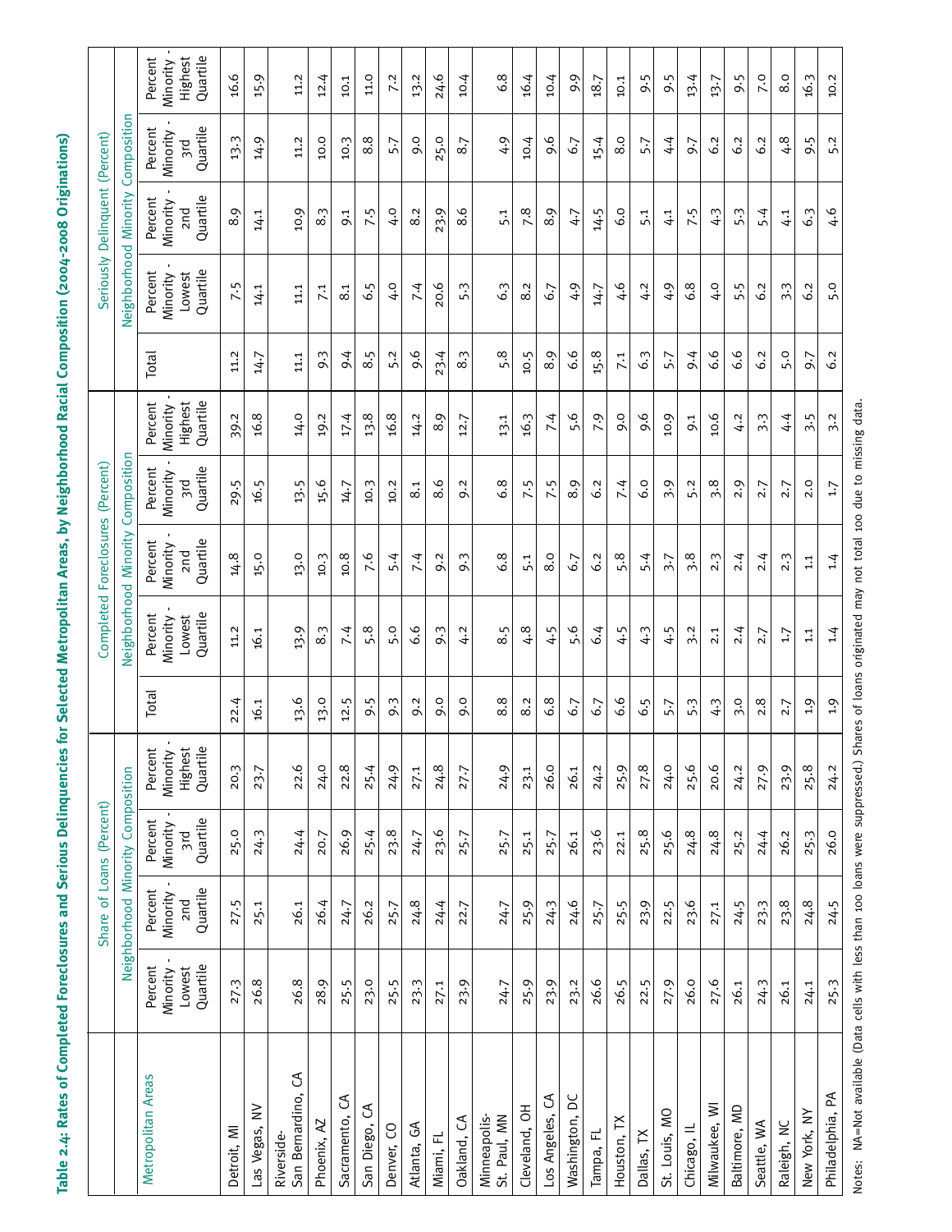**Table 2.4: Rates of Completed Foreclosures and Serious Delinquencies for Selected Metropolitan Areas, by Neighborhood Racial Composition (2004-2008 Originations)**

| Metropolitan Areas | Share of Loans (Percent) | | | | Completed Foreclosures (Percent) | | | | | Seriously Delinquent (Percent) | | | | |
|---|---|---|---|---|---|---|---|---|---|---|---|---|---|---|
| | Neighborhood Minority Composition | | | | | Neighborhood Minority Composition | | | | | Neighborhood Minority Composition | | | |
| | Percent Minority - Lowest Quartile | Percent Minority - 2nd Quartile | Percent Minority - 3rd Quartile | Percent Minority - Highest Quartile | Total | Percent Minority - Lowest Quartile | Percent Minority - 2nd Quartile | Percent Minority - 3rd Quartile | Percent Minority - Highest Quartile | Total | Percent Minority - Lowest Quartile | Percent Minority - 2nd Quartile | Percent Minority - 3rd Quartile | Percent Minority - Highest Quartile |
| Detroit, MI | 27.3 | 27.5 | 25.0 | 20.3 | 22.4 | 11.2 | 14.8 | 29.5 | 39.2 | 11.2 | 7.5 | 8.9 | 13.3 | 16.6 |
| Las Vegas, NV | 26.8 | 25.1 | 24.3 | 23.7 | 16.1 | 16.1 | 15.0 | 16.5 | 16.8 | 14.7 | 14.1 | 14.1 | 14.9 | 15.9 |
| Riverside-San Bernardino, CA | 26.8 | 26.1 | 24.4 | 22.6 | 13.6 | 13.9 | 13.0 | 13.5 | 14.0 | 11.1 | 11.1 | 10.9 | 11.2 | 11.2 |
| Phoenix, AZ | 28.9 | 26.4 | 20.7 | 24.0 | 13.0 | 8.3 | 10.3 | 15.6 | 19.2 | 9.3 | 7.1 | 8.3 | 10.0 | 12.4 |
| Sacramento, CA | 25.5 | 24.7 | 26.9 | 22.8 | 12.5 | 7.4 | 10.8 | 14.7 | 17.4 | 9.4 | 8.1 | 9.1 | 10.3 | 10.1 |
| San Diego, CA | 23.0 | 26.2 | 25.4 | 25.4 | 9.5 | 5.8 | 7.6 | 10.3 | 13.8 | 8.5 | 6.5 | 7.5 | 8.8 | 11.0 |
| Denver, CO | 25.5 | 25.7 | 23.8 | 24.9 | 9.3 | 5.0 | 5.4 | 10.2 | 16.8 | 5.2 | 4.0 | 4.0 | 5.7 | 7.2 |
| Atlanta, GA | 23.3 | 24.8 | 24.7 | 27.1 | 9.2 | 6.6 | 7.4 | 8.1 | 14.2 | 9.6 | 7.4 | 8.2 | 9.0 | 13.2 |
| Miami, FL | 27.1 | 24.4 | 23.6 | 24.8 | 9.0 | 9.3 | 9.2 | 8.6 | 8.9 | 23.4 | 20.6 | 23.9 | 25.0 | 24.6 |
| Oakland, CA | 23.9 | 22.7 | 25.7 | 27.7 | 9.0 | 4.2 | 9.3 | 9.2 | 12.7 | 8.3 | 5.3 | 8.6 | 8.7 | 10.4 |
| Minneapolis-St. Paul, MN | 24.7 | 24.7 | 25.7 | 24.9 | 8.8 | 8.5 | 6.8 | 6.8 | 13.1 | 5.8 | 6.3 | 5.1 | 4.9 | 6.8 |
| Cleveland, OH | 25.9 | 25.9 | 25.1 | 23.1 | 8.2 | 4.8 | 5.1 | 7.5 | 16.3 | 10.5 | 8.2 | 7.8 | 10.4 | 16.4 |
| Los Angeles, CA | 23.9 | 24.3 | 25.7 | 26.0 | 6.8 | 4.5 | 8.0 | 7.5 | 7.4 | 8.9 | 6.7 | 8.9 | 9.6 | 10.4 |
| Washington, DC | 23.2 | 24.6 | 26.1 | 26.1 | 6.7 | 5.6 | 6.7 | 8.9 | 5.6 | 6.6 | 4.9 | 4.7 | 6.7 | 9.9 |
| Tampa, FL | 26.6 | 25.7 | 23.6 | 24.2 | 6.7 | 6.4 | 6.2 | 6.2 | 7.9 | 15.8 | 14.7 | 14.5 | 15.4 | 18.7 |
| Houston, TX | 26.5 | 25.5 | 22.1 | 25.9 | 6.6 | 4.5 | 5.8 | 7.4 | 9.0 | 7.1 | 4.6 | 6.0 | 8.0 | 10.1 |
| Dallas, TX | 22.5 | 23.9 | 25.8 | 27.8 | 6.5 | 4.3 | 5.4 | 6.0 | 9.6 | 6.3 | 4.2 | 5.1 | 5.7 | 9.5 |
| St. Louis, MO | 27.9 | 22.5 | 25.6 | 24.0 | 5.7 | 4.5 | 3.7 | 3.9 | 10.9 | 5.7 | 4.9 | 4.1 | 4.4 | 9.5 |
| Chicago, IL | 26.0 | 23.6 | 24.8 | 25.6 | 5.3 | 3.2 | 3.8 | 5.2 | 9.1 | 9.4 | 6.8 | 7.5 | 9.7 | 13.4 |
| Milwaukee, WI | 27.6 | 27.1 | 24.8 | 20.6 | 4.3 | 2.1 | 2.3 | 3.8 | 10.6 | 6.6 | 4.0 | 4.3 | 6.2 | 13.7 |
| Baltimore, MD | 26.1 | 24.5 | 25.2 | 24.2 | 3.0 | 2.4 | 2.4 | 2.9 | 4.2 | 6.6 | 5.5 | 5.3 | 6.2 | 9.5 |
| Seattle, WA | 24.3 | 23.3 | 24.4 | 27.9 | 2.8 | 2.7 | 2.4 | 2.7 | 3.3 | 6.2 | 6.2 | 5.4 | 6.2 | 7.0 |
| Raleigh, NC | 26.1 | 23.8 | 26.2 | 23.9 | 2.7 | 1.7 | 2.3 | 2.7 | 4.4 | 5.0 | 3.3 | 4.1 | 4.8 | 8.0 |
| New York, NY | 24.1 | 24.8 | 25.3 | 25.8 | 1.9 | 1.1 | 1.1 | 2.0 | 3.5 | 9.7 | 6.2 | 6.3 | 9.5 | 16.3 |
| Philadelphia, PA | 25.3 | 24.5 | 26.0 | 24.2 | 1.9 | 1.4 | 1.4 | 1.7 | 3.2 | 6.2 | 5.0 | 4.6 | 5.2 | 10.2 |

Notes: NA=Not available (Data cells with less than 100 loans were suppressed.) Shares of loans originated may not total 100 due to missing data.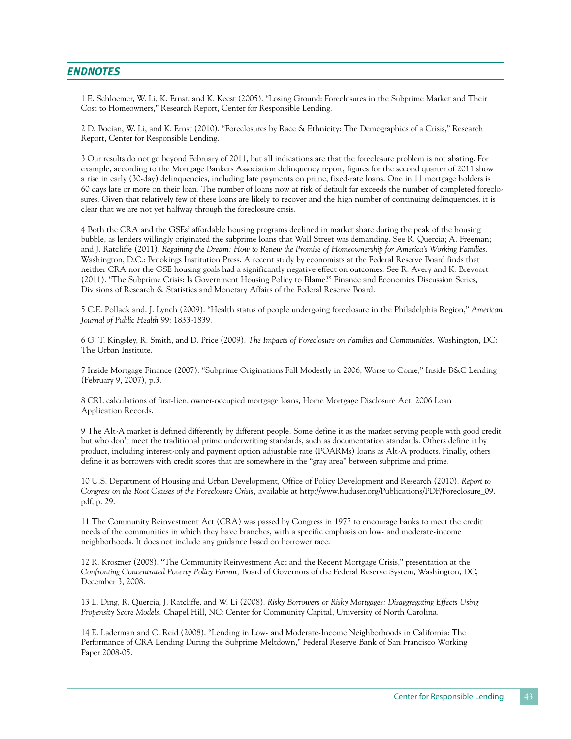## *ENDNOTES*

1 E. Schloemer, W. Li, K. Ernst, and K. Keest (2005). "Losing Ground: Foreclosures in the Subprime Market and Their Cost to Homeowners," Research Report, Center for Responsible Lending.

2 D. Bocian, W. Li, and K. Ernst (2010). "Foreclosures by Race & Ethnicity: The Demographics of a Crisis," Research Report, Center for Responsible Lending.

3 Our results do not go beyond February of 2011, but all indications are that the foreclosure problem is not abating. For example, according to the Mortgage Bankers Association delinquency report, figures for the second quarter of 2011 show a rise in early (30-day) delinquencies, including late payments on prime, fixed-rate loans. One in 11 mortgage holders is 60 days late or more on their loan. The number of loans now at risk of default far exceeds the number of completed foreclosures. Given that relatively few of these loans are likely to recover and the high number of continuing delinquencies, it is clear that we are not yet halfway through the foreclosure crisis.

4 Both the CRA and the GSEs' affordable housing programs declined in market share during the peak of the housing bubble, as lenders willingly originated the subprime loans that Wall Street was demanding. See R. Quercia; A. Freeman; and J. Ratcliffe (2011). *Regaining the Dream: How to Renew the Promise of Homeownership for America's Working Families.* Washington, D.C.: Brookings Institution Press. A recent study by economists at the Federal Reserve Board finds that neither CRA nor the GSE housing goals had a significantly negative effect on outcomes. See R. Avery and K. Brevoort (2011). "The Subprime Crisis: Is Government Housing Policy to Blame?" Finance and Economics Discussion Series, Divisions of Research & Statistics and Monetary Affairs of the Federal Reserve Board.

5 C.E. Pollack and. J. Lynch (2009). "Health status of people undergoing foreclosure in the Philadelphia Region," *American Journal of Public Health* 99: 1833-1839.

6 G. T. Kingsley, R. Smith, and D. Price (2009). *The Impacts of Foreclosure on Families and Communities.* Washington, DC: The Urban Institute.

7 Inside Mortgage Finance (2007). "Subprime Originations Fall Modestly in 2006, Worse to Come," Inside B&C Lending (February 9, 2007), p.3.

8 CRL calculations of first-lien, owner-occupied mortgage loans, Home Mortgage Disclosure Act, 2006 Loan Application Records.

9 The Alt-A market is defined differently by different people. Some define it as the market serving people with good credit but who don't meet the traditional prime underwriting standards, such as documentation standards. Others define it by product, including interest-only and payment option adjustable rate (POARMs) loans as Alt-A products. Finally, others define it as borrowers with credit scores that are somewhere in the "gray area" between subprime and prime.

10 U.S. Department of Housing and Urban Development, Office of Policy Development and Research (2010). *Report to Congress on the Root Causes of the Foreclosure Crisis,* available at http://www.huduser.org/Publications/PDF/Foreclosure_09.pdf, p. 29.

11 The Community Reinvestment Act (CRA) was passed by Congress in 1977 to encourage banks to meet the credit needs of the communities in which they have branches, with a specific emphasis on low- and moderate-income neighborhoods. It does not include any guidance based on borrower race.

12 R. Kroszner (2008). "The Community Reinvestment Act and the Recent Mortgage Crisis," presentation at the *Confronting Concentrated Poverty Policy Forum,* Board of Governors of the Federal Reserve System, Washington, DC, December 3, 2008.

13 L. Ding, R. Quercia, J. Ratcliffe, and W. Li (2008). *Risky Borrowers or Risky Mortgages: Disaggregating Effects Using Propensity Score Models.* Chapel Hill, NC: Center for Community Capital, University of North Carolina.

14 E. Laderman and C. Reid (2008). "Lending in Low- and Moderate-Income Neighborhoods in California: The Performance of CRA Lending During the Subprime Meltdown," Federal Reserve Bank of San Francisco Working Paper 2008-05.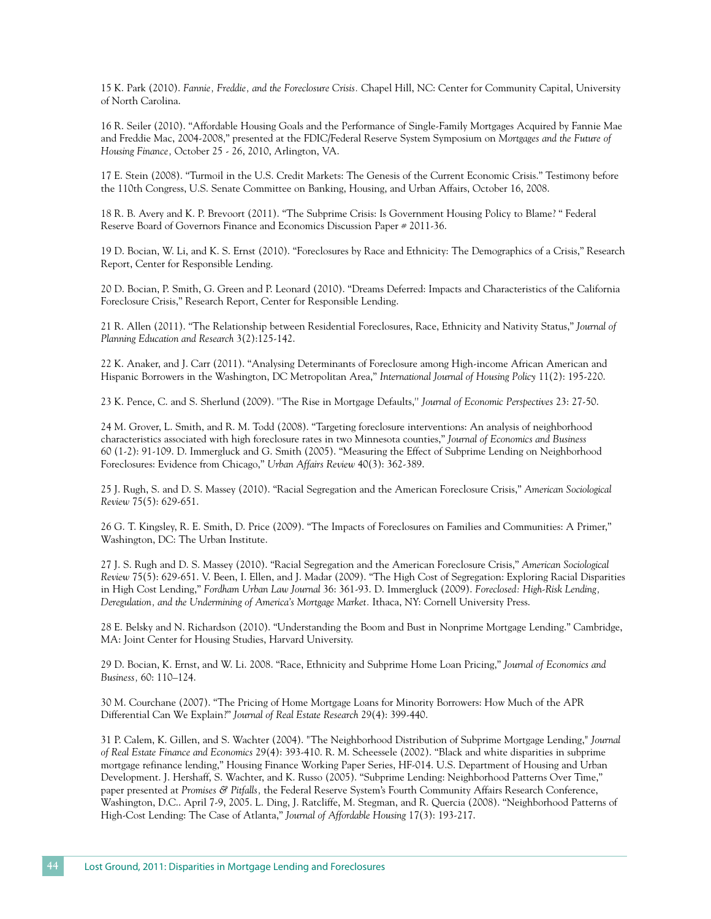15 K. Park (2010). *Fannie, Freddie, and the Foreclosure Crisis.* Chapel Hill, NC: Center for Community Capital, University of North Carolina.

16 R. Seiler (2010). "Affordable Housing Goals and the Performance of Single-Family Mortgages Acquired by Fannie Mae and Freddie Mac, 2004-2008," presented at the FDIC/Federal Reserve System Symposium on *Mortgages and the Future of Housing Finance,* October 25 - 26, 2010, Arlington, VA.

17 E. Stein (2008). "Turmoil in the U.S. Credit Markets: The Genesis of the Current Economic Crisis." Testimony before the 110th Congress, U.S. Senate Committee on Banking, Housing, and Urban Affairs, October 16, 2008.

18 R. B. Avery and K. P. Brevoort (2011). "The Subprime Crisis: Is Government Housing Policy to Blame? " Federal Reserve Board of Governors Finance and Economics Discussion Paper # 2011-36.

19 D. Bocian, W. Li, and K. S. Ernst (2010). "Foreclosures by Race and Ethnicity: The Demographics of a Crisis," Research Report, Center for Responsible Lending.

20 D. Bocian, P. Smith, G. Green and P. Leonard (2010). "Dreams Deferred: Impacts and Characteristics of the California Foreclosure Crisis," Research Report, Center for Responsible Lending.

21 R. Allen (2011). "The Relationship between Residential Foreclosures, Race, Ethnicity and Nativity Status," *Journal of Planning Education and Research* 3(2):125-142.

22 K. Anaker, and J. Carr (2011). "Analysing Determinants of Foreclosure among High-income African American and Hispanic Borrowers in the Washington, DC Metropolitan Area," *International Journal of Housing Policy* 11(2): 195-220.

23 K. Pence, C. and S. Sherlund (2009). "The Rise in Mortgage Defaults," *Journal of Economic Perspectives* 23: 27-50.

24 M. Grover, L. Smith, and R. M. Todd (2008). "Targeting foreclosure interventions: An analysis of neighborhood characteristics associated with high foreclosure rates in two Minnesota counties," *Journal of Economics and Business* 60 (1-2): 91-109. D. Immergluck and G. Smith (2005). "Measuring the Effect of Subprime Lending on Neighborhood Foreclosures: Evidence from Chicago," *Urban Affairs Review* 40(3): 362-389.

25 J. Rugh, S. and D. S. Massey (2010). "Racial Segregation and the American Foreclosure Crisis," *American Sociological Review* 75(5): 629-651.

26 G. T. Kingsley, R. E. Smith, D. Price (2009). "The Impacts of Foreclosures on Families and Communities: A Primer," Washington, DC: The Urban Institute.

27 J. S. Rugh and D. S. Massey (2010). "Racial Segregation and the American Foreclosure Crisis," *American Sociological Review* 75(5): 629-651. V. Been, I. Ellen, and J. Madar (2009). "The High Cost of Segregation: Exploring Racial Disparities in High Cost Lending," *Fordham Urban Law Journal* 36: 361-93. D. Immergluck (2009). *Foreclosed: High-Risk Lending, Deregulation, and the Undermining of America's Mortgage Market.* Ithaca, NY: Cornell University Press.

28 E. Belsky and N. Richardson (2010). "Understanding the Boom and Bust in Nonprime Mortgage Lending." Cambridge, MA: Joint Center for Housing Studies, Harvard University.

29 D. Bocian, K. Ernst, and W. Li. 2008. "Race, Ethnicity and Subprime Home Loan Pricing," *Journal of Economics and Business,* 60: 110–124.

30 M. Courchane (2007). "The Pricing of Home Mortgage Loans for Minority Borrowers: How Much of the APR Differential Can We Explain?" *Journal of Real Estate Research* 29(4): 399-440.

31 P. Calem, K. Gillen, and S. Wachter (2004). "The Neighborhood Distribution of Subprime Mortgage Lending," *Journal of Real Estate Finance and Economics* 29(4): 393-410. R. M. Scheessele (2002). "Black and white disparities in subprime mortgage refinance lending," Housing Finance Working Paper Series, HF-014. U.S. Department of Housing and Urban Development. J. Hershaff, S. Wachter, and K. Russo (2005). "Subprime Lending: Neighborhood Patterns Over Time," paper presented at *Promises & Pitfalls,* the Federal Reserve System's Fourth Community Affairs Research Conference, Washington, D.C.. April 7-9, 2005. L. Ding, J. Ratcliffe, M. Stegman, and R. Quercia (2008). "Neighborhood Patterns of High-Cost Lending: The Case of Atlanta," *Journal of Affordable Housing* 17(3): 193-217.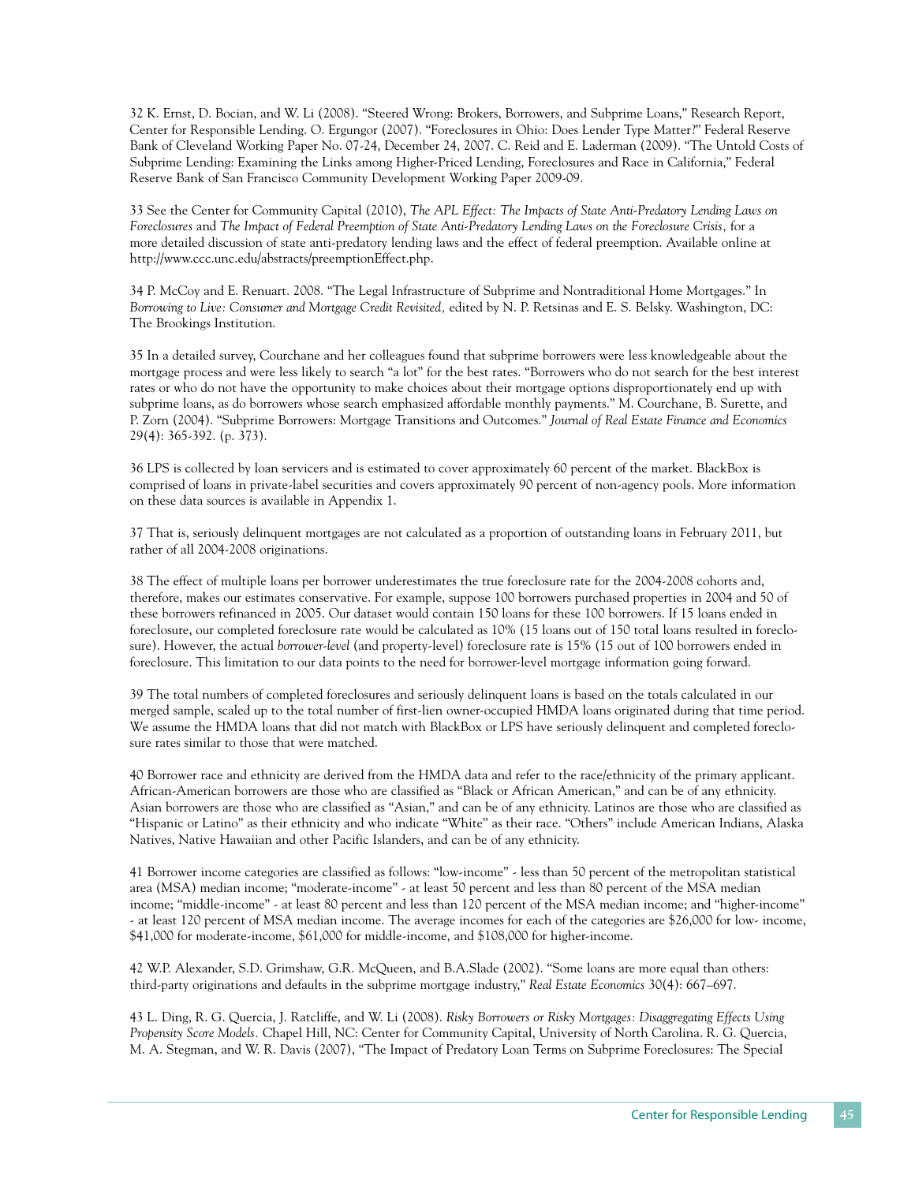32 K. Ernst, D. Bocian, and W. Li (2008). "Steered Wrong: Brokers, Borrowers, and Subprime Loans," Research Report, Center for Responsible Lending. O. Ergungor (2007). "Foreclosures in Ohio: Does Lender Type Matter?" Federal Reserve Bank of Cleveland Working Paper No. 07-24, December 24, 2007. C. Reid and E. Laderman (2009). "The Untold Costs of Subprime Lending: Examining the Links among Higher-Priced Lending, Foreclosures and Race in California," Federal Reserve Bank of San Francisco Community Development Working Paper 2009-09.

33 See the Center for Community Capital (2010), *The APL Effect: The Impacts of State Anti-Predatory Lending Laws on Foreclosures* and *The Impact of Federal Preemption of State Anti-Predatory Lending Laws on the Foreclosure Crisis,* for a more detailed discussion of state anti-predatory lending laws and the effect of federal preemption. Available online at http://www.ccc.unc.edu/abstracts/preemptionEffect.php.

34 P. McCoy and E. Renuart. 2008. "The Legal Infrastructure of Subprime and Nontraditional Home Mortgages." In *Borrowing to Live: Consumer and Mortgage Credit Revisited,* edited by N. P. Retsinas and E. S. Belsky. Washington, DC: The Brookings Institution.

35 In a detailed survey, Courchane and her colleagues found that subprime borrowers were less knowledgeable about the mortgage process and were less likely to search "a lot" for the best rates. "Borrowers who do not search for the best interest rates or who do not have the opportunity to make choices about their mortgage options disproportionately end up with subprime loans, as do borrowers whose search emphasized affordable monthly payments." M. Courchane, B. Surette, and P. Zorn (2004). "Subprime Borrowers: Mortgage Transitions and Outcomes." *Journal of Real Estate Finance and Economics* 29(4): 365-392. (p. 373).

36 LPS is collected by loan servicers and is estimated to cover approximately 60 percent of the market. BlackBox is comprised of loans in private-label securities and covers approximately 90 percent of non-agency pools. More information on these data sources is available in Appendix 1.

37 That is, seriously delinquent mortgages are not calculated as a proportion of outstanding loans in February 2011, but rather of all 2004-2008 originations.

38 The effect of multiple loans per borrower underestimates the true foreclosure rate for the 2004-2008 cohorts and, therefore, makes our estimates conservative. For example, suppose 100 borrowers purchased properties in 2004 and 50 of these borrowers refinanced in 2005. Our dataset would contain 150 loans for these 100 borrowers. If 15 loans ended in foreclosure, our completed foreclosure rate would be calculated as 10% (15 loans out of 150 total loans resulted in foreclosure). However, the actual *borrower-level* (and property-level) foreclosure rate is 15% (15 out of 100 borrowers ended in foreclosure. This limitation to our data points to the need for borrower-level mortgage information going forward.

39 The total numbers of completed foreclosures and seriously delinquent loans is based on the totals calculated in our merged sample, scaled up to the total number of first-lien owner-occupied HMDA loans originated during that time period. We assume the HMDA loans that did not match with BlackBox or LPS have seriously delinquent and completed foreclosure rates similar to those that were matched.

40 Borrower race and ethnicity are derived from the HMDA data and refer to the race/ethnicity of the primary applicant. African-American borrowers are those who are classified as "Black or African American," and can be of any ethnicity. Asian borrowers are those who are classified as "Asian," and can be of any ethnicity. Latinos are those who are classified as "Hispanic or Latino" as their ethnicity and who indicate "White" as their race. "Others" include American Indians, Alaska Natives, Native Hawaiian and other Pacific Islanders, and can be of any ethnicity.

41 Borrower income categories are classified as follows: "low-income" - less than 50 percent of the metropolitan statistical area (MSA) median income; "moderate-income" - at least 50 percent and less than 80 percent of the MSA median income; "middle-income" - at least 80 percent and less than 120 percent of the MSA median income; and "higher-income" - at least 120 percent of MSA median income. The average incomes for each of the categories are $26,000 for low- income, $41,000 for moderate-income, $61,000 for middle-income, and $108,000 for higher-income.

42 W.P. Alexander, S.D. Grimshaw, G.R. McQueen, and B.A.Slade (2002). "Some loans are more equal than others: third-party originations and defaults in the subprime mortgage industry," *Real Estate Economics* 30(4): 667–697.

43 L. Ding, R. G. Quercia, J. Ratcliffe, and W. Li (2008). *Risky Borrowers or Risky Mortgages: Disaggregating Effects Using Propensity Score Models.* Chapel Hill, NC: Center for Community Capital, University of North Carolina. R. G. Quercia, M. A. Stegman, and W. R. Davis (2007), "The Impact of Predatory Loan Terms on Subprime Foreclosures: The Special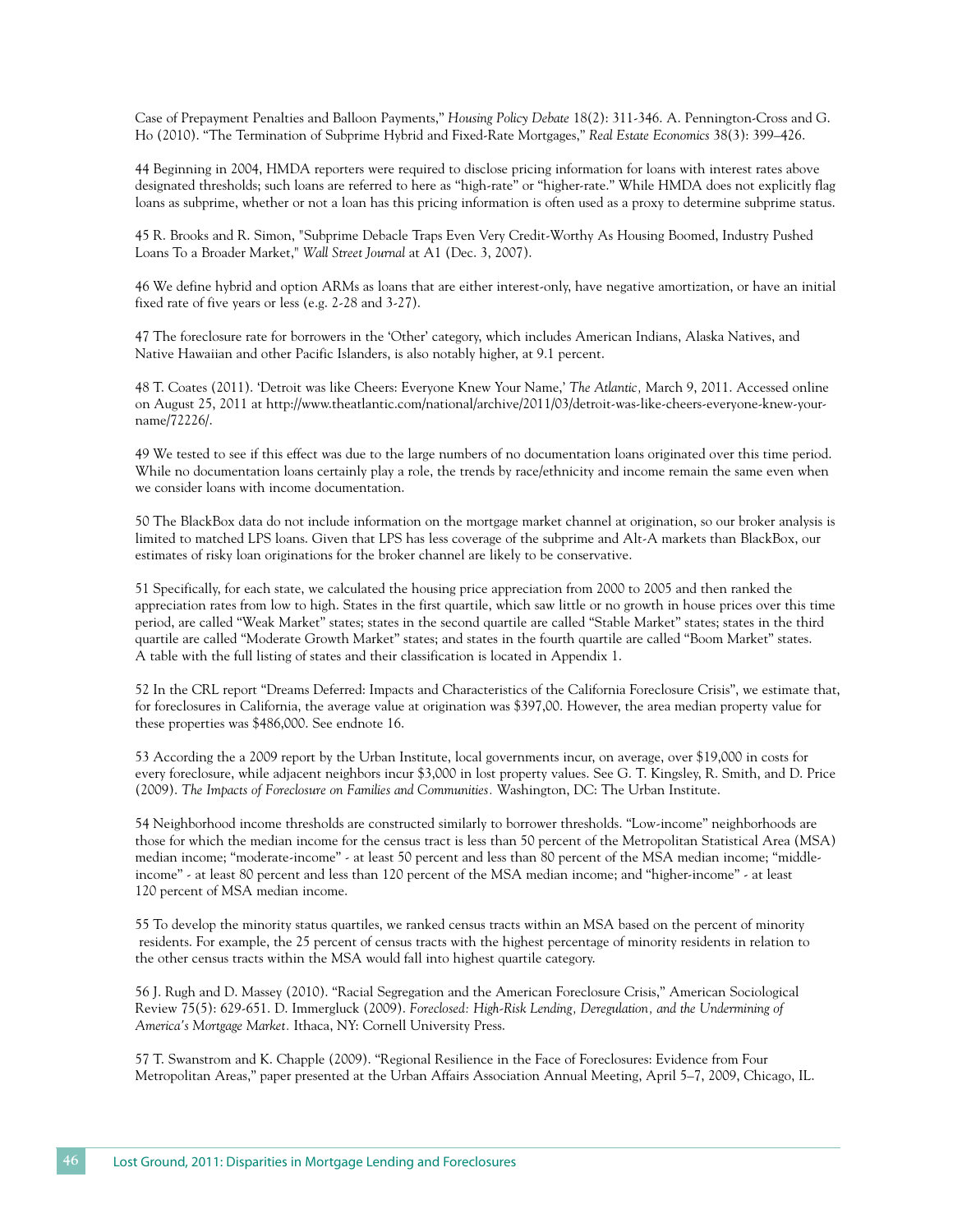Case of Prepayment Penalties and Balloon Payments," *Housing Policy Debate* 18(2): 311-346. A. Pennington-Cross and G. Ho (2010). "The Termination of Subprime Hybrid and Fixed-Rate Mortgages," *Real Estate Economics* 38(3): 399–426.

44 Beginning in 2004, HMDA reporters were required to disclose pricing information for loans with interest rates above designated thresholds; such loans are referred to here as "high-rate" or "higher-rate." While HMDA does not explicitly flag loans as subprime, whether or not a loan has this pricing information is often used as a proxy to determine subprime status.

45 R. Brooks and R. Simon, "Subprime Debacle Traps Even Very Credit-Worthy As Housing Boomed, Industry Pushed Loans To a Broader Market," *Wall Street Journal* at A1 (Dec. 3, 2007).

46 We define hybrid and option ARMs as loans that are either interest-only, have negative amortization, or have an initial fixed rate of five years or less (e.g. 2-28 and 3-27).

47 The foreclosure rate for borrowers in the 'Other' category, which includes American Indians, Alaska Natives, and Native Hawaiian and other Pacific Islanders, is also notably higher, at 9.1 percent.

48 T. Coates (2011). 'Detroit was like Cheers: Everyone Knew Your Name,' *The Atlantic*, March 9, 2011. Accessed online on August 25, 2011 at http://www.theatlantic.com/national/archive/2011/03/detroit-was-like-cheers-everyone-knew-your-name/72226/.

49 We tested to see if this effect was due to the large numbers of no documentation loans originated over this time period. While no documentation loans certainly play a role, the trends by race/ethnicity and income remain the same even when we consider loans with income documentation.

50 The BlackBox data do not include information on the mortgage market channel at origination, so our broker analysis is limited to matched LPS loans. Given that LPS has less coverage of the subprime and Alt-A markets than BlackBox, our estimates of risky loan originations for the broker channel are likely to be conservative.

51 Specifically, for each state, we calculated the housing price appreciation from 2000 to 2005 and then ranked the appreciation rates from low to high. States in the first quartile, which saw little or no growth in house prices over this time period, are called "Weak Market" states; states in the second quartile are called "Stable Market" states; states in the third quartile are called "Moderate Growth Market" states; and states in the fourth quartile are called "Boom Market" states. A table with the full listing of states and their classification is located in Appendix 1.

52 In the CRL report "Dreams Deferred: Impacts and Characteristics of the California Foreclosure Crisis", we estimate that, for foreclosures in California, the average value at origination was $397,00. However, the area median property value for these properties was $486,000. See endnote 16.

53 According the a 2009 report by the Urban Institute, local governments incur, on average, over $19,000 in costs for every foreclosure, while adjacent neighbors incur $3,000 in lost property values. See G. T. Kingsley, R. Smith, and D. Price (2009). *The Impacts of Foreclosure on Families and Communities*. Washington, DC: The Urban Institute.

54 Neighborhood income thresholds are constructed similarly to borrower thresholds. "Low-income" neighborhoods are those for which the median income for the census tract is less than 50 percent of the Metropolitan Statistical Area (MSA) median income; "moderate-income" - at least 50 percent and less than 80 percent of the MSA median income; "middle-income" - at least 80 percent and less than 120 percent of the MSA median income; and "higher-income" - at least 120 percent of MSA median income.

55 To develop the minority status quartiles, we ranked census tracts within an MSA based on the percent of minority residents. For example, the 25 percent of census tracts with the highest percentage of minority residents in relation to the other census tracts within the MSA would fall into highest quartile category.

56 J. Rugh and D. Massey (2010). "Racial Segregation and the American Foreclosure Crisis," American Sociological Review 75(5): 629-651. D. Immergluck (2009). *Foreclosed: High-Risk Lending, Deregulation, and the Undermining of America's Mortgage Market*. Ithaca, NY: Cornell University Press.

57 T. Swanstrom and K. Chapple (2009). "Regional Resilience in the Face of Foreclosures: Evidence from Four Metropolitan Areas," paper presented at the Urban Affairs Association Annual Meeting, April 5–7, 2009, Chicago, IL.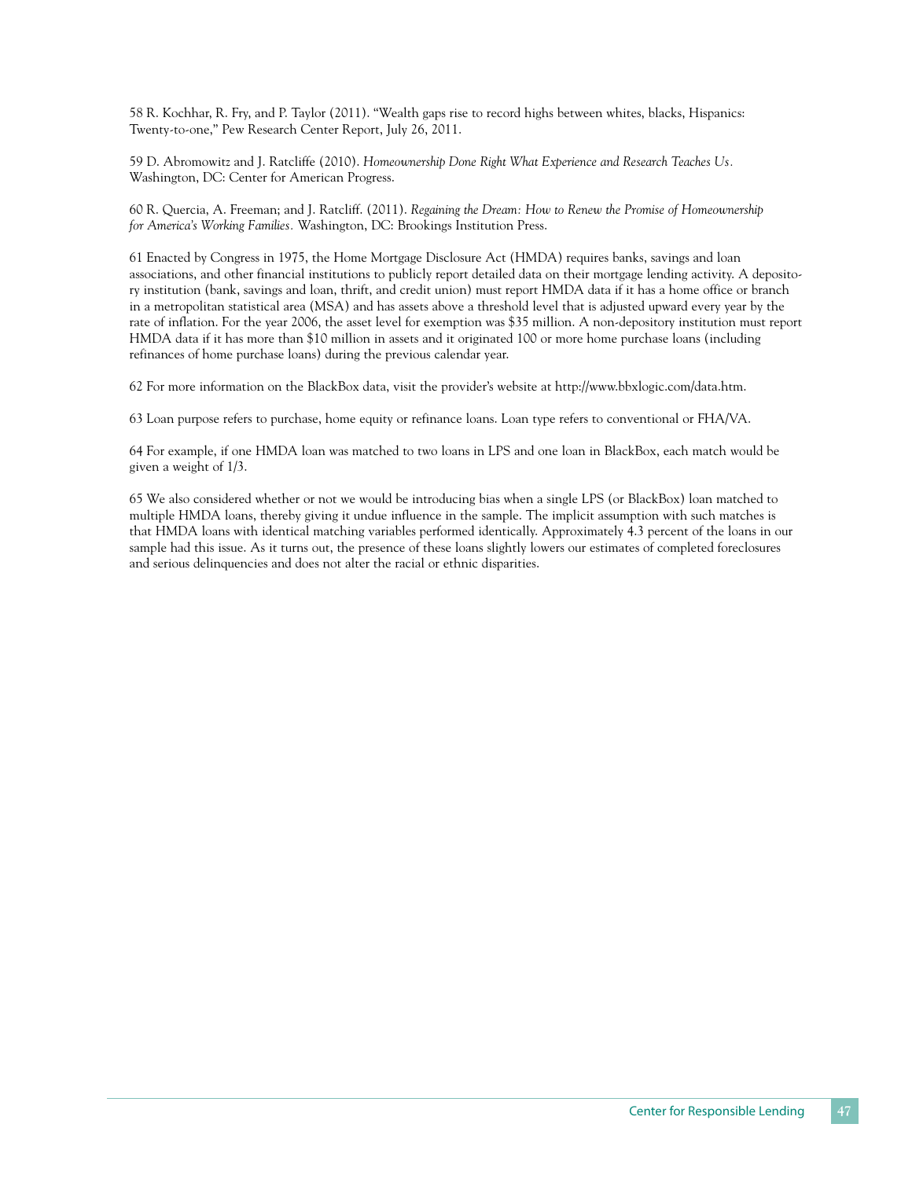58 R. Kochhar, R. Fry, and P. Taylor (2011). "Wealth gaps rise to record highs between whites, blacks, Hispanics: Twenty-to-one," Pew Research Center Report, July 26, 2011.

59 D. Abromowitz and J. Ratcliffe (2010). *Homeownership Done Right What Experience and Research Teaches Us.* Washington, DC: Center for American Progress.

60 R. Quercia, A. Freeman; and J. Ratcliff. (2011). *Regaining the Dream: How to Renew the Promise of Homeownership for America's Working Families.* Washington, DC: Brookings Institution Press.

61 Enacted by Congress in 1975, the Home Mortgage Disclosure Act (HMDA) requires banks, savings and loan associations, and other financial institutions to publicly report detailed data on their mortgage lending activity. A depository institution (bank, savings and loan, thrift, and credit union) must report HMDA data if it has a home office or branch in a metropolitan statistical area (MSA) and has assets above a threshold level that is adjusted upward every year by the rate of inflation. For the year 2006, the asset level for exemption was $35 million. A non-depository institution must report HMDA data if it has more than $10 million in assets and it originated 100 or more home purchase loans (including refinances of home purchase loans) during the previous calendar year.

62 For more information on the BlackBox data, visit the provider's website at http://www.bbxlogic.com/data.htm.

63 Loan purpose refers to purchase, home equity or refinance loans. Loan type refers to conventional or FHA/VA.

64 For example, if one HMDA loan was matched to two loans in LPS and one loan in BlackBox, each match would be given a weight of 1/3.

65 We also considered whether or not we would be introducing bias when a single LPS (or BlackBox) loan matched to multiple HMDA loans, thereby giving it undue influence in the sample. The implicit assumption with such matches is that HMDA loans with identical matching variables performed identically. Approximately 4.3 percent of the loans in our sample had this issue. As it turns out, the presence of these loans slightly lowers our estimates of completed foreclosures and serious delinquencies and does not alter the racial or ethnic disparities.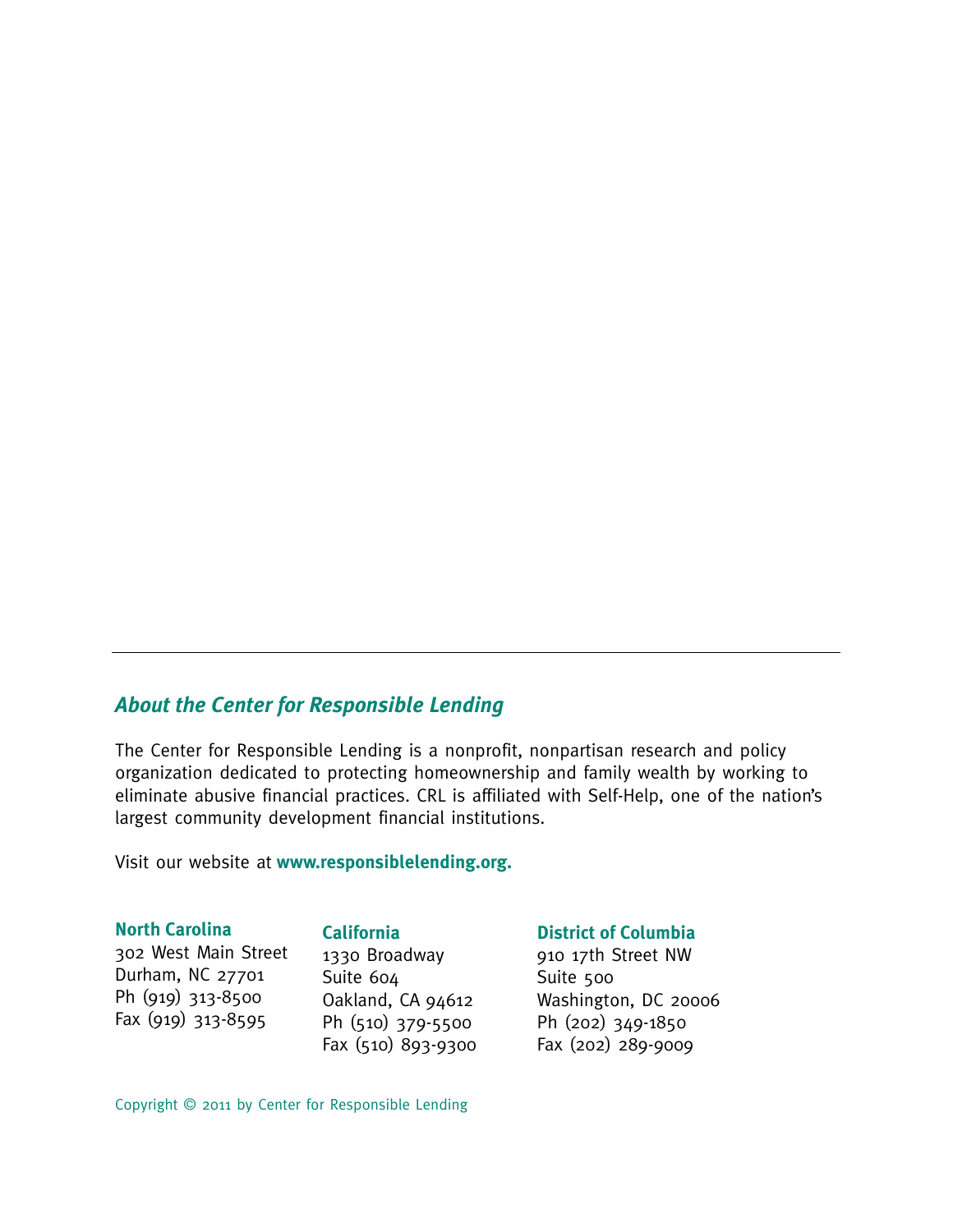---

## *About the Center for Responsible Lending*

The Center for Responsible Lending is a nonprofit, nonpartisan research and policy organization dedicated to protecting homeownership and family wealth by working to eliminate abusive financial practices. CRL is affiliated with Self-Help, one of the nation's largest community development financial institutions.

Visit our website at **www.responsiblelending.org.**

**North Carolina**
302 West Main Street
Durham, NC 27701
Ph (919) 313-8500
Fax (919) 313-8595

**California**
1330 Broadway
Suite 604
Oakland, CA 94612
Ph (510) 379-5500
Fax (510) 893-9300

**District of Columbia**
910 17th Street NW
Suite 500
Washington, DC 20006
Ph (202) 349-1850
Fax (202) 289-9009

Copyright © 2011 by Center for Responsible Lending